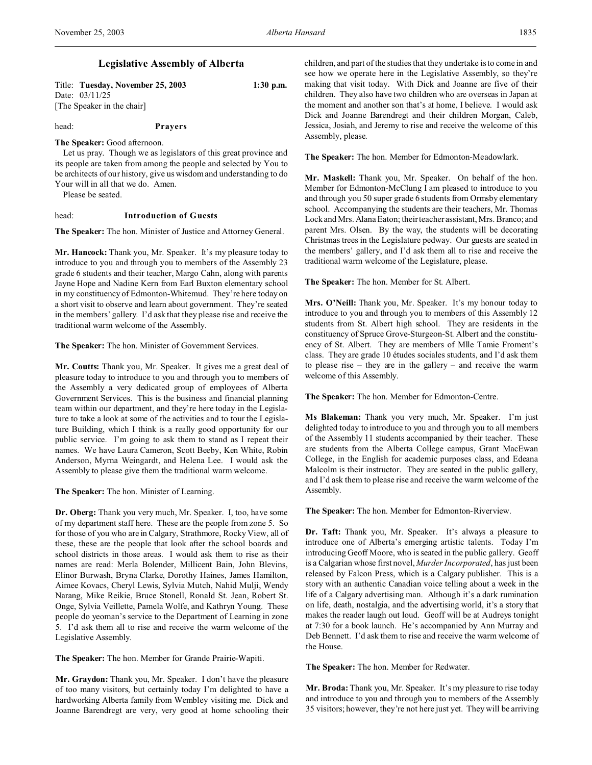# Legislative Assembly of Alberta

Title: **Tuesday, November 25, 2003** **1:30 p.m.**
Date: 03/11/25
[The Speaker in the chair]

head: **Prayers**

**The Speaker:** Good afternoon.

Let us pray. Though we as legislators of this great province and its people are taken from among the people and selected by You to be architects of our history, give us wisdom and understanding to do Your will in all that we do. Amen.

Please be seated.

head: **Introduction of Guests**

**The Speaker:** The hon. Minister of Justice and Attorney General.

**Mr. Hancock:** Thank you, Mr. Speaker. It's my pleasure today to introduce to you and through you to members of the Assembly 23 grade 6 students and their teacher, Margo Cahn, along with parents Jayne Hope and Nadine Kern from Earl Buxton elementary school in my constituency of Edmonton-Whitemud. They're here today on a short visit to observe and learn about government. They're seated in the members' gallery. I'd ask that they please rise and receive the traditional warm welcome of the Assembly.

**The Speaker:** The hon. Minister of Government Services.

**Mr. Coutts:** Thank you, Mr. Speaker. It gives me a great deal of pleasure today to introduce to you and through you to members of the Assembly a very dedicated group of employees of Alberta Government Services. This is the business and financial planning team within our department, and they're here today in the Legislature to take a look at some of the activities and to tour the Legislature Building, which I think is a really good opportunity for our public service. I'm going to ask them to stand as I repeat their names. We have Laura Cameron, Scott Beeby, Ken White, Robin Anderson, Myrna Weingardt, and Helena Lee. I would ask the Assembly to please give them the traditional warm welcome.

**The Speaker:** The hon. Minister of Learning.

**Dr. Oberg:** Thank you very much, Mr. Speaker. I, too, have some of my department staff here. These are the people from zone 5. So for those of you who are in Calgary, Strathmore, Rocky View, all of these, these are the people that look after the school boards and school districts in those areas. I would ask them to rise as their names are read: Merla Bolender, Millicent Bain, John Blevins, Elinor Burwash, Bryna Clarke, Dorothy Haines, James Hamilton, Aimee Kovacs, Cheryl Lewis, Sylvia Mutch, Nahid Mulji, Wendy Narang, Mike Reikie, Bruce Stonell, Ronald St. Jean, Robert St. Onge, Sylvia Veillette, Pamela Wolfe, and Kathryn Young. These people do yeoman's service to the Department of Learning in zone 5. I'd ask them all to rise and receive the warm welcome of the Legislative Assembly.

**The Speaker:** The hon. Member for Grande Prairie-Wapiti.

**Mr. Graydon:** Thank you, Mr. Speaker. I don't have the pleasure of too many visitors, but certainly today I'm delighted to have a hardworking Alberta family from Wembley visiting me. Dick and Joanne Barendregt are very, very good at home schooling their children, and part of the studies that they undertake is to come in and see how we operate here in the Legislative Assembly, so they're making that visit today. With Dick and Joanne are five of their children. They also have two children who are overseas in Japan at the moment and another son that's at home, I believe. I would ask Dick and Joanne Barendregt and their children Morgan, Caleb, Jessica, Josiah, and Jeremy to rise and receive the welcome of this Assembly, please.

**The Speaker:** The hon. Member for Edmonton-Meadowlark.

**Mr. Maskell:** Thank you, Mr. Speaker. On behalf of the hon. Member for Edmonton-McClung I am pleased to introduce to you and through you 50 super grade 6 students from Ormsby elementary school. Accompanying the students are their teachers, Mr. Thomas Lock and Mrs. Alana Eaton; their teacher assistant, Mrs. Branco; and parent Mrs. Olsen. By the way, the students will be decorating Christmas trees in the Legislature pedway. Our guests are seated in the members' gallery, and I'd ask them all to rise and receive the traditional warm welcome of the Legislature, please.

**The Speaker:** The hon. Member for St. Albert.

**Mrs. O'Neill:** Thank you, Mr. Speaker. It's my honour today to introduce to you and through you to members of this Assembly 12 students from St. Albert high school. They are residents in the constituency of Spruce Grove-Sturgeon-St. Albert and the constituency of St. Albert. They are members of Mlle Tamie Froment's class. They are grade 10 études sociales students, and I'd ask them to please rise – they are in the gallery – and receive the warm welcome of this Assembly.

**The Speaker:** The hon. Member for Edmonton-Centre.

**Ms Blakeman:** Thank you very much, Mr. Speaker. I'm just delighted today to introduce to you and through you to all members of the Assembly 11 students accompanied by their teacher. These are students from the Alberta College campus, Grant MacEwan College, in the English for academic purposes class, and Edeana Malcolm is their instructor. They are seated in the public gallery, and I'd ask them to please rise and receive the warm welcome of the Assembly.

**The Speaker:** The hon. Member for Edmonton-Riverview.

**Dr. Taft:** Thank you, Mr. Speaker. It's always a pleasure to introduce one of Alberta's emerging artistic talents. Today I'm introducing Geoff Moore, who is seated in the public gallery. Geoff is a Calgarian whose first novel, *Murder Incorporated*, has just been released by Falcon Press, which is a Calgary publisher. This is a story with an authentic Canadian voice telling about a week in the life of a Calgary advertising man. Although it's a dark rumination on life, death, nostalgia, and the advertising world, it's a story that makes the reader laugh out loud. Geoff will be at Audreys tonight at 7:30 for a book launch. He's accompanied by Ann Murray and Deb Bennett. I'd ask them to rise and receive the warm welcome of the House.

**The Speaker:** The hon. Member for Redwater.

**Mr. Broda:** Thank you, Mr. Speaker. It's my pleasure to rise today and introduce to you and through you to members of the Assembly 35 visitors; however, they're not here just yet. They will be arriving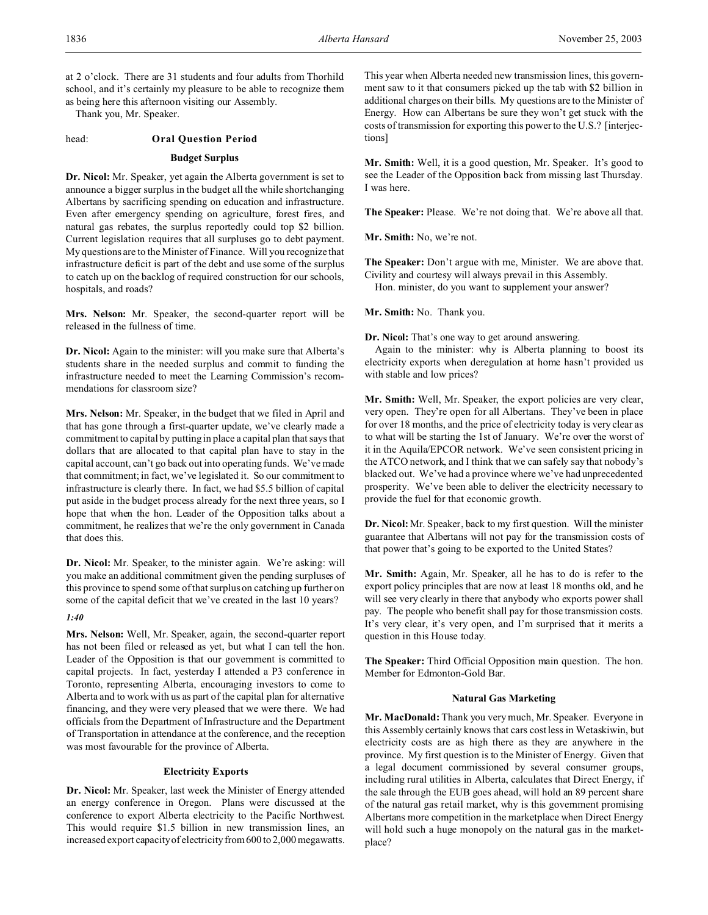at 2 o'clock. There are 31 students and four adults from Thorhild school, and it's certainly my pleasure to be able to recognize them as being here this afternoon visiting our Assembly.

Thank you, Mr. Speaker.

head: **Oral Question Period**

### Budget Surplus

**Dr. Nicol:** Mr. Speaker, yet again the Alberta government is set to announce a bigger surplus in the budget all the while shortchanging Albertans by sacrificing spending on education and infrastructure. Even after emergency spending on agriculture, forest fires, and natural gas rebates, the surplus reportedly could top \$2 billion. Current legislation requires that all surpluses go to debt payment. My questions are to the Minister of Finance. Will you recognize that infrastructure deficit is part of the debt and use some of the surplus to catch up on the backlog of required construction for our schools, hospitals, and roads?

**Mrs. Nelson:** Mr. Speaker, the second-quarter report will be released in the fullness of time.

**Dr. Nicol:** Again to the minister: will you make sure that Alberta's students share in the needed surplus and commit to funding the infrastructure needed to meet the Learning Commission's recommendations for classroom size?

**Mrs. Nelson:** Mr. Speaker, in the budget that we filed in April and that has gone through a first-quarter update, we've clearly made a commitment to capital by putting in place a capital plan that says that dollars that are allocated to that capital plan have to stay in the capital account, can't go back out into operating funds. We've made that commitment; in fact, we've legislated it. So our commitment to infrastructure is clearly there. In fact, we had \$5.5 billion of capital put aside in the budget process already for the next three years, so I hope that when the hon. Leader of the Opposition talks about a commitment, he realizes that we're the only government in Canada that does this.

**Dr. Nicol:** Mr. Speaker, to the minister again. We're asking: will you make an additional commitment given the pending surpluses of this province to spend some of that surplus on catching up further on some of the capital deficit that we've created in the last 10 years?

*1:40*

**Mrs. Nelson:** Well, Mr. Speaker, again, the second-quarter report has not been filed or released as yet, but what I can tell the hon. Leader of the Opposition is that our government is committed to capital projects. In fact, yesterday I attended a P3 conference in Toronto, representing Alberta, encouraging investors to come to Alberta and to work with us as part of the capital plan for alternative financing, and they were very pleased that we were there. We had officials from the Department of Infrastructure and the Department of Transportation in attendance at the conference, and the reception was most favourable for the province of Alberta.

### Electricity Exports

**Dr. Nicol:** Mr. Speaker, last week the Minister of Energy attended an energy conference in Oregon. Plans were discussed at the conference to export Alberta electricity to the Pacific Northwest. This would require \$1.5 billion in new transmission lines, an increased export capacity of electricity from 600 to 2,000 megawatts. This year when Alberta needed new transmission lines, this government saw to it that consumers picked up the tab with \$2 billion in additional charges on their bills. My questions are to the Minister of Energy. How can Albertans be sure they won't get stuck with the costs of transmission for exporting this power to the U.S.? [interjections]

**Mr. Smith:** Well, it is a good question, Mr. Speaker. It's good to see the Leader of the Opposition back from missing last Thursday. I was here.

**The Speaker:** Please. We're not doing that. We're above all that.

**Mr. Smith:** No, we're not.

**The Speaker:** Don't argue with me, Minister. We are above that. Civility and courtesy will always prevail in this Assembly.

Hon. minister, do you want to supplement your answer?

**Mr. Smith:** No. Thank you.

**Dr. Nicol:** That's one way to get around answering.

Again to the minister: why is Alberta planning to boost its electricity exports when deregulation at home hasn't provided us with stable and low prices?

**Mr. Smith:** Well, Mr. Speaker, the export policies are very clear, very open. They're open for all Albertans. They've been in place for over 18 months, and the price of electricity today is very clear as to what will be starting the 1st of January. We're over the worst of it in the Aquila/EPCOR network. We've seen consistent pricing in the ATCO network, and I think that we can safely say that nobody's blacked out. We've had a province where we've had unprecedented prosperity. We've been able to deliver the electricity necessary to provide the fuel for that economic growth.

**Dr. Nicol:** Mr. Speaker, back to my first question. Will the minister guarantee that Albertans will not pay for the transmission costs of that power that's going to be exported to the United States?

**Mr. Smith:** Again, Mr. Speaker, all he has to do is refer to the export policy principles that are now at least 18 months old, and he will see very clearly in there that anybody who exports power shall pay. The people who benefit shall pay for those transmission costs. It's very clear, it's very open, and I'm surprised that it merits a question in this House today.

**The Speaker:** Third Official Opposition main question. The hon. Member for Edmonton-Gold Bar.

### Natural Gas Marketing

**Mr. MacDonald:** Thank you very much, Mr. Speaker. Everyone in this Assembly certainly knows that cars cost less in Wetaskiwin, but electricity costs are as high there as they are anywhere in the province. My first question is to the Minister of Energy. Given that a legal document commissioned by several consumer groups, including rural utilities in Alberta, calculates that Direct Energy, if the sale through the EUB goes ahead, will hold an 89 percent share of the natural gas retail market, why is this government promising Albertans more competition in the marketplace when Direct Energy will hold such a huge monopoly on the natural gas in the marketplace?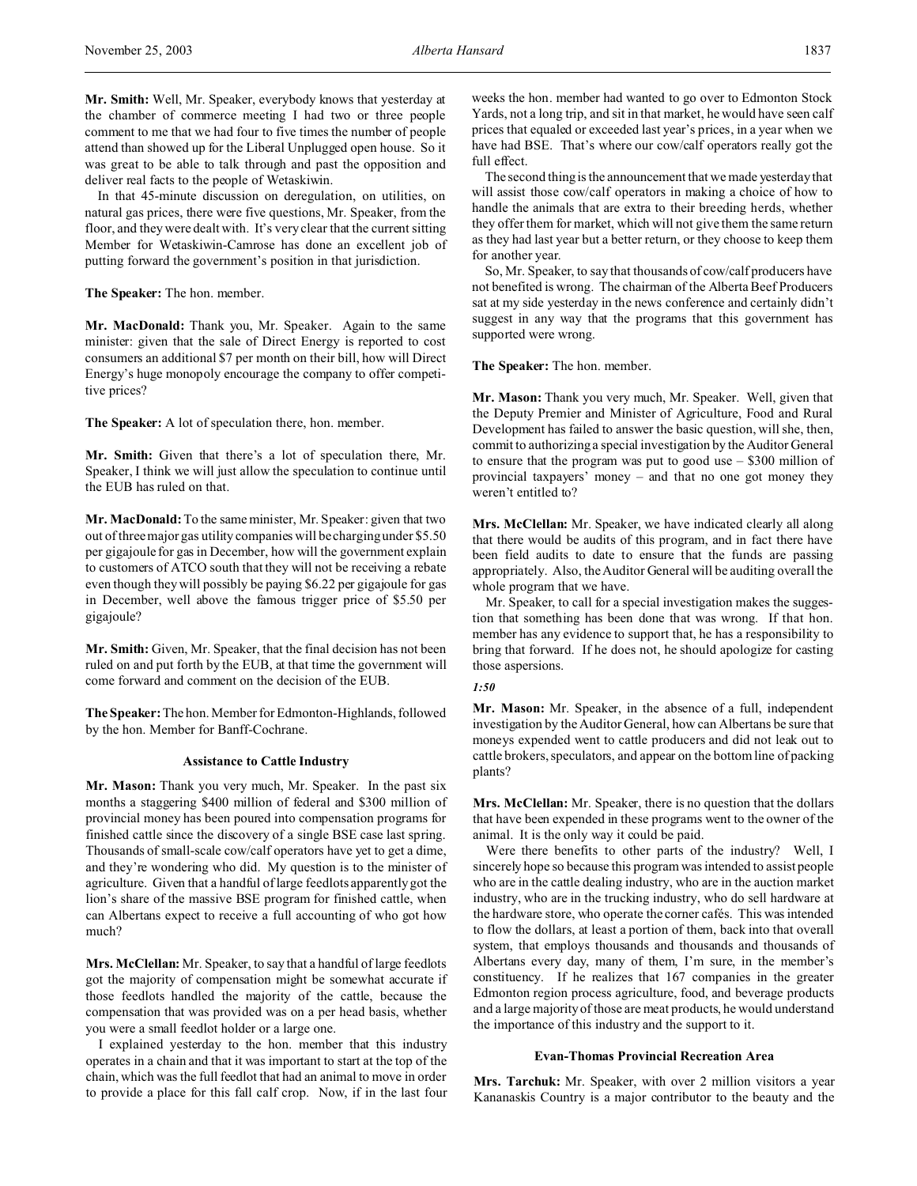**Mr. Smith:** Well, Mr. Speaker, everybody knows that yesterday at the chamber of commerce meeting I had two or three people comment to me that we had four to five times the number of people attend than showed up for the Liberal Unplugged open house. So it was great to be able to talk through and past the opposition and deliver real facts to the people of Wetaskiwin.

In that 45-minute discussion on deregulation, on utilities, on natural gas prices, there were five questions, Mr. Speaker, from the floor, and they were dealt with. It's very clear that the current sitting Member for Wetaskiwin-Camrose has done an excellent job of putting forward the government's position in that jurisdiction.

**The Speaker:** The hon. member.

**Mr. MacDonald:** Thank you, Mr. Speaker. Again to the same minister: given that the sale of Direct Energy is reported to cost consumers an additional $7 per month on their bill, how will Direct Energy's huge monopoly encourage the company to offer competitive prices?

**The Speaker:** A lot of speculation there, hon. member.

**Mr. Smith:** Given that there's a lot of speculation there, Mr. Speaker, I think we will just allow the speculation to continue until the EUB has ruled on that.

**Mr. MacDonald:** To the same minister, Mr. Speaker: given that two out of three major gas utility companies will be charging under $5.50 per gigajoule for gas in December, how will the government explain to customers of ATCO south that they will not be receiving a rebate even though they will possibly be paying $6.22 per gigajoule for gas in December, well above the famous trigger price of $5.50 per gigajoule?

**Mr. Smith:** Given, Mr. Speaker, that the final decision has not been ruled on and put forth by the EUB, at that time the government will come forward and comment on the decision of the EUB.

**The Speaker:** The hon. Member for Edmonton-Highlands, followed by the hon. Member for Banff-Cochrane.

### Assistance to Cattle Industry

**Mr. Mason:** Thank you very much, Mr. Speaker. In the past six months a staggering $400 million of federal and $300 million of provincial money has been poured into compensation programs for finished cattle since the discovery of a single BSE case last spring. Thousands of small-scale cow/calf operators have yet to get a dime, and they're wondering who did. My question is to the minister of agriculture. Given that a handful of large feedlots apparently got the lion's share of the massive BSE program for finished cattle, when can Albertans expect to receive a full accounting of who got how much?

**Mrs. McClellan:** Mr. Speaker, to say that a handful of large feedlots got the majority of compensation might be somewhat accurate if those feedlots handled the majority of the cattle, because the compensation that was provided was on a per head basis, whether you were a small feedlot holder or a large one.

I explained yesterday to the hon. member that this industry operates in a chain and that it was important to start at the top of the chain, which was the full feedlot that had an animal to move in order to provide a place for this fall calf crop. Now, if in the last four weeks the hon. member had wanted to go over to Edmonton Stock Yards, not a long trip, and sit in that market, he would have seen calf prices that equaled or exceeded last year's prices, in a year when we have had BSE. That's where our cow/calf operators really got the full effect.

The second thing is the announcement that we made yesterday that will assist those cow/calf operators in making a choice of how to handle the animals that are extra to their breeding herds, whether they offer them for market, which will not give them the same return as they had last year but a better return, or they choose to keep them for another year.

So, Mr. Speaker, to say that thousands of cow/calf producers have not benefited is wrong. The chairman of the Alberta Beef Producers sat at my side yesterday in the news conference and certainly didn't suggest in any way that the programs that this government has supported were wrong.

**The Speaker:** The hon. member.

**Mr. Mason:** Thank you very much, Mr. Speaker. Well, given that the Deputy Premier and Minister of Agriculture, Food and Rural Development has failed to answer the basic question, will she, then, commit to authorizing a special investigation by the Auditor General to ensure that the program was put to good use – $300 million of provincial taxpayers' money – and that no one got money they weren't entitled to?

**Mrs. McClellan:** Mr. Speaker, we have indicated clearly all along that there would be audits of this program, and in fact there have been field audits to date to ensure that the funds are passing appropriately. Also, the Auditor General will be auditing overall the whole program that we have.

Mr. Speaker, to call for a special investigation makes the suggestion that something has been done that was wrong. If that hon. member has any evidence to support that, he has a responsibility to bring that forward. If he does not, he should apologize for casting those aspersions.

*1:50*

**Mr. Mason:** Mr. Speaker, in the absence of a full, independent investigation by the Auditor General, how can Albertans be sure that moneys expended went to cattle producers and did not leak out to cattle brokers, speculators, and appear on the bottom line of packing plants?

**Mrs. McClellan:** Mr. Speaker, there is no question that the dollars that have been expended in these programs went to the owner of the animal. It is the only way it could be paid.

Were there benefits to other parts of the industry? Well, I sincerely hope so because this program was intended to assist people who are in the cattle dealing industry, who are in the auction market industry, who are in the trucking industry, who do sell hardware at the hardware store, who operate the corner cafés. This was intended to flow the dollars, at least a portion of them, back into that overall system, that employs thousands and thousands and thousands of Albertans every day, many of them, I'm sure, in the member's constituency. If he realizes that 167 companies in the greater Edmonton region process agriculture, food, and beverage products and a large majority of those are meat products, he would understand the importance of this industry and the support to it.

### Evan-Thomas Provincial Recreation Area

**Mrs. Tarchuk:** Mr. Speaker, with over 2 million visitors a year Kananaskis Country is a major contributor to the beauty and the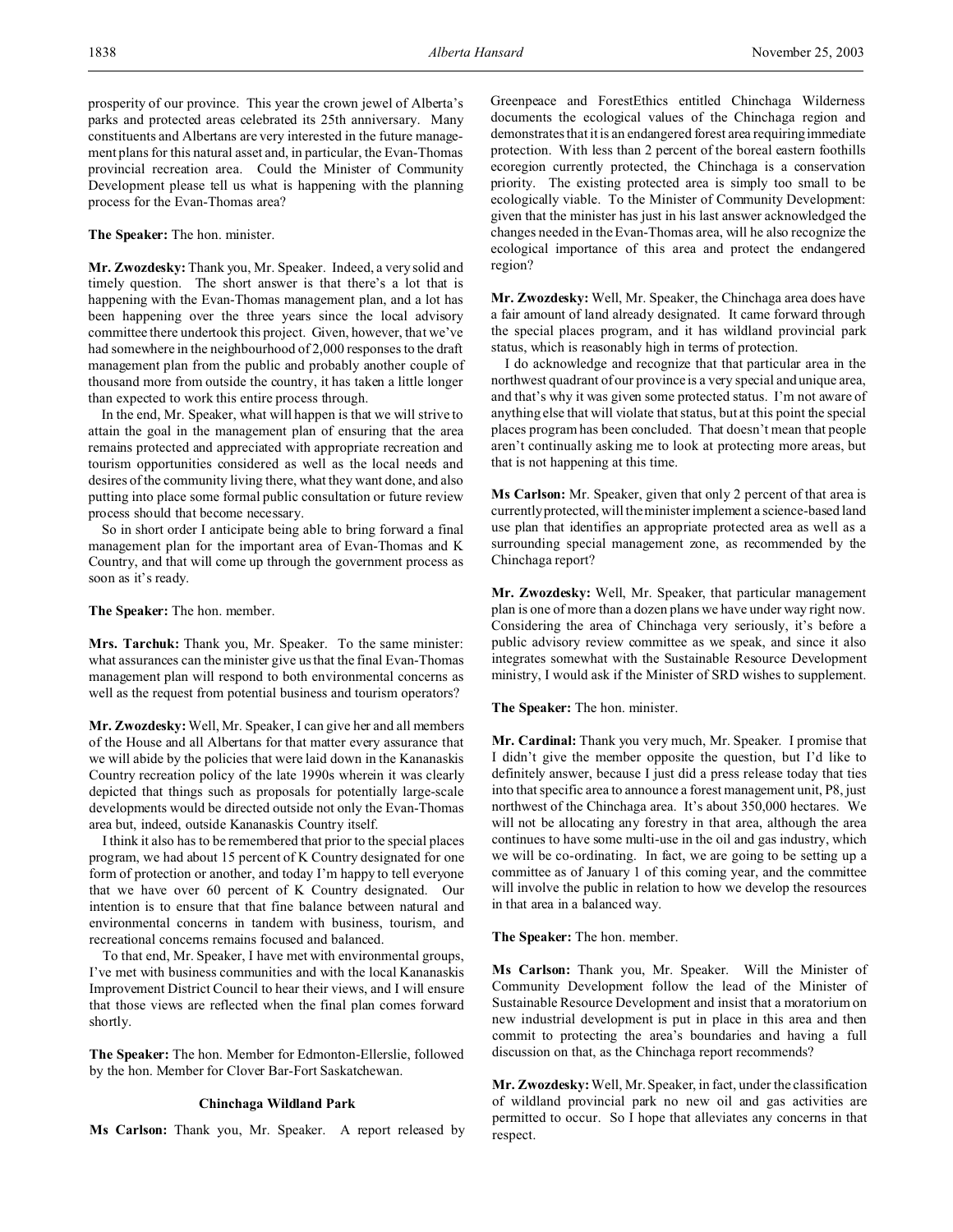prosperity of our province. This year the crown jewel of Alberta's parks and protected areas celebrated its 25th anniversary. Many constituents and Albertans are very interested in the future management plans for this natural asset and, in particular, the Evan-Thomas provincial recreation area. Could the Minister of Community Development please tell us what is happening with the planning process for the Evan-Thomas area?

**The Speaker:** The hon. minister.

**Mr. Zwozdesky:** Thank you, Mr. Speaker. Indeed, a very solid and timely question. The short answer is that there's a lot that is happening with the Evan-Thomas management plan, and a lot has been happening over the three years since the local advisory committee there undertook this project. Given, however, that we've had somewhere in the neighbourhood of 2,000 responses to the draft management plan from the public and probably another couple of thousand more from outside the country, it has taken a little longer than expected to work this entire process through.

In the end, Mr. Speaker, what will happen is that we will strive to attain the goal in the management plan of ensuring that the area remains protected and appreciated with appropriate recreation and tourism opportunities considered as well as the local needs and desires of the community living there, what they want done, and also putting into place some formal public consultation or future review process should that become necessary.

So in short order I anticipate being able to bring forward a final management plan for the important area of Evan-Thomas and K Country, and that will come up through the government process as soon as it's ready.

**The Speaker:** The hon. member.

**Mrs. Tarchuk:** Thank you, Mr. Speaker. To the same minister: what assurances can the minister give us that the final Evan-Thomas management plan will respond to both environmental concerns as well as the request from potential business and tourism operators?

**Mr. Zwozdesky:** Well, Mr. Speaker, I can give her and all members of the House and all Albertans for that matter every assurance that we will abide by the policies that were laid down in the Kananaskis Country recreation policy of the late 1990s wherein it was clearly depicted that things such as proposals for potentially large-scale developments would be directed outside not only the Evan-Thomas area but, indeed, outside Kananaskis Country itself.

I think it also has to be remembered that prior to the special places program, we had about 15 percent of K Country designated for one form of protection or another, and today I'm happy to tell everyone that we have over 60 percent of K Country designated. Our intention is to ensure that that fine balance between natural and environmental concerns in tandem with business, tourism, and recreational concerns remains focused and balanced.

To that end, Mr. Speaker, I have met with environmental groups, I've met with business communities and with the local Kananaskis Improvement District Council to hear their views, and I will ensure that those views are reflected when the final plan comes forward shortly.

**The Speaker:** The hon. Member for Edmonton-Ellerslie, followed by the hon. Member for Clover Bar-Fort Saskatchewan.

### Chinchaga Wildland Park

**Ms Carlson:** Thank you, Mr. Speaker. A report released by Greenpeace and ForestEthics entitled Chinchaga Wilderness documents the ecological values of the Chinchaga region and demonstrates that it is an endangered forest area requiring immediate protection. With less than 2 percent of the boreal eastern foothills ecoregion currently protected, the Chinchaga is a conservation priority. The existing protected area is simply too small to be ecologically viable. To the Minister of Community Development: given that the minister has just in his last answer acknowledged the changes needed in the Evan-Thomas area, will he also recognize the ecological importance of this area and protect the endangered region?

**Mr. Zwozdesky:** Well, Mr. Speaker, the Chinchaga area does have a fair amount of land already designated. It came forward through the special places program, and it has wildland provincial park status, which is reasonably high in terms of protection.

I do acknowledge and recognize that that particular area in the northwest quadrant of our province is a very special and unique area, and that's why it was given some protected status. I'm not aware of anything else that will violate that status, but at this point the special places program has been concluded. That doesn't mean that people aren't continually asking me to look at protecting more areas, but that is not happening at this time.

**Ms Carlson:** Mr. Speaker, given that only 2 percent of that area is currently protected, will the minister implement a science-based land use plan that identifies an appropriate protected area as well as a surrounding special management zone, as recommended by the Chinchaga report?

**Mr. Zwozdesky:** Well, Mr. Speaker, that particular management plan is one of more than a dozen plans we have under way right now. Considering the area of Chinchaga very seriously, it's before a public advisory review committee as we speak, and since it also integrates somewhat with the Sustainable Resource Development ministry, I would ask if the Minister of SRD wishes to supplement.

**The Speaker:** The hon. minister.

**Mr. Cardinal:** Thank you very much, Mr. Speaker. I promise that I didn't give the member opposite the question, but I'd like to definitely answer, because I just did a press release today that ties into that specific area to announce a forest management unit, P8, just northwest of the Chinchaga area. It's about 350,000 hectares. We will not be allocating any forestry in that area, although the area continues to have some multi-use in the oil and gas industry, which we will be co-ordinating. In fact, we are going to be setting up a committee as of January 1 of this coming year, and the committee will involve the public in relation to how we develop the resources in that area in a balanced way.

**The Speaker:** The hon. member.

**Ms Carlson:** Thank you, Mr. Speaker. Will the Minister of Community Development follow the lead of the Minister of Sustainable Resource Development and insist that a moratorium on new industrial development is put in place in this area and then commit to protecting the area's boundaries and having a full discussion on that, as the Chinchaga report recommends?

**Mr. Zwozdesky:** Well, Mr. Speaker, in fact, under the classification of wildland provincial park no new oil and gas activities are permitted to occur. So I hope that alleviates any concerns in that respect.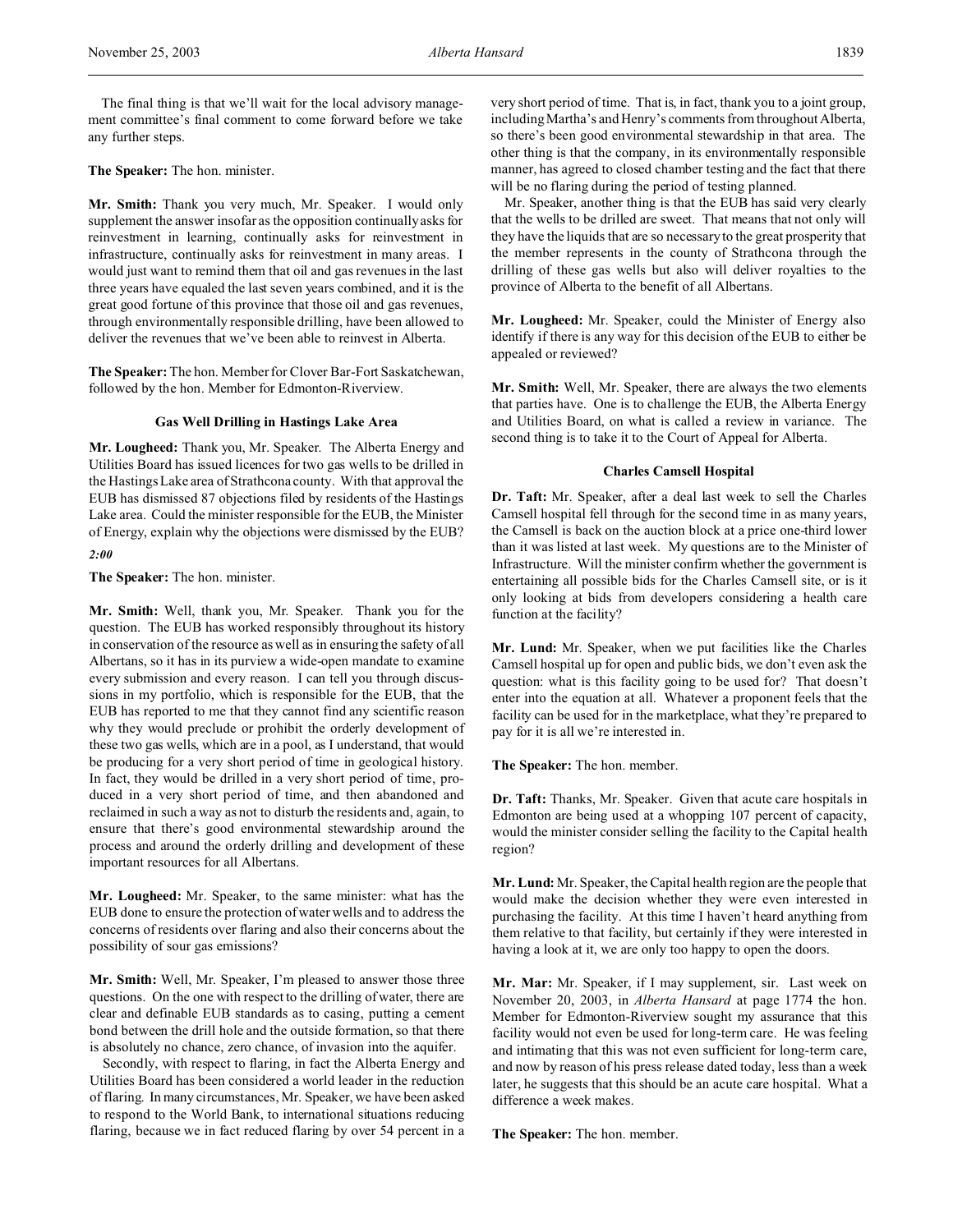The final thing is that we'll wait for the local advisory management committee's final comment to come forward before we take any further steps.

**The Speaker:** The hon. minister.

**Mr. Smith:** Thank you very much, Mr. Speaker. I would only supplement the answer insofar as the opposition continually asks for reinvestment in learning, continually asks for reinvestment in infrastructure, continually asks for reinvestment in many areas. I would just want to remind them that oil and gas revenues in the last three years have equaled the last seven years combined, and it is the great good fortune of this province that those oil and gas revenues, through environmentally responsible drilling, have been allowed to deliver the revenues that we've been able to reinvest in Alberta.

**The Speaker:** The hon. Member for Clover Bar-Fort Saskatchewan, followed by the hon. Member for Edmonton-Riverview.

### Gas Well Drilling in Hastings Lake Area

**Mr. Lougheed:** Thank you, Mr. Speaker. The Alberta Energy and Utilities Board has issued licences for two gas wells to be drilled in the Hastings Lake area of Strathcona county. With that approval the EUB has dismissed 87 objections filed by residents of the Hastings Lake area. Could the minister responsible for the EUB, the Minister of Energy, explain why the objections were dismissed by the EUB?

*2:00*

**The Speaker:** The hon. minister.

**Mr. Smith:** Well, thank you, Mr. Speaker. Thank you for the question. The EUB has worked responsibly throughout its history in conservation of the resource as well as in ensuring the safety of all Albertans, so it has in its purview a wide-open mandate to examine every submission and every reason. I can tell you through discussions in my portfolio, which is responsible for the EUB, that the EUB has reported to me that they cannot find any scientific reason why they would preclude or prohibit the orderly development of these two gas wells, which are in a pool, as I understand, that would be producing for a very short period of time in geological history. In fact, they would be drilled in a very short period of time, produced in a very short period of time, and then abandoned and reclaimed in such a way as not to disturb the residents and, again, to ensure that there's good environmental stewardship around the process and around the orderly drilling and development of these important resources for all Albertans.

**Mr. Lougheed:** Mr. Speaker, to the same minister: what has the EUB done to ensure the protection of water wells and to address the concerns of residents over flaring and also their concerns about the possibility of sour gas emissions?

**Mr. Smith:** Well, Mr. Speaker, I'm pleased to answer those three questions. On the one with respect to the drilling of water, there are clear and definable EUB standards as to casing, putting a cement bond between the drill hole and the outside formation, so that there is absolutely no chance, zero chance, of invasion into the aquifer.

Secondly, with respect to flaring, in fact the Alberta Energy and Utilities Board has been considered a world leader in the reduction of flaring. In many circumstances, Mr. Speaker, we have been asked to respond to the World Bank, to international situations reducing flaring, because we in fact reduced flaring by over 54 percent in a very short period of time. That is, in fact, thank you to a joint group, including Martha's and Henry's comments from throughout Alberta, so there's been good environmental stewardship in that area. The other thing is that the company, in its environmentally responsible manner, has agreed to closed chamber testing and the fact that there will be no flaring during the period of testing planned.

Mr. Speaker, another thing is that the EUB has said very clearly that the wells to be drilled are sweet. That means that not only will they have the liquids that are so necessary to the great prosperity that the member represents in the county of Strathcona through the drilling of these gas wells but also will deliver royalties to the province of Alberta to the benefit of all Albertans.

**Mr. Lougheed:** Mr. Speaker, could the Minister of Energy also identify if there is any way for this decision of the EUB to either be appealed or reviewed?

**Mr. Smith:** Well, Mr. Speaker, there are always the two elements that parties have. One is to challenge the EUB, the Alberta Energy and Utilities Board, on what is called a review in variance. The second thing is to take it to the Court of Appeal for Alberta.

### Charles Camsell Hospital

**Dr. Taft:** Mr. Speaker, after a deal last week to sell the Charles Camsell hospital fell through for the second time in as many years, the Camsell is back on the auction block at a price one-third lower than it was listed at last week. My questions are to the Minister of Infrastructure. Will the minister confirm whether the government is entertaining all possible bids for the Charles Camsell site, or is it only looking at bids from developers considering a health care function at the facility?

**Mr. Lund:** Mr. Speaker, when we put facilities like the Charles Camsell hospital up for open and public bids, we don't even ask the question: what is this facility going to be used for? That doesn't enter into the equation at all. Whatever a proponent feels that the facility can be used for in the marketplace, what they're prepared to pay for it is all we're interested in.

**The Speaker:** The hon. member.

**Dr. Taft:** Thanks, Mr. Speaker. Given that acute care hospitals in Edmonton are being used at a whopping 107 percent of capacity, would the minister consider selling the facility to the Capital health region?

**Mr. Lund:** Mr. Speaker, the Capital health region are the people that would make the decision whether they were even interested in purchasing the facility. At this time I haven't heard anything from them relative to that facility, but certainly if they were interested in having a look at it, we are only too happy to open the doors.

**Mr. Mar:** Mr. Speaker, if I may supplement, sir. Last week on November 20, 2003, in *Alberta Hansard* at page 1774 the hon. Member for Edmonton-Riverview sought my assurance that this facility would not even be used for long-term care. He was feeling and intimating that this was not even sufficient for long-term care, and now by reason of his press release dated today, less than a week later, he suggests that this should be an acute care hospital. What a difference a week makes.

**The Speaker:** The hon. member.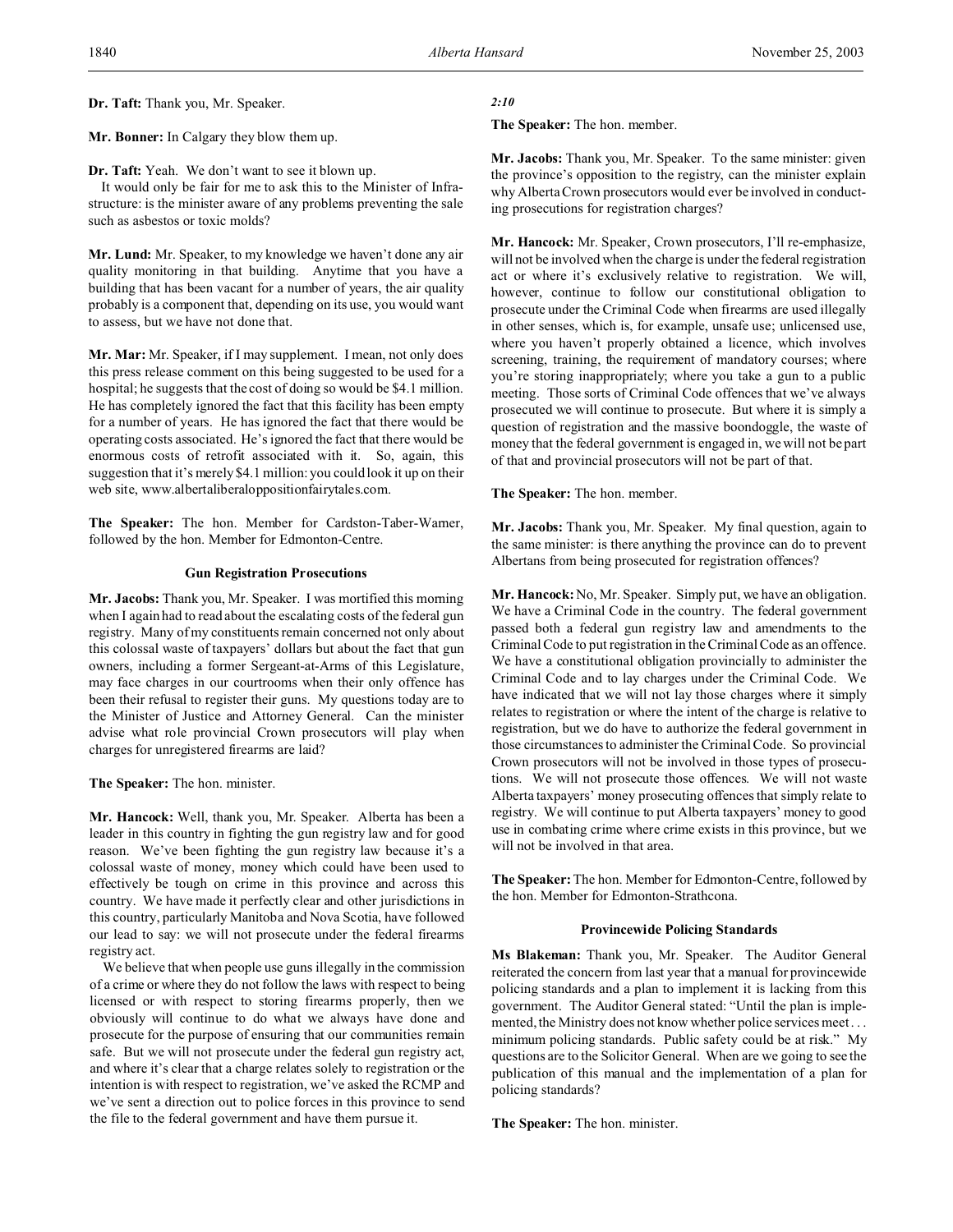**Dr. Taft:** Thank you, Mr. Speaker.

**Mr. Bonner:** In Calgary they blow them up.

**Dr. Taft:** Yeah. We don't want to see it blown up.

It would only be fair for me to ask this to the Minister of Infrastructure: is the minister aware of any problems preventing the sale such as asbestos or toxic molds?

**Mr. Lund:** Mr. Speaker, to my knowledge we haven't done any air quality monitoring in that building. Anytime that you have a building that has been vacant for a number of years, the air quality probably is a component that, depending on its use, you would want to assess, but we have not done that.

**Mr. Mar:** Mr. Speaker, if I may supplement. I mean, not only does this press release comment on this being suggested to be used for a hospital; he suggests that the cost of doing so would be $4.1 million. He has completely ignored the fact that this facility has been empty for a number of years. He has ignored the fact that there would be operating costs associated. He's ignored the fact that there would be enormous costs of retrofit associated with it. So, again, this suggestion that it's merely $4.1 million: you could look it up on their web site, www.albertaliberaloppositionfairytales.com.

**The Speaker:** The hon. Member for Cardston-Taber-Warner, followed by the hon. Member for Edmonton-Centre.

### Gun Registration Prosecutions

**Mr. Jacobs:** Thank you, Mr. Speaker. I was mortified this morning when I again had to read about the escalating costs of the federal gun registry. Many of my constituents remain concerned not only about this colossal waste of taxpayers' dollars but about the fact that gun owners, including a former Sergeant-at-Arms of this Legislature, may face charges in our courtrooms when their only offence has been their refusal to register their guns. My questions today are to the Minister of Justice and Attorney General. Can the minister advise what role provincial Crown prosecutors will play when charges for unregistered firearms are laid?

**The Speaker:** The hon. minister.

**Mr. Hancock:** Well, thank you, Mr. Speaker. Alberta has been a leader in this country in fighting the gun registry law and for good reason. We've been fighting the gun registry law because it's a colossal waste of money, money which could have been used to effectively be tough on crime in this province and across this country. We have made it perfectly clear and other jurisdictions in this country, particularly Manitoba and Nova Scotia, have followed our lead to say: we will not prosecute under the federal firearms registry act.

We believe that when people use guns illegally in the commission of a crime or where they do not follow the laws with respect to being licensed or with respect to storing firearms properly, then we obviously will continue to do what we always have done and prosecute for the purpose of ensuring that our communities remain safe. But we will not prosecute under the federal gun registry act, and where it's clear that a charge relates solely to registration or the intention is with respect to registration, we've asked the RCMP and we've sent a direction out to police forces in this province to send the file to the federal government and have them pursue it.

*2:10*

**The Speaker:** The hon. member.

**Mr. Jacobs:** Thank you, Mr. Speaker. To the same minister: given the province's opposition to the registry, can the minister explain why Alberta Crown prosecutors would ever be involved in conducting prosecutions for registration charges?

**Mr. Hancock:** Mr. Speaker, Crown prosecutors, I'll re-emphasize, will not be involved when the charge is under the federal registration act or where it's exclusively relative to registration. We will, however, continue to follow our constitutional obligation to prosecute under the Criminal Code when firearms are used illegally in other senses, which is, for example, unsafe use; unlicensed use, where you haven't properly obtained a licence, which involves screening, training, the requirement of mandatory courses; where you're storing inappropriately; where you take a gun to a public meeting. Those sorts of Criminal Code offences that we've always prosecuted we will continue to prosecute. But where it is simply a question of registration and the massive boondoggle, the waste of money that the federal government is engaged in, we will not be part of that and provincial prosecutors will not be part of that.

**The Speaker:** The hon. member.

**Mr. Jacobs:** Thank you, Mr. Speaker. My final question, again to the same minister: is there anything the province can do to prevent Albertans from being prosecuted for registration offences?

**Mr. Hancock:** No, Mr. Speaker. Simply put, we have an obligation. We have a Criminal Code in the country. The federal government passed both a federal gun registry law and amendments to the Criminal Code to put registration in the Criminal Code as an offence. We have a constitutional obligation provincially to administer the Criminal Code and to lay charges under the Criminal Code. We have indicated that we will not lay those charges where it simply relates to registration or where the intent of the charge is relative to registration, but we do have to authorize the federal government in those circumstances to administer the Criminal Code. So provincial Crown prosecutors will not be involved in those types of prosecutions. We will not prosecute those offences. We will not waste Alberta taxpayers' money prosecuting offences that simply relate to registry. We will continue to put Alberta taxpayers' money to good use in combating crime where crime exists in this province, but we will not be involved in that area.

**The Speaker:** The hon. Member for Edmonton-Centre, followed by the hon. Member for Edmonton-Strathcona.

### Provincewide Policing Standards

**Ms Blakeman:** Thank you, Mr. Speaker. The Auditor General reiterated the concern from last year that a manual for provincewide policing standards and a plan to implement it is lacking from this government. The Auditor General stated: "Until the plan is implemented, the Ministry does not know whether police services meet . . . minimum policing standards. Public safety could be at risk." My questions are to the Solicitor General. When are we going to see the publication of this manual and the implementation of a plan for policing standards?

**The Speaker:** The hon. minister.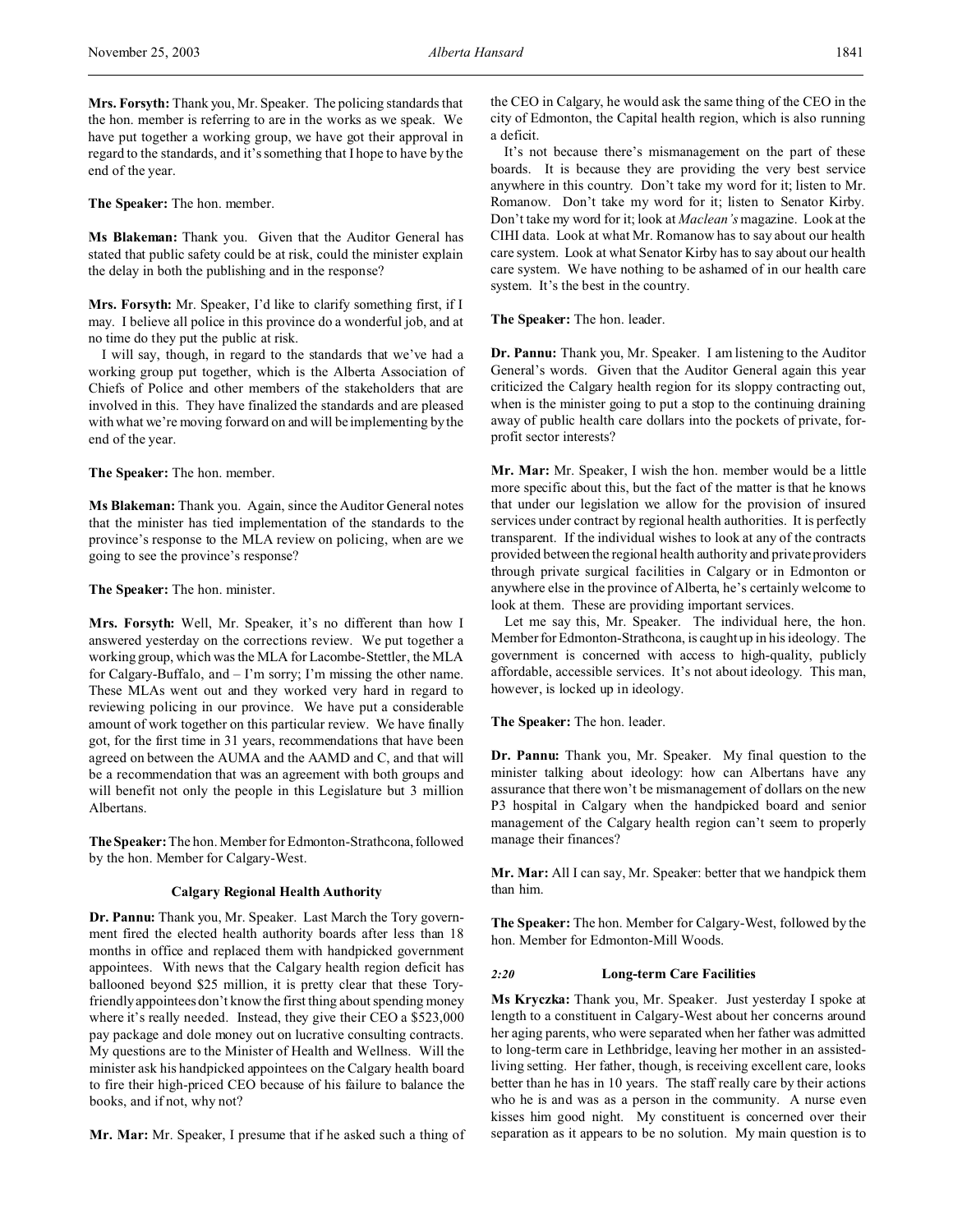**Mrs. Forsyth:** Thank you, Mr. Speaker. The policing standards that the hon. member is referring to are in the works as we speak. We have put together a working group, we have got their approval in regard to the standards, and it's something that I hope to have by the end of the year.

**The Speaker:** The hon. member.

**Ms Blakeman:** Thank you. Given that the Auditor General has stated that public safety could be at risk, could the minister explain the delay in both the publishing and in the response?

**Mrs. Forsyth:** Mr. Speaker, I'd like to clarify something first, if I may. I believe all police in this province do a wonderful job, and at no time do they put the public at risk.

I will say, though, in regard to the standards that we've had a working group put together, which is the Alberta Association of Chiefs of Police and other members of the stakeholders that are involved in this. They have finalized the standards and are pleased with what we're moving forward on and will be implementing by the end of the year.

**The Speaker:** The hon. member.

**Ms Blakeman:** Thank you. Again, since the Auditor General notes that the minister has tied implementation of the standards to the province's response to the MLA review on policing, when are we going to see the province's response?

**The Speaker:** The hon. minister.

**Mrs. Forsyth:** Well, Mr. Speaker, it's no different than how I answered yesterday on the corrections review. We put together a working group, which was the MLA for Lacombe-Stettler, the MLA for Calgary-Buffalo, and – I'm sorry; I'm missing the other name. These MLAs went out and they worked very hard in regard to reviewing policing in our province. We have put a considerable amount of work together on this particular review. We have finally got, for the first time in 31 years, recommendations that have been agreed on between the AUMA and the AAMD and C, and that will be a recommendation that was an agreement with both groups and will benefit not only the people in this Legislature but 3 million Albertans.

**The Speaker:** The hon. Member for Edmonton-Strathcona, followed by the hon. Member for Calgary-West.

### Calgary Regional Health Authority

**Dr. Pannu:** Thank you, Mr. Speaker. Last March the Tory government fired the elected health authority boards after less than 18 months in office and replaced them with handpicked government appointees. With news that the Calgary health region deficit has ballooned beyond $25 million, it is pretty clear that these Tory-friendly appointees don't know the first thing about spending money where it's really needed. Instead, they give their CEO a $523,000 pay package and dole money out on lucrative consulting contracts. My questions are to the Minister of Health and Wellness. Will the minister ask his handpicked appointees on the Calgary health board to fire their high-priced CEO because of his failure to balance the books, and if not, why not?

**Mr. Mar:** Mr. Speaker, I presume that if he asked such a thing of the CEO in Calgary, he would ask the same thing of the CEO in the city of Edmonton, the Capital health region, which is also running a deficit.

It's not because there's mismanagement on the part of these boards. It is because they are providing the very best service anywhere in this country. Don't take my word for it; listen to Mr. Romanow. Don't take my word for it; listen to Senator Kirby. Don't take my word for it; look at *Maclean's* magazine. Look at the CIHI data. Look at what Mr. Romanow has to say about our health care system. Look at what Senator Kirby has to say about our health care system. We have nothing to be ashamed of in our health care system. It's the best in the country.

**The Speaker:** The hon. leader.

**Dr. Pannu:** Thank you, Mr. Speaker. I am listening to the Auditor General's words. Given that the Auditor General again this year criticized the Calgary health region for its sloppy contracting out, when is the minister going to put a stop to the continuing draining away of public health care dollars into the pockets of private, for-profit sector interests?

**Mr. Mar:** Mr. Speaker, I wish the hon. member would be a little more specific about this, but the fact of the matter is that he knows that under our legislation we allow for the provision of insured services under contract by regional health authorities. It is perfectly transparent. If the individual wishes to look at any of the contracts provided between the regional health authority and private providers through private surgical facilities in Calgary or in Edmonton or anywhere else in the province of Alberta, he's certainly welcome to look at them. These are providing important services.

Let me say this, Mr. Speaker. The individual here, the hon. Member for Edmonton-Strathcona, is caught up in his ideology. The government is concerned with access to high-quality, publicly affordable, accessible services. It's not about ideology. This man, however, is locked up in ideology.

**The Speaker:** The hon. leader.

**Dr. Pannu:** Thank you, Mr. Speaker. My final question to the minister talking about ideology: how can Albertans have any assurance that there won't be mismanagement of dollars on the new P3 hospital in Calgary when the handpicked board and senior management of the Calgary health region can't seem to properly manage their finances?

**Mr. Mar:** All I can say, Mr. Speaker: better that we handpick them than him.

**The Speaker:** The hon. Member for Calgary-West, followed by the hon. Member for Edmonton-Mill Woods.

### *2:20* Long-term Care Facilities

**Ms Kryczka:** Thank you, Mr. Speaker. Just yesterday I spoke at length to a constituent in Calgary-West about her concerns around her aging parents, who were separated when her father was admitted to long-term care in Lethbridge, leaving her mother in an assisted-living setting. Her father, though, is receiving excellent care, looks better than he has in 10 years. The staff really care by their actions who he is and was as a person in the community. A nurse even kisses him good night. My constituent is concerned over their separation as it appears to be no solution. My main question is to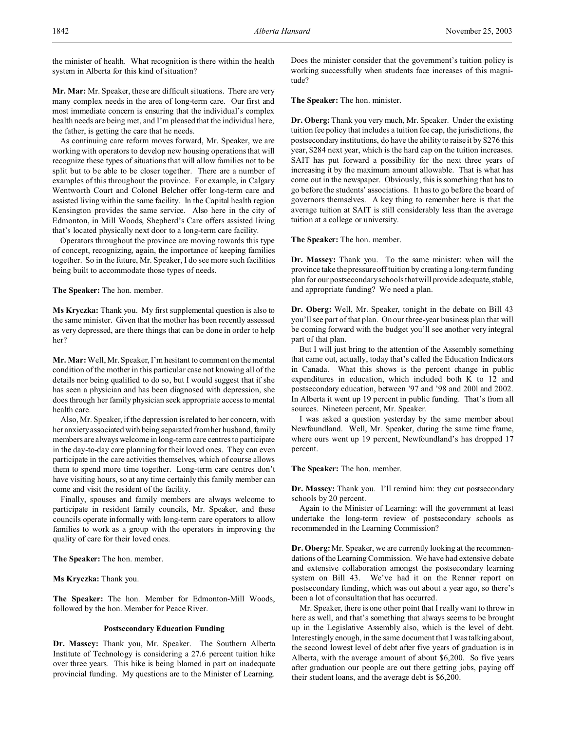the minister of health. What recognition is there within the health system in Alberta for this kind of situation?

**Mr. Mar:** Mr. Speaker, these are difficult situations. There are very many complex needs in the area of long-term care. Our first and most immediate concern is ensuring that the individual's complex health needs are being met, and I'm pleased that the individual here, the father, is getting the care that he needs.

As continuing care reform moves forward, Mr. Speaker, we are working with operators to develop new housing operations that will recognize these types of situations that will allow families not to be split but to be able to be closer together. There are a number of examples of this throughout the province. For example, in Calgary Wentworth Court and Colonel Belcher offer long-term care and assisted living within the same facility. In the Capital health region Kensington provides the same service. Also here in the city of Edmonton, in Mill Woods, Shepherd's Care offers assisted living that's located physically next door to a long-term care facility.

Operators throughout the province are moving towards this type of concept, recognizing, again, the importance of keeping families together. So in the future, Mr. Speaker, I do see more such facilities being built to accommodate those types of needs.

**The Speaker:** The hon. member.

**Ms Kryczka:** Thank you. My first supplemental question is also to the same minister. Given that the mother has been recently assessed as very depressed, are there things that can be done in order to help her?

**Mr. Mar:** Well, Mr. Speaker, I'm hesitant to comment on the mental condition of the mother in this particular case not knowing all of the details nor being qualified to do so, but I would suggest that if she has seen a physician and has been diagnosed with depression, she does through her family physician seek appropriate access to mental health care.

Also, Mr. Speaker, if the depression is related to her concern, with her anxiety associated with being separated from her husband, family members are always welcome in long-term care centres to participate in the day-to-day care planning for their loved ones. They can even participate in the care activities themselves, which of course allows them to spend more time together. Long-term care centres don't have visiting hours, so at any time certainly this family member can come and visit the resident of the facility.

Finally, spouses and family members are always welcome to participate in resident family councils, Mr. Speaker, and these councils operate informally with long-term care operators to allow families to work as a group with the operators in improving the quality of care for their loved ones.

**The Speaker:** The hon. member.

**Ms Kryczka:** Thank you.

**The Speaker:** The hon. Member for Edmonton-Mill Woods, followed by the hon. Member for Peace River.

### Postsecondary Education Funding

**Dr. Massey:** Thank you, Mr. Speaker. The Southern Alberta Institute of Technology is considering a 27.6 percent tuition hike over three years. This hike is being blamed in part on inadequate provincial funding. My questions are to the Minister of Learning. Does the minister consider that the government's tuition policy is working successfully when students face increases of this magnitude?

**The Speaker:** The hon. minister.

**Dr. Oberg:** Thank you very much, Mr. Speaker. Under the existing tuition fee policy that includes a tuition fee cap, the jurisdictions, the postsecondary institutions, do have the ability to raise it by $276 this year, $284 next year, which is the hard cap on the tuition increases. SAIT has put forward a possibility for the next three years of increasing it by the maximum amount allowable. That is what has come out in the newspaper. Obviously, this is something that has to go before the students' associations. It has to go before the board of governors themselves. A key thing to remember here is that the average tuition at SAIT is still considerably less than the average tuition at a college or university.

**The Speaker:** The hon. member.

**Dr. Massey:** Thank you. To the same minister: when will the province take the pressure off tuition by creating a long-term funding plan for our postsecondary schools that will provide adequate, stable, and appropriate funding? We need a plan.

**Dr. Oberg:** Well, Mr. Speaker, tonight in the debate on Bill 43 you'll see part of that plan. On our three-year business plan that will be coming forward with the budget you'll see another very integral part of that plan.

But I will just bring to the attention of the Assembly something that came out, actually, today that's called the Education Indicators in Canada. What this shows is the percent change in public expenditures in education, which included both K to 12 and postsecondary education, between '97 and '98 and 200l and 2002. In Alberta it went up 19 percent in public funding. That's from all sources. Nineteen percent, Mr. Speaker.

I was asked a question yesterday by the same member about Newfoundland. Well, Mr. Speaker, during the same time frame, where ours went up 19 percent, Newfoundland's has dropped 17 percent.

**The Speaker:** The hon. member.

**Dr. Massey:** Thank you. I'll remind him: they cut postsecondary schools by 20 percent.

Again to the Minister of Learning: will the government at least undertake the long-term review of postsecondary schools as recommended in the Learning Commission?

**Dr. Oberg:** Mr. Speaker, we are currently looking at the recommendations of the Learning Commission. We have had extensive debate and extensive collaboration amongst the postsecondary learning system on Bill 43. We've had it on the Renner report on postsecondary funding, which was out about a year ago, so there's been a lot of consultation that has occurred.

Mr. Speaker, there is one other point that I really want to throw in here as well, and that's something that always seems to be brought up in the Legislative Assembly also, which is the level of debt. Interestingly enough, in the same document that I was talking about, the second lowest level of debt after five years of graduation is in Alberta, with the average amount of about $6,200. So five years after graduation our people are out there getting jobs, paying off their student loans, and the average debt is $6,200.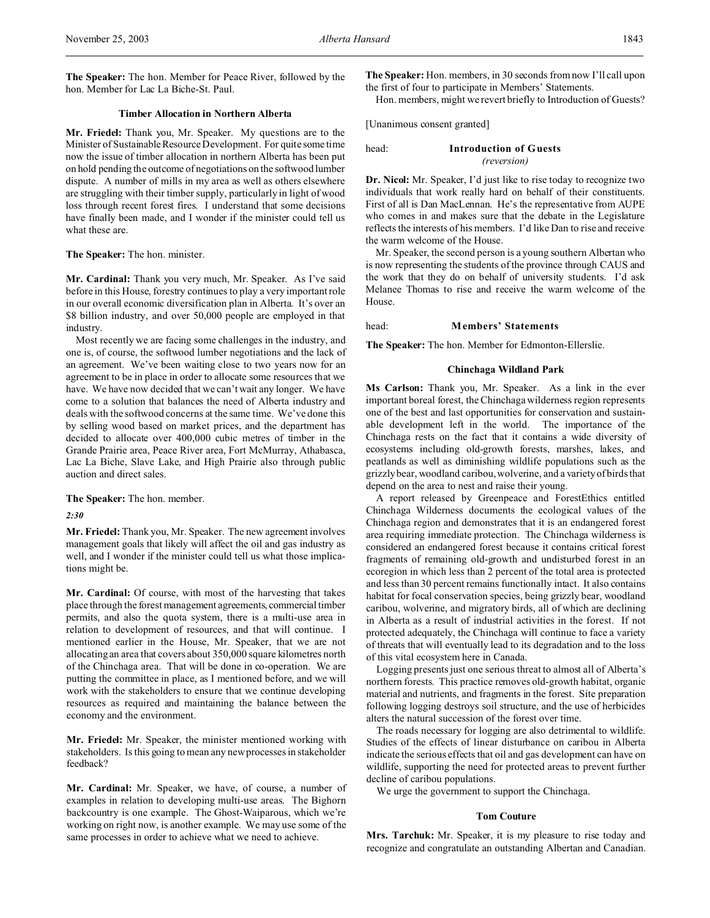**The Speaker:** The hon. Member for Peace River, followed by the hon. Member for Lac La Biche-St. Paul.

### Timber Allocation in Northern Alberta

**Mr. Friedel:** Thank you, Mr. Speaker. My questions are to the Minister of Sustainable Resource Development. For quite some time now the issue of timber allocation in northern Alberta has been put on hold pending the outcome of negotiations on the softwood lumber dispute. A number of mills in my area as well as others elsewhere are struggling with their timber supply, particularly in light of wood loss through recent forest fires. I understand that some decisions have finally been made, and I wonder if the minister could tell us what these are.

**The Speaker:** The hon. minister.

**Mr. Cardinal:** Thank you very much, Mr. Speaker. As I've said before in this House, forestry continues to play a very important role in our overall economic diversification plan in Alberta. It's over an $8 billion industry, and over 50,000 people are employed in that industry.

Most recently we are facing some challenges in the industry, and one is, of course, the softwood lumber negotiations and the lack of an agreement. We've been waiting close to two years now for an agreement to be in place in order to allocate some resources that we have. We have now decided that we can't wait any longer. We have come to a solution that balances the need of Alberta industry and deals with the softwood concerns at the same time. We've done this by selling wood based on market prices, and the department has decided to allocate over 400,000 cubic metres of timber in the Grande Prairie area, Peace River area, Fort McMurray, Athabasca, Lac La Biche, Slave Lake, and High Prairie also through public auction and direct sales.

**The Speaker:** The hon. member.

*2:30*

**Mr. Friedel:** Thank you, Mr. Speaker. The new agreement involves management goals that likely will affect the oil and gas industry as well, and I wonder if the minister could tell us what those implications might be.

**Mr. Cardinal:** Of course, with most of the harvesting that takes place through the forest management agreements, commercial timber permits, and also the quota system, there is a multi-use area in relation to development of resources, and that will continue. I mentioned earlier in the House, Mr. Speaker, that we are not allocating an area that covers about 350,000 square kilometres north of the Chinchaga area. That will be done in co-operation. We are putting the committee in place, as I mentioned before, and we will work with the stakeholders to ensure that we continue developing resources as required and maintaining the balance between the economy and the environment.

**Mr. Friedel:** Mr. Speaker, the minister mentioned working with stakeholders. Is this going to mean any new processes in stakeholder feedback?

**Mr. Cardinal:** Mr. Speaker, we have, of course, a number of examples in relation to developing multi-use areas. The Bighorn backcountry is one example. The Ghost-Waiparous, which we're working on right now, is another example. We may use some of the same processes in order to achieve what we need to achieve.

**The Speaker:** Hon. members, in 30 seconds from now I'll call upon the first of four to participate in Members' Statements.

Hon. members, might we revert briefly to Introduction of Guests?

[Unanimous consent granted]

## head: Introduction of Guests
*(reversion)*

**Dr. Nicol:** Mr. Speaker, I'd just like to rise today to recognize two individuals that work really hard on behalf of their constituents. First of all is Dan MacLennan. He's the representative from AUPE who comes in and makes sure that the debate in the Legislature reflects the interests of his members. I'd like Dan to rise and receive the warm welcome of the House.

Mr. Speaker, the second person is a young southern Albertan who is now representing the students of the province through CAUS and the work that they do on behalf of university students. I'd ask Melanee Thomas to rise and receive the warm welcome of the House.

## head: Members' Statements

**The Speaker:** The hon. Member for Edmonton-Ellerslie.

### Chinchaga Wildland Park

**Ms Carlson:** Thank you, Mr. Speaker. As a link in the ever important boreal forest, the Chinchaga wilderness region represents one of the best and last opportunities for conservation and sustainable development left in the world. The importance of the Chinchaga rests on the fact that it contains a wide diversity of ecosystems including old-growth forests, marshes, lakes, and peatlands as well as diminishing wildlife populations such as the grizzly bear, woodland caribou, wolverine, and a variety of birds that depend on the area to nest and raise their young.

A report released by Greenpeace and ForestEthics entitled Chinchaga Wilderness documents the ecological values of the Chinchaga region and demonstrates that it is an endangered forest area requiring immediate protection. The Chinchaga wilderness is considered an endangered forest because it contains critical forest fragments of remaining old-growth and undisturbed forest in an ecoregion in which less than 2 percent of the total area is protected and less than 30 percent remains functionally intact. It also contains habitat for focal conservation species, being grizzly bear, woodland caribou, wolverine, and migratory birds, all of which are declining in Alberta as a result of industrial activities in the forest. If not protected adequately, the Chinchaga will continue to face a variety of threats that will eventually lead to its degradation and to the loss of this vital ecosystem here in Canada.

Logging presents just one serious threat to almost all of Alberta's northern forests. This practice removes old-growth habitat, organic material and nutrients, and fragments in the forest. Site preparation following logging destroys soil structure, and the use of herbicides alters the natural succession of the forest over time.

The roads necessary for logging are also detrimental to wildlife. Studies of the effects of linear disturbance on caribou in Alberta indicate the serious effects that oil and gas development can have on wildlife, supporting the need for protected areas to prevent further decline of caribou populations.

We urge the government to support the Chinchaga.

### Tom Couture

**Mrs. Tarchuk:** Mr. Speaker, it is my pleasure to rise today and recognize and congratulate an outstanding Albertan and Canadian.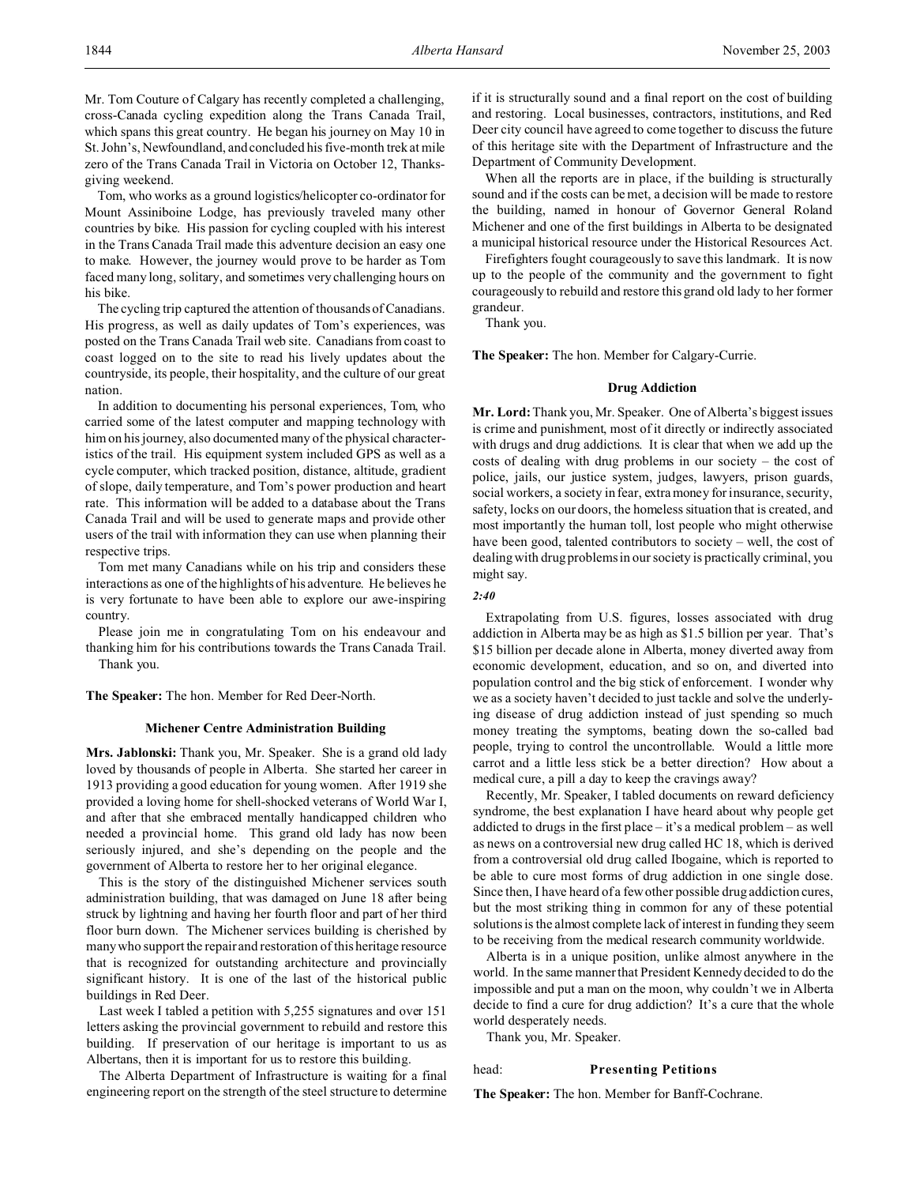Mr. Tom Couture of Calgary has recently completed a challenging, cross-Canada cycling expedition along the Trans Canada Trail, which spans this great country. He began his journey on May 10 in St. John's, Newfoundland, and concluded his five-month trek at mile zero of the Trans Canada Trail in Victoria on October 12, Thanksgiving weekend.

Tom, who works as a ground logistics/helicopter co-ordinator for Mount Assiniboine Lodge, has previously traveled many other countries by bike. His passion for cycling coupled with his interest in the Trans Canada Trail made this adventure decision an easy one to make. However, the journey would prove to be harder as Tom faced many long, solitary, and sometimes very challenging hours on his bike.

The cycling trip captured the attention of thousands of Canadians. His progress, as well as daily updates of Tom's experiences, was posted on the Trans Canada Trail web site. Canadians from coast to coast logged on to the site to read his lively updates about the countryside, its people, their hospitality, and the culture of our great nation.

In addition to documenting his personal experiences, Tom, who carried some of the latest computer and mapping technology with him on his journey, also documented many of the physical characteristics of the trail. His equipment system included GPS as well as a cycle computer, which tracked position, distance, altitude, gradient of slope, daily temperature, and Tom's power production and heart rate. This information will be added to a database about the Trans Canada Trail and will be used to generate maps and provide other users of the trail with information they can use when planning their respective trips.

Tom met many Canadians while on his trip and considers these interactions as one of the highlights of his adventure. He believes he is very fortunate to have been able to explore our awe-inspiring country.

Please join me in congratulating Tom on his endeavour and thanking him for his contributions towards the Trans Canada Trail.

Thank you.

**The Speaker:** The hon. Member for Red Deer-North.

### Michener Centre Administration Building

**Mrs. Jablonski:** Thank you, Mr. Speaker. She is a grand old lady loved by thousands of people in Alberta. She started her career in 1913 providing a good education for young women. After 1919 she provided a loving home for shell-shocked veterans of World War I, and after that she embraced mentally handicapped children who needed a provincial home. This grand old lady has now been seriously injured, and she's depending on the people and the government of Alberta to restore her to her original elegance.

This is the story of the distinguished Michener services south administration building, that was damaged on June 18 after being struck by lightning and having her fourth floor and part of her third floor burn down. The Michener services building is cherished by many who support the repair and restoration of this heritage resource that is recognized for outstanding architecture and provincially significant history. It is one of the last of the historical public buildings in Red Deer.

Last week I tabled a petition with 5,255 signatures and over 151 letters asking the provincial government to rebuild and restore this building. If preservation of our heritage is important to us as Albertans, then it is important for us to restore this building.

The Alberta Department of Infrastructure is waiting for a final engineering report on the strength of the steel structure to determine if it is structurally sound and a final report on the cost of building and restoring. Local businesses, contractors, institutions, and Red Deer city council have agreed to come together to discuss the future of this heritage site with the Department of Infrastructure and the Department of Community Development.

When all the reports are in place, if the building is structurally sound and if the costs can be met, a decision will be made to restore the building, named in honour of Governor General Roland Michener and one of the first buildings in Alberta to be designated a municipal historical resource under the Historical Resources Act.

Firefighters fought courageously to save this landmark. It is now up to the people of the community and the government to fight courageously to rebuild and restore this grand old lady to her former grandeur.

Thank you.

**The Speaker:** The hon. Member for Calgary-Currie.

### Drug Addiction

**Mr. Lord:** Thank you, Mr. Speaker. One of Alberta's biggest issues is crime and punishment, most of it directly or indirectly associated with drugs and drug addictions. It is clear that when we add up the costs of dealing with drug problems in our society – the cost of police, jails, our justice system, judges, lawyers, prison guards, social workers, a society in fear, extra money for insurance, security, safety, locks on our doors, the homeless situation that is created, and most importantly the human toll, lost people who might otherwise have been good, talented contributors to society – well, the cost of dealing with drug problems in our society is practically criminal, you might say.

*2:40*

Extrapolating from U.S. figures, losses associated with drug addiction in Alberta may be as high as $1.5 billion per year. That's $15 billion per decade alone in Alberta, money diverted away from economic development, education, and so on, and diverted into population control and the big stick of enforcement. I wonder why we as a society haven't decided to just tackle and solve the underlying disease of drug addiction instead of just spending so much money treating the symptoms, beating down the so-called bad people, trying to control the uncontrollable. Would a little more carrot and a little less stick be a better direction? How about a medical cure, a pill a day to keep the cravings away?

Recently, Mr. Speaker, I tabled documents on reward deficiency syndrome, the best explanation I have heard about why people get addicted to drugs in the first place – it's a medical problem – as well as news on a controversial new drug called HC 18, which is derived from a controversial old drug called Ibogaine, which is reported to be able to cure most forms of drug addiction in one single dose. Since then, I have heard of a few other possible drug addiction cures, but the most striking thing in common for any of these potential solutions is the almost complete lack of interest in funding they seem to be receiving from the medical research community worldwide.

Alberta is in a unique position, unlike almost anywhere in the world. In the same manner that President Kennedy decided to do the impossible and put a man on the moon, why couldn't we in Alberta decide to find a cure for drug addiction? It's a cure that the whole world desperately needs.

Thank you, Mr. Speaker.

head: **Presenting Petitions**

**The Speaker:** The hon. Member for Banff-Cochrane.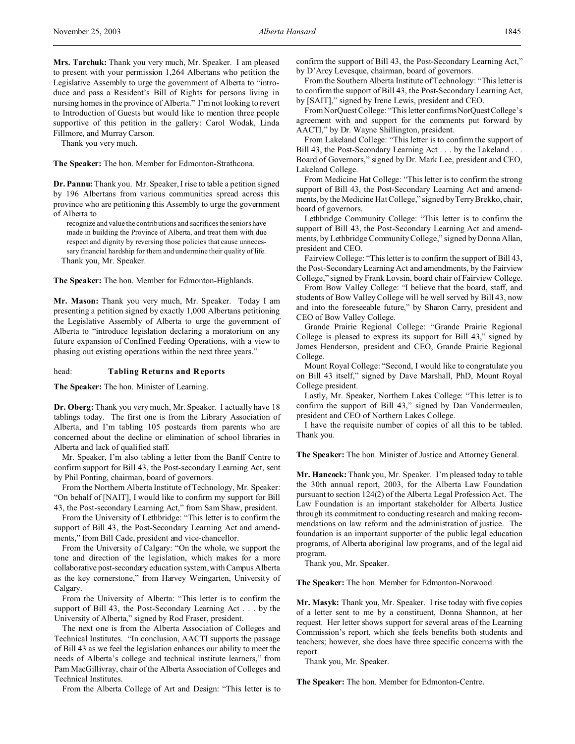**Mrs. Tarchuk:** Thank you very much, Mr. Speaker. I am pleased to present with your permission 1,264 Albertans who petition the Legislative Assembly to urge the government of Alberta to "introduce and pass a Resident's Bill of Rights for persons living in nursing homes in the province of Alberta." I'm not looking to revert to Introduction of Guests but would like to mention three people supportive of this petition in the gallery: Carol Wodak, Linda Fillmore, and Murray Carson.

Thank you very much.

**The Speaker:** The hon. Member for Edmonton-Strathcona.

**Dr. Pannu:** Thank you. Mr. Speaker, I rise to table a petition signed by 196 Albertans from various communities spread across this province who are petitioning this Assembly to urge the government of Alberta to

> recognize and value the contributions and sacrifices the seniors have made in building the Province of Alberta, and treat them with due respect and dignity by reversing those policies that cause unnecessary financial hardship for them and undermine their quality of life.

Thank you, Mr. Speaker.

**The Speaker:** The hon. Member for Edmonton-Highlands.

**Mr. Mason:** Thank you very much, Mr. Speaker. Today I am presenting a petition signed by exactly 1,000 Albertans petitioning the Legislative Assembly of Alberta to urge the government of Alberta to "introduce legislation declaring a moratorium on any future expansion of Confined Feeding Operations, with a view to phasing out existing operations within the next three years."

head: **Tabling Returns and Reports**

**The Speaker:** The hon. Minister of Learning.

**Dr. Oberg:** Thank you very much, Mr. Speaker. I actually have 18 tablings today. The first one is from the Library Association of Alberta, and I'm tabling 105 postcards from parents who are concerned about the decline or elimination of school libraries in Alberta and lack of qualified staff.

Mr. Speaker, I'm also tabling a letter from the Banff Centre to confirm support for Bill 43, the Post-secondary Learning Act, sent by Phil Ponting, chairman, board of governors.

From the Northern Alberta Institute of Technology, Mr. Speaker: "On behalf of [NAIT], I would like to confirm my support for Bill 43, the Post-secondary Learning Act," from Sam Shaw, president.

From the University of Lethbridge: "This letter is to confirm the support of Bill 43, the Post-Secondary Learning Act and amendments," from Bill Cade, president and vice-chancellor.

From the University of Calgary: "On the whole, we support the tone and direction of the legislation, which makes for a more collaborative post-secondary education system, with Campus Alberta as the key cornerstone," from Harvey Weingarten, University of Calgary.

From the University of Alberta: "This letter is to confirm the support of Bill 43, the Post-Secondary Learning Act . . . by the University of Alberta," signed by Rod Fraser, president.

The next one is from the Alberta Association of Colleges and Technical Institutes. "In conclusion, AACTI supports the passage of Bill 43 as we feel the legislation enhances our ability to meet the needs of Alberta's college and technical institute learners," from Pam MacGillivray, chair of the Alberta Association of Colleges and Technical Institutes.

From the Alberta College of Art and Design: "This letter is to confirm the support of Bill 43, the Post-Secondary Learning Act," by D'Arcy Levesque, chairman, board of governors.

From the Southern Alberta Institute of Technology: "This letter is to confirm the support of Bill 43, the Post-Secondary Learning Act, by [SAIT]," signed by Irene Lewis, president and CEO.

From NorQuest College: "This letter confirms NorQuest College's agreement with and support for the comments put forward by AACTI," by Dr. Wayne Shillington, president.

From Lakeland College: "This letter is to confirm the support of Bill 43, the Post-Secondary Learning Act . . . by the Lakeland . . . Board of Governors," signed by Dr. Mark Lee, president and CEO, Lakeland College.

From Medicine Hat College: "This letter is to confirm the strong support of Bill 43, the Post-Secondary Learning Act and amendments, by the Medicine Hat College," signed by Terry Brekko, chair, board of governors.

Lethbridge Community College: "This letter is to confirm the support of Bill 43, the Post-Secondary Learning Act and amendments, by Lethbridge Community College," signed by Donna Allan, president and CEO.

Fairview College: "This letter is to confirm the support of Bill 43, the Post-Secondary Learning Act and amendments, by the Fairview College," signed by Frank Lovsin, board chair of Fairview College.

From Bow Valley College: "I believe that the board, staff, and students of Bow Valley College will be well served by Bill 43, now and into the foreseeable future," by Sharon Carry, president and CEO of Bow Valley College.

Grande Prairie Regional College: "Grande Prairie Regional College is pleased to express its support for Bill 43," signed by James Henderson, president and CEO, Grande Prairie Regional College.

Mount Royal College: "Second, I would like to congratulate you on Bill 43 itself," signed by Dave Marshall, PhD, Mount Royal College president.

Lastly, Mr. Speaker, Northern Lakes College: "This letter is to confirm the support of Bill 43," signed by Dan Vandermeulen, president and CEO of Northern Lakes College.

I have the requisite number of copies of all this to be tabled. Thank you.

**The Speaker:** The hon. Minister of Justice and Attorney General.

**Mr. Hancock:** Thank you, Mr. Speaker. I'm pleased today to table the 30th annual report, 2003, for the Alberta Law Foundation pursuant to section 124(2) of the Alberta Legal Profession Act. The Law Foundation is an important stakeholder for Alberta Justice through its commitment to conducting research and making recommendations on law reform and the administration of justice. The foundation is an important supporter of the public legal education programs, of Alberta aboriginal law programs, and of the legal aid program.

Thank you, Mr. Speaker.

**The Speaker:** The hon. Member for Edmonton-Norwood.

**Mr. Masyk:** Thank you, Mr. Speaker. I rise today with five copies of a letter sent to me by a constituent, Donna Shannon, at her request. Her letter shows support for several areas of the Learning Commission's report, which she feels benefits both students and teachers; however, she does have three specific concerns with the report.

Thank you, Mr. Speaker.

**The Speaker:** The hon. Member for Edmonton-Centre.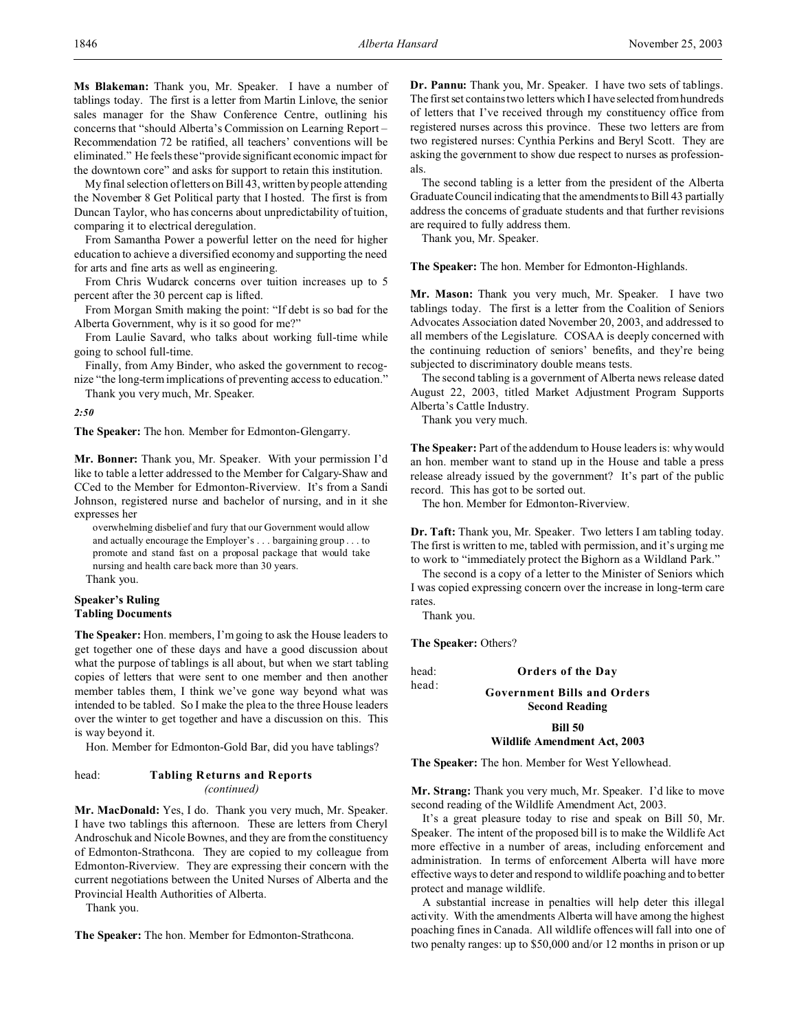**Ms Blakeman:** Thank you, Mr. Speaker. I have a number of tablings today. The first is a letter from Martin Linlove, the senior sales manager for the Shaw Conference Centre, outlining his concerns that "should Alberta's Commission on Learning Report – Recommendation 72 be ratified, all teachers' conventions will be eliminated." He feels these "provide significant economic impact for the downtown core" and asks for support to retain this institution.

My final selection of letters on Bill 43, written by people attending the November 8 Get Political party that I hosted. The first is from Duncan Taylor, who has concerns about unpredictability of tuition, comparing it to electrical deregulation.

From Samantha Power a powerful letter on the need for higher education to achieve a diversified economy and supporting the need for arts and fine arts as well as engineering.

From Chris Wudarck concerns over tuition increases up to 5 percent after the 30 percent cap is lifted.

From Morgan Smith making the point: "If debt is so bad for the Alberta Government, why is it so good for me?"

From Laulie Savard, who talks about working full-time while going to school full-time.

Finally, from Amy Binder, who asked the government to recognize "the long-term implications of preventing access to education."

Thank you very much, Mr. Speaker.

*2:50*

**The Speaker:** The hon. Member for Edmonton-Glengarry.

**Mr. Bonner:** Thank you, Mr. Speaker. With your permission I'd like to table a letter addressed to the Member for Calgary-Shaw and CCed to the Member for Edmonton-Riverview. It's from a Sandi Johnson, registered nurse and bachelor of nursing, and in it she expresses her

> overwhelming disbelief and fury that our Government would allow and actually encourage the Employer's . . . bargaining group . . . to promote and stand fast on a proposal package that would take nursing and health care back more than 30 years.

Thank you.

### Speaker's Ruling
### Tabling Documents

**The Speaker:** Hon. members, I'm going to ask the House leaders to get together one of these days and have a good discussion about what the purpose of tablings is all about, but when we start tabling copies of letters that were sent to one member and then another member tables them, I think we've gone way beyond what was intended to be tabled. So I make the plea to the three House leaders over the winter to get together and have a discussion on this. This is way beyond it.

Hon. Member for Edmonton-Gold Bar, did you have tablings?

head: **Tabling Returns and Reports**
*(continued)*

**Mr. MacDonald:** Yes, I do. Thank you very much, Mr. Speaker. I have two tablings this afternoon. These are letters from Cheryl Androschuk and Nicole Bownes, and they are from the constituency of Edmonton-Strathcona. They are copied to my colleague from Edmonton-Riverview. They are expressing their concern with the current negotiations between the United Nurses of Alberta and the Provincial Health Authorities of Alberta.

Thank you.

**The Speaker:** The hon. Member for Edmonton-Strathcona.

**Dr. Pannu:** Thank you, Mr. Speaker. I have two sets of tablings. The first set contains two letters which I have selected from hundreds of letters that I've received through my constituency office from registered nurses across this province. These two letters are from two registered nurses: Cynthia Perkins and Beryl Scott. They are asking the government to show due respect to nurses as professionals.

The second tabling is a letter from the president of the Alberta Graduate Council indicating that the amendments to Bill 43 partially address the concerns of graduate students and that further revisions are required to fully address them.

Thank you, Mr. Speaker.

**The Speaker:** The hon. Member for Edmonton-Highlands.

**Mr. Mason:** Thank you very much, Mr. Speaker. I have two tablings today. The first is a letter from the Coalition of Seniors Advocates Association dated November 20, 2003, and addressed to all members of the Legislature. COSAA is deeply concerned with the continuing reduction of seniors' benefits, and they're being subjected to discriminatory double means tests.

The second tabling is a government of Alberta news release dated August 22, 2003, titled Market Adjustment Program Supports Alberta's Cattle Industry.

Thank you very much.

**The Speaker:** Part of the addendum to House leaders is: why would an hon. member want to stand up in the House and table a press release already issued by the government? It's part of the public record. This has got to be sorted out.

The hon. Member for Edmonton-Riverview.

**Dr. Taft:** Thank you, Mr. Speaker. Two letters I am tabling today. The first is written to me, tabled with permission, and it's urging me to work to "immediately protect the Bighorn as a Wildland Park."

The second is a copy of a letter to the Minister of Seniors which I was copied expressing concern over the increase in long-term care rates.

Thank you.

**The Speaker:** Others?

head: **Orders of the Day**

head: **Government Bills and Orders**
**Second Reading**

### Bill 50
### Wildlife Amendment Act, 2003

**The Speaker:** The hon. Member for West Yellowhead.

**Mr. Strang:** Thank you very much, Mr. Speaker. I'd like to move second reading of the Wildlife Amendment Act, 2003.

It's a great pleasure today to rise and speak on Bill 50, Mr. Speaker. The intent of the proposed bill is to make the Wildlife Act more effective in a number of areas, including enforcement and administration. In terms of enforcement Alberta will have more effective ways to deter and respond to wildlife poaching and to better protect and manage wildlife.

A substantial increase in penalties will help deter this illegal activity. With the amendments Alberta will have among the highest poaching fines in Canada. All wildlife offences will fall into one of two penalty ranges: up to $50,000 and/or 12 months in prison or up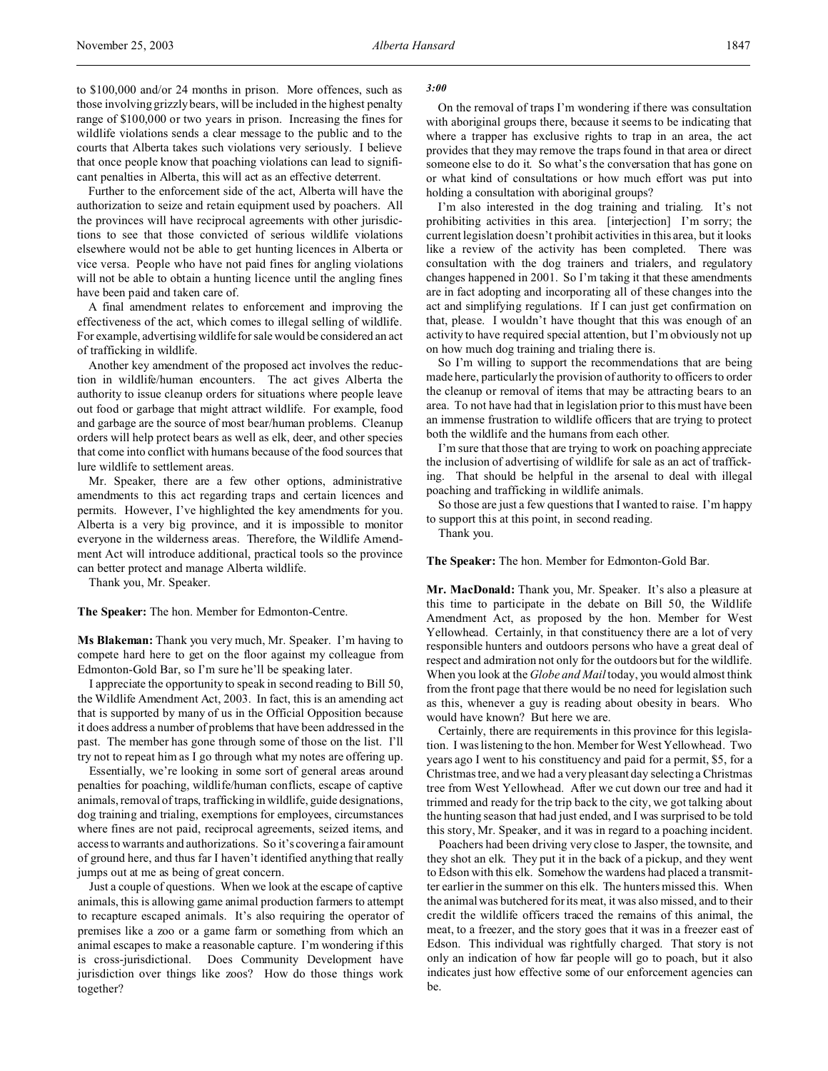to $100,000 and/or 24 months in prison. More offences, such as those involving grizzly bears, will be included in the highest penalty range of $100,000 or two years in prison. Increasing the fines for wildlife violations sends a clear message to the public and to the courts that Alberta takes such violations very seriously. I believe that once people know that poaching violations can lead to significant penalties in Alberta, this will act as an effective deterrent.

Further to the enforcement side of the act, Alberta will have the authorization to seize and retain equipment used by poachers. All the provinces will have reciprocal agreements with other jurisdictions to see that those convicted of serious wildlife violations elsewhere would not be able to get hunting licences in Alberta or vice versa. People who have not paid fines for angling violations will not be able to obtain a hunting licence until the angling fines have been paid and taken care of.

A final amendment relates to enforcement and improving the effectiveness of the act, which comes to illegal selling of wildlife. For example, advertising wildlife for sale would be considered an act of trafficking in wildlife.

Another key amendment of the proposed act involves the reduction in wildlife/human encounters. The act gives Alberta the authority to issue cleanup orders for situations where people leave out food or garbage that might attract wildlife. For example, food and garbage are the source of most bear/human problems. Cleanup orders will help protect bears as well as elk, deer, and other species that come into conflict with humans because of the food sources that lure wildlife to settlement areas.

Mr. Speaker, there are a few other options, administrative amendments to this act regarding traps and certain licences and permits. However, I've highlighted the key amendments for you. Alberta is a very big province, and it is impossible to monitor everyone in the wilderness areas. Therefore, the Wildlife Amendment Act will introduce additional, practical tools so the province can better protect and manage Alberta wildlife.

Thank you, Mr. Speaker.

**The Speaker:** The hon. Member for Edmonton-Centre.

**Ms Blakeman:** Thank you very much, Mr. Speaker. I'm having to compete hard here to get on the floor against my colleague from Edmonton-Gold Bar, so I'm sure he'll be speaking later.

I appreciate the opportunity to speak in second reading to Bill 50, the Wildlife Amendment Act, 2003. In fact, this is an amending act that is supported by many of us in the Official Opposition because it does address a number of problems that have been addressed in the past. The member has gone through some of those on the list. I'll try not to repeat him as I go through what my notes are offering up.

Essentially, we're looking in some sort of general areas around penalties for poaching, wildlife/human conflicts, escape of captive animals, removal of traps, trafficking in wildlife, guide designations, dog training and trialing, exemptions for employees, circumstances where fines are not paid, reciprocal agreements, seized items, and access to warrants and authorizations. So it's covering a fair amount of ground here, and thus far I haven't identified anything that really jumps out at me as being of great concern.

Just a couple of questions. When we look at the escape of captive animals, this is allowing game animal production farmers to attempt to recapture escaped animals. It's also requiring the operator of premises like a zoo or a game farm or something from which an animal escapes to make a reasonable capture. I'm wondering if this is cross-jurisdictional. Does Community Development have jurisdiction over things like zoos? How do those things work together?

*3:00*

On the removal of traps I'm wondering if there was consultation with aboriginal groups there, because it seems to be indicating that where a trapper has exclusive rights to trap in an area, the act provides that they may remove the traps found in that area or direct someone else to do it. So what's the conversation that has gone on or what kind of consultations or how much effort was put into holding a consultation with aboriginal groups?

I'm also interested in the dog training and trialing. It's not prohibiting activities in this area. [interjection] I'm sorry; the current legislation doesn't prohibit activities in this area, but it looks like a review of the activity has been completed. There was consultation with the dog trainers and trialers, and regulatory changes happened in 2001. So I'm taking it that these amendments are in fact adopting and incorporating all of these changes into the act and simplifying regulations. If I can just get confirmation on that, please. I wouldn't have thought that this was enough of an activity to have required special attention, but I'm obviously not up on how much dog training and trialing there is.

So I'm willing to support the recommendations that are being made here, particularly the provision of authority to officers to order the cleanup or removal of items that may be attracting bears to an area. To not have had that in legislation prior to this must have been an immense frustration to wildlife officers that are trying to protect both the wildlife and the humans from each other.

I'm sure that those that are trying to work on poaching appreciate the inclusion of advertising of wildlife for sale as an act of trafficking. That should be helpful in the arsenal to deal with illegal poaching and trafficking in wildlife animals.

So those are just a few questions that I wanted to raise. I'm happy to support this at this point, in second reading.

Thank you.

**The Speaker:** The hon. Member for Edmonton-Gold Bar.

**Mr. MacDonald:** Thank you, Mr. Speaker. It's also a pleasure at this time to participate in the debate on Bill 50, the Wildlife Amendment Act, as proposed by the hon. Member for West Yellowhead. Certainly, in that constituency there are a lot of very responsible hunters and outdoors persons who have a great deal of respect and admiration not only for the outdoors but for the wildlife. When you look at the *Globe and Mail* today, you would almost think from the front page that there would be no need for legislation such as this, whenever a guy is reading about obesity in bears. Who would have known? But here we are.

Certainly, there are requirements in this province for this legislation. I was listening to the hon. Member for West Yellowhead. Two years ago I went to his constituency and paid for a permit, $5, for a Christmas tree, and we had a very pleasant day selecting a Christmas tree from West Yellowhead. After we cut down our tree and had it trimmed and ready for the trip back to the city, we got talking about the hunting season that had just ended, and I was surprised to be told this story, Mr. Speaker, and it was in regard to a poaching incident.

Poachers had been driving very close to Jasper, the townsite, and they shot an elk. They put it in the back of a pickup, and they went to Edson with this elk. Somehow the wardens had placed a transmitter earlier in the summer on this elk. The hunters missed this. When the animal was butchered for its meat, it was also missed, and to their credit the wildlife officers traced the remains of this animal, the meat, to a freezer, and the story goes that it was in a freezer east of Edson. This individual was rightfully charged. That story is not only an indication of how far people will go to poach, but it also indicates just how effective some of our enforcement agencies can be.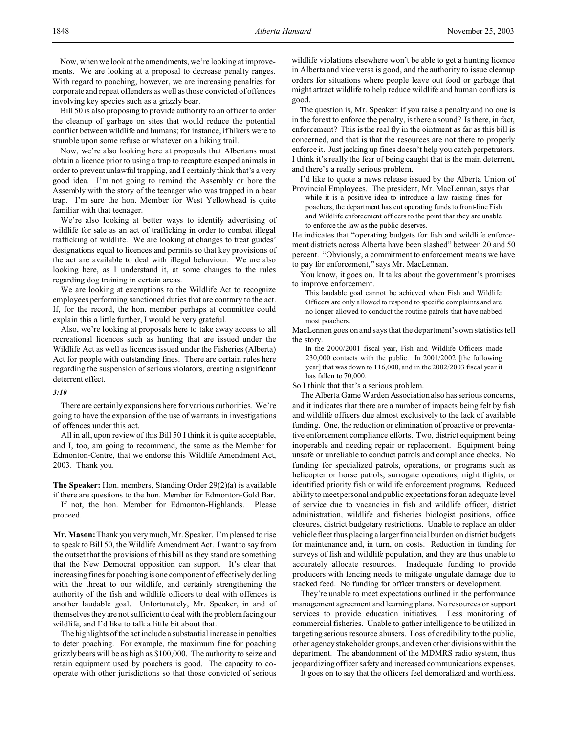Now, when we look at the amendments, we're looking at improvements. We are looking at a proposal to decrease penalty ranges. With regard to poaching, however, we are increasing penalties for corporate and repeat offenders as well as those convicted of offences involving key species such as a grizzly bear.

Bill 50 is also proposing to provide authority to an officer to order the cleanup of garbage on sites that would reduce the potential conflict between wildlife and humans; for instance, if hikers were to stumble upon some refuse or whatever on a hiking trail.

Now, we're also looking here at proposals that Albertans must obtain a licence prior to using a trap to recapture escaped animals in order to prevent unlawful trapping, and I certainly think that's a very good idea. I'm not going to remind the Assembly or bore the Assembly with the story of the teenager who was trapped in a bear trap. I'm sure the hon. Member for West Yellowhead is quite familiar with that teenager.

We're also looking at better ways to identify advertising of wildlife for sale as an act of trafficking in order to combat illegal trafficking of wildlife. We are looking at changes to treat guides' designations equal to licences and permits so that key provisions of the act are available to deal with illegal behaviour. We are also looking here, as I understand it, at some changes to the rules regarding dog training in certain areas.

We are looking at exemptions to the Wildlife Act to recognize employees performing sanctioned duties that are contrary to the act. If, for the record, the hon. member perhaps at committee could explain this a little further, I would be very grateful.

Also, we're looking at proposals here to take away access to all recreational licences such as hunting that are issued under the Wildlife Act as well as licences issued under the Fisheries (Alberta) Act for people with outstanding fines. There are certain rules here regarding the suspension of serious violators, creating a significant deterrent effect.

*3:10*

There are certainly expansions here for various authorities. We're going to have the expansion of the use of warrants in investigations of offences under this act.

All in all, upon review of this Bill 50 I think it is quite acceptable, and I, too, am going to recommend, the same as the Member for Edmonton-Centre, that we endorse this Wildlife Amendment Act, 2003. Thank you.

**The Speaker:** Hon. members, Standing Order 29(2)(a) is available if there are questions to the hon. Member for Edmonton-Gold Bar.

If not, the hon. Member for Edmonton-Highlands. Please proceed.

**Mr. Mason:** Thank you very much, Mr. Speaker. I'm pleased to rise to speak to Bill 50, the Wildlife Amendment Act. I want to say from the outset that the provisions of this bill as they stand are something that the New Democrat opposition can support. It's clear that increasing fines for poaching is one component of effectively dealing with the threat to our wildlife, and certainly strengthening the authority of the fish and wildlife officers to deal with offences is another laudable goal. Unfortunately, Mr. Speaker, in and of themselves they are not sufficient to deal with the problem facing our wildlife, and I'd like to talk a little bit about that.

The highlights of the act include a substantial increase in penalties to deter poaching. For example, the maximum fine for poaching grizzly bears will be as high as $100,000. The authority to seize and retain equipment used by poachers is good. The capacity to co-operate with other jurisdictions so that those convicted of serious wildlife violations elsewhere won't be able to get a hunting licence in Alberta and vice versa is good, and the authority to issue cleanup orders for situations where people leave out food or garbage that might attract wildlife to help reduce wildlife and human conflicts is good.

The question is, Mr. Speaker: if you raise a penalty and no one is in the forest to enforce the penalty, is there a sound? Is there, in fact, enforcement? This is the real fly in the ointment as far as this bill is concerned, and that is that the resources are not there to properly enforce it. Just jacking up fines doesn't help you catch perpetrators. I think it's really the fear of being caught that is the main deterrent, and there's a really serious problem.

I'd like to quote a news release issued by the Alberta Union of Provincial Employees. The president, Mr. MacLennan, says that

> while it is a positive idea to introduce a law raising fines for poachers, the department has cut operating funds to front-line Fish and Wildlife enforcement officers to the point that they are unable to enforce the law as the public deserves.

He indicates that "operating budgets for fish and wildlife enforcement districts across Alberta have been slashed" between 20 and 50 percent. "Obviously, a commitment to enforcement means we have to pay for enforcement," says Mr. MacLennan.

You know, it goes on. It talks about the government's promises to improve enforcement.

> This laudable goal cannot be achieved when Fish and Wildlife Officers are only allowed to respond to specific complaints and are no longer allowed to conduct the routine patrols that have nabbed most poachers.

MacLennan goes on and says that the department's own statistics tell the story.

> In the 2000/2001 fiscal year, Fish and Wildlife Officers made 230,000 contacts with the public. In 2001/2002 [the following year] that was down to 116,000, and in the 2002/2003 fiscal year it has fallen to 70,000.

So I think that that's a serious problem.

The Alberta Game Warden Association also has serious concerns, and it indicates that there are a number of impacts being felt by fish and wildlife officers due almost exclusively to the lack of available funding. One, the reduction or elimination of proactive or preventative enforcement compliance efforts. Two, district equipment being inoperable and needing repair or replacement. Equipment being unsafe or unreliable to conduct patrols and compliance checks. No funding for specialized patrols, operations, or programs such as helicopter or horse patrols, surrogate operations, night flights, or identified priority fish or wildlife enforcement programs. Reduced ability to meet personal and public expectations for an adequate level of service due to vacancies in fish and wildlife officer, district administration, wildlife and fisheries biologist positions, office closures, district budgetary restrictions. Unable to replace an older vehicle fleet thus placing a larger financial burden on district budgets for maintenance and, in turn, on costs. Reduction in funding for surveys of fish and wildlife population, and they are thus unable to accurately allocate resources. Inadequate funding to provide producers with fencing needs to mitigate ungulate damage due to stacked feed. No funding for officer transfers or development.

They're unable to meet expectations outlined in the performance management agreement and learning plans. No resources or support services to provide education initiatives. Less monitoring of commercial fisheries. Unable to gather intelligence to be utilized in targeting serious resource abusers. Loss of credibility to the public, other agency stakeholder groups, and even other divisions within the department. The abandonment of the MDMRS radio system, thus jeopardizing officer safety and increased communications expenses.

It goes on to say that the officers feel demoralized and worthless.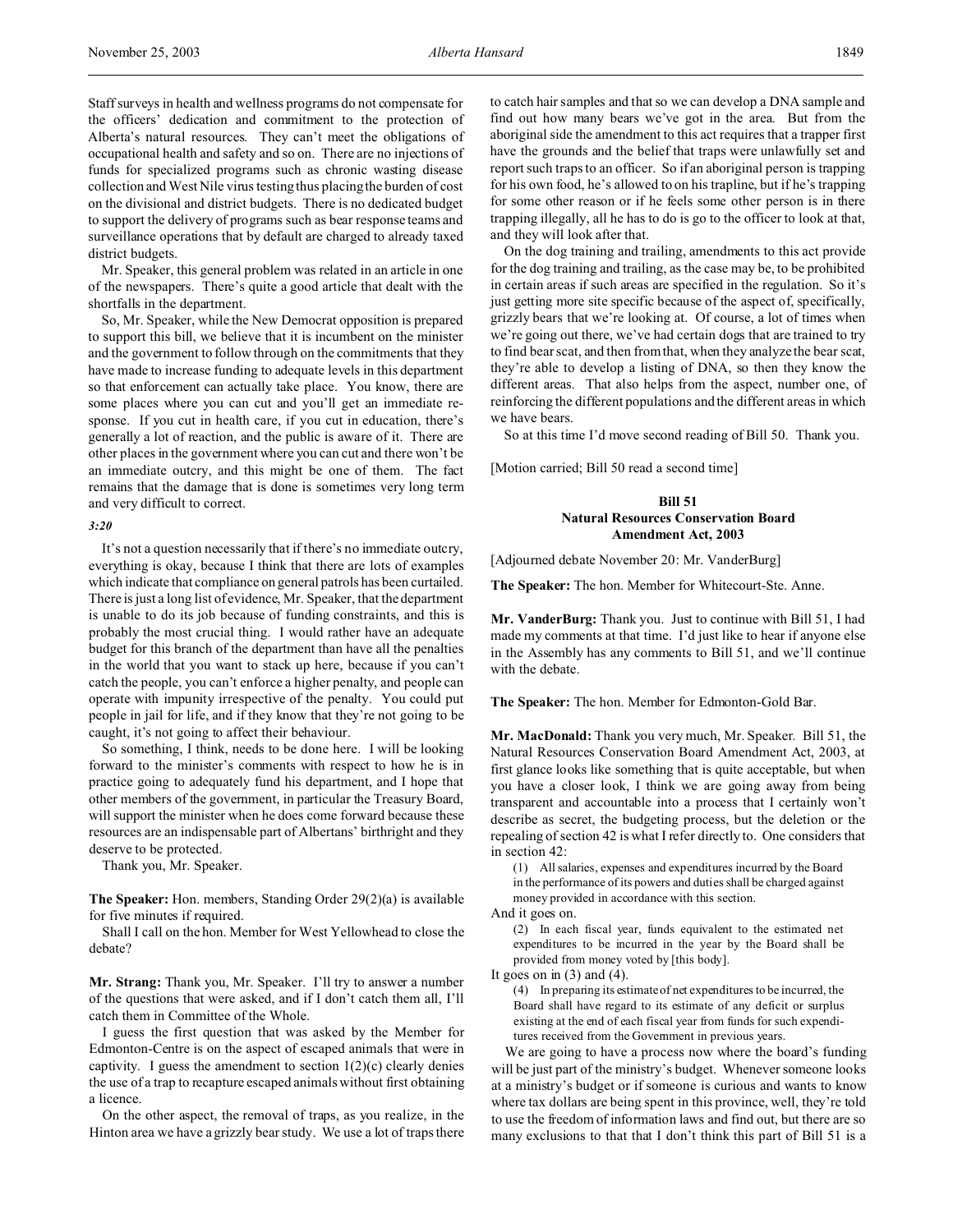Staff surveys in health and wellness programs do not compensate for the officers' dedication and commitment to the protection of Alberta's natural resources. They can't meet the obligations of occupational health and safety and so on. There are no injections of funds for specialized programs such as chronic wasting disease collection and West Nile virus testing thus placing the burden of cost on the divisional and district budgets. There is no dedicated budget to support the delivery of programs such as bear response teams and surveillance operations that by default are charged to already taxed district budgets.

Mr. Speaker, this general problem was related in an article in one of the newspapers. There's quite a good article that dealt with the shortfalls in the department.

So, Mr. Speaker, while the New Democrat opposition is prepared to support this bill, we believe that it is incumbent on the minister and the government to follow through on the commitments that they have made to increase funding to adequate levels in this department so that enforcement can actually take place. You know, there are some places where you can cut and you'll get an immediate response. If you cut in health care, if you cut in education, there's generally a lot of reaction, and the public is aware of it. There are other places in the government where you can cut and there won't be an immediate outcry, and this might be one of them. The fact remains that the damage that is done is sometimes very long term and very difficult to correct.

*3:20*

It's not a question necessarily that if there's no immediate outcry, everything is okay, because I think that there are lots of examples which indicate that compliance on general patrols has been curtailed. There is just a long list of evidence, Mr. Speaker, that the department is unable to do its job because of funding constraints, and this is probably the most crucial thing. I would rather have an adequate budget for this branch of the department than have all the penalties in the world that you want to stack up here, because if you can't catch the people, you can't enforce a higher penalty, and people can operate with impunity irrespective of the penalty. You could put people in jail for life, and if they know that they're not going to be caught, it's not going to affect their behaviour.

So something, I think, needs to be done here. I will be looking forward to the minister's comments with respect to how he is in practice going to adequately fund his department, and I hope that other members of the government, in particular the Treasury Board, will support the minister when he does come forward because these resources are an indispensable part of Albertans' birthright and they deserve to be protected.

Thank you, Mr. Speaker.

**The Speaker:** Hon. members, Standing Order 29(2)(a) is available for five minutes if required.

Shall I call on the hon. Member for West Yellowhead to close the debate?

**Mr. Strang:** Thank you, Mr. Speaker. I'll try to answer a number of the questions that were asked, and if I don't catch them all, I'll catch them in Committee of the Whole.

I guess the first question that was asked by the Member for Edmonton-Centre is on the aspect of escaped animals that were in captivity. I guess the amendment to section 1(2)(c) clearly denies the use of a trap to recapture escaped animals without first obtaining a licence.

On the other aspect, the removal of traps, as you realize, in the Hinton area we have a grizzly bear study. We use a lot of traps there to catch hair samples and that so we can develop a DNA sample and find out how many bears we've got in the area. But from the aboriginal side the amendment to this act requires that a trapper first have the grounds and the belief that traps were unlawfully set and report such traps to an officer. So if an aboriginal person is trapping for his own food, he's allowed to on his trapline, but if he's trapping for some other reason or if he feels some other person is in there trapping illegally, all he has to do is go to the officer to look at that, and they will look after that.

On the dog training and trailing, amendments to this act provide for the dog training and trailing, as the case may be, to be prohibited in certain areas if such areas are specified in the regulation. So it's just getting more site specific because of the aspect of, specifically, grizzly bears that we're looking at. Of course, a lot of times when we're going out there, we've had certain dogs that are trained to try to find bear scat, and then from that, when they analyze the bear scat, they're able to develop a listing of DNA, so then they know the different areas. That also helps from the aspect, number one, of reinforcing the different populations and the different areas in which we have bears.

So at this time I'd move second reading of Bill 50. Thank you.

[Motion carried; Bill 50 read a second time]

### Bill 51
### Natural Resources Conservation Board Amendment Act, 2003

[Adjourned debate November 20: Mr. VanderBurg]

**The Speaker:** The hon. Member for Whitecourt-Ste. Anne.

**Mr. VanderBurg:** Thank you. Just to continue with Bill 51, I had made my comments at that time. I'd just like to hear if anyone else in the Assembly has any comments to Bill 51, and we'll continue with the debate.

**The Speaker:** The hon. Member for Edmonton-Gold Bar.

**Mr. MacDonald:** Thank you very much, Mr. Speaker. Bill 51, the Natural Resources Conservation Board Amendment Act, 2003, at first glance looks like something that is quite acceptable, but when you have a closer look, I think we are going away from being transparent and accountable into a process that I certainly won't describe as secret, the budgeting process, but the deletion or the repealing of section 42 is what I refer directly to. One considers that in section 42:

> (1) All salaries, expenses and expenditures incurred by the Board in the performance of its powers and duties shall be charged against money provided in accordance with this section.

And it goes on.

> (2) In each fiscal year, funds equivalent to the estimated net expenditures to be incurred in the year by the Board shall be provided from money voted by [this body].

It goes on in (3) and (4).

> (4) In preparing its estimate of net expenditures to be incurred, the Board shall have regard to its estimate of any deficit or surplus existing at the end of each fiscal year from funds for such expenditures received from the Government in previous years.

We are going to have a process now where the board's funding will be just part of the ministry's budget. Whenever someone looks at a ministry's budget or if someone is curious and wants to know where tax dollars are being spent in this province, well, they're told to use the freedom of information laws and find out, but there are so many exclusions to that that I don't think this part of Bill 51 is a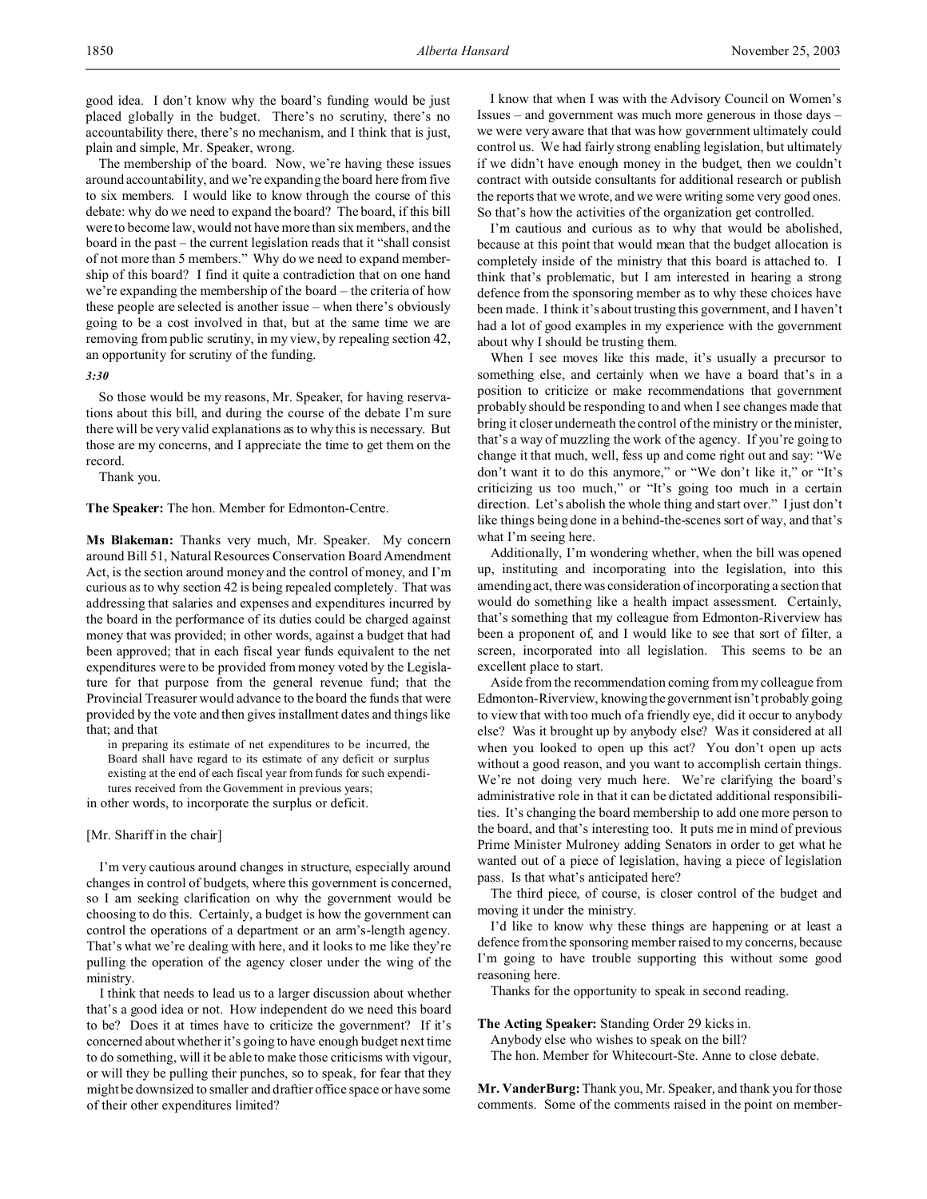good idea. I don't know why the board's funding would be just placed globally in the budget. There's no scrutiny, there's no accountability there, there's no mechanism, and I think that is just, plain and simple, Mr. Speaker, wrong.

The membership of the board. Now, we're having these issues around accountability, and we're expanding the board here from five to six members. I would like to know through the course of this debate: why do we need to expand the board? The board, if this bill were to become law, would not have more than six members, and the board in the past – the current legislation reads that it "shall consist of not more than 5 members." Why do we need to expand membership of this board? I find it quite a contradiction that on one hand we're expanding the membership of the board – the criteria of how these people are selected is another issue – when there's obviously going to be a cost involved in that, but at the same time we are removing from public scrutiny, in my view, by repealing section 42, an opportunity for scrutiny of the funding.

*3:30*

So those would be my reasons, Mr. Speaker, for having reservations about this bill, and during the course of the debate I'm sure there will be very valid explanations as to why this is necessary. But those are my concerns, and I appreciate the time to get them on the record.

Thank you.

**The Speaker:** The hon. Member for Edmonton-Centre.

**Ms Blakeman:** Thanks very much, Mr. Speaker. My concern around Bill 51, Natural Resources Conservation Board Amendment Act, is the section around money and the control of money, and I'm curious as to why section 42 is being repealed completely. That was addressing that salaries and expenses and expenditures incurred by the board in the performance of its duties could be charged against money that was provided; in other words, against a budget that had been approved; that in each fiscal year funds equivalent to the net expenditures were to be provided from money voted by the Legislature for that purpose from the general revenue fund; that the Provincial Treasurer would advance to the board the funds that were provided by the vote and then gives installment dates and things like that; and that

> in preparing its estimate of net expenditures to be incurred, the Board shall have regard to its estimate of any deficit or surplus existing at the end of each fiscal year from funds for such expenditures received from the Government in previous years;

in other words, to incorporate the surplus or deficit.

[Mr. Shariff in the chair]

I'm very cautious around changes in structure, especially around changes in control of budgets, where this government is concerned, so I am seeking clarification on why the government would be choosing to do this. Certainly, a budget is how the government can control the operations of a department or an arm's-length agency. That's what we're dealing with here, and it looks to me like they're pulling the operation of the agency closer under the wing of the ministry.

I think that needs to lead us to a larger discussion about whether that's a good idea or not. How independent do we need this board to be? Does it at times have to criticize the government? If it's concerned about whether it's going to have enough budget next time to do something, will it be able to make those criticisms with vigour, or will they be pulling their punches, so to speak, for fear that they might be downsized to smaller and draftier office space or have some of their other expenditures limited?

I know that when I was with the Advisory Council on Women's Issues – and government was much more generous in those days – we were very aware that that was how government ultimately could control us. We had fairly strong enabling legislation, but ultimately if we didn't have enough money in the budget, then we couldn't contract with outside consultants for additional research or publish the reports that we wrote, and we were writing some very good ones. So that's how the activities of the organization get controlled.

I'm cautious and curious as to why that would be abolished, because at this point that would mean that the budget allocation is completely inside of the ministry that this board is attached to. I think that's problematic, but I am interested in hearing a strong defence from the sponsoring member as to why these choices have been made. I think it's about trusting this government, and I haven't had a lot of good examples in my experience with the government about why I should be trusting them.

When I see moves like this made, it's usually a precursor to something else, and certainly when we have a board that's in a position to criticize or make recommendations that government probably should be responding to and when I see changes made that bring it closer underneath the control of the ministry or the minister, that's a way of muzzling the work of the agency. If you're going to change it that much, well, fess up and come right out and say: "We don't want it to do this anymore," or "We don't like it," or "It's criticizing us too much," or "It's going too much in a certain direction. Let's abolish the whole thing and start over." I just don't like things being done in a behind-the-scenes sort of way, and that's what I'm seeing here.

Additionally, I'm wondering whether, when the bill was opened up, instituting and incorporating into the legislation, into this amending act, there was consideration of incorporating a section that would do something like a health impact assessment. Certainly, that's something that my colleague from Edmonton-Riverview has been a proponent of, and I would like to see that sort of filter, a screen, incorporated into all legislation. This seems to be an excellent place to start.

Aside from the recommendation coming from my colleague from Edmonton-Riverview, knowing the government isn't probably going to view that with too much of a friendly eye, did it occur to anybody else? Was it brought up by anybody else? Was it considered at all when you looked to open up this act? You don't open up acts without a good reason, and you want to accomplish certain things. We're not doing very much here. We're clarifying the board's administrative role in that it can be dictated additional responsibilities. It's changing the board membership to add one more person to the board, and that's interesting too. It puts me in mind of previous Prime Minister Mulroney adding Senators in order to get what he wanted out of a piece of legislation, having a piece of legislation pass. Is that what's anticipated here?

The third piece, of course, is closer control of the budget and moving it under the ministry.

I'd like to know why these things are happening or at least a defence from the sponsoring member raised to my concerns, because I'm going to have trouble supporting this without some good reasoning here.

Thanks for the opportunity to speak in second reading.

**The Acting Speaker:** Standing Order 29 kicks in.

Anybody else who wishes to speak on the bill?

The hon. Member for Whitecourt-Ste. Anne to close debate.

**Mr. VanderBurg:** Thank you, Mr. Speaker, and thank you for those comments. Some of the comments raised in the point on member-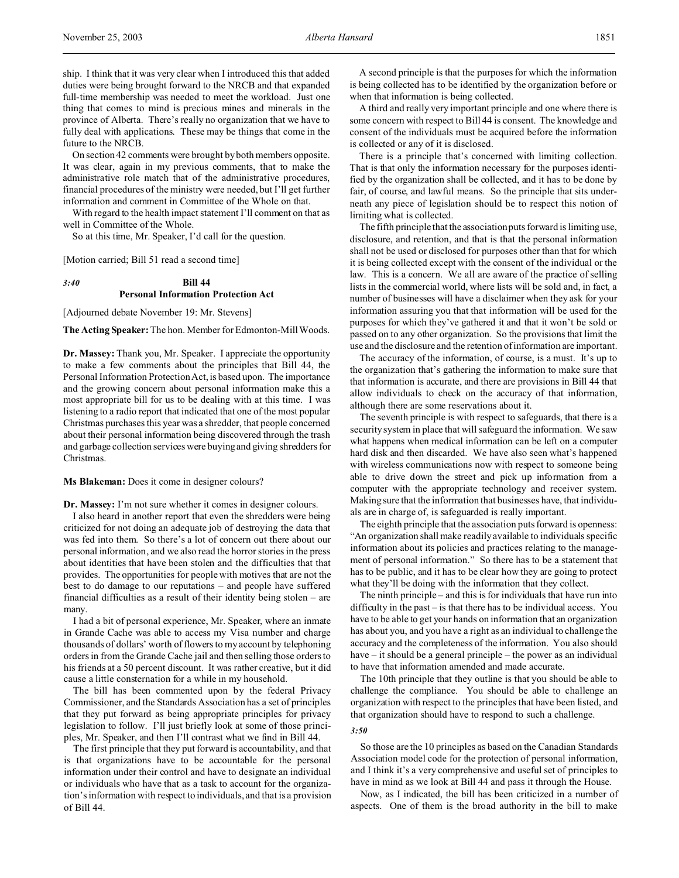ship. I think that it was very clear when I introduced this that added duties were being brought forward to the NRCB and that expanded full-time membership was needed to meet the workload. Just one thing that comes to mind is precious mines and minerals in the province of Alberta. There's really no organization that we have to fully deal with applications. These may be things that come in the future to the NRCB.

On section 42 comments were brought by both members opposite. It was clear, again in my previous comments, that to make the administrative role match that of the administrative procedures, financial procedures of the ministry were needed, but I'll get further information and comment in Committee of the Whole on that.

With regard to the health impact statement I'll comment on that as well in Committee of the Whole.

So at this time, Mr. Speaker, I'd call for the question.

[Motion carried; Bill 51 read a second time]

*3:40*

## Bill 44
## Personal Information Protection Act

[Adjourned debate November 19: Mr. Stevens]

**The Acting Speaker:** The hon. Member for Edmonton-Mill Woods.

**Dr. Massey:** Thank you, Mr. Speaker. I appreciate the opportunity to make a few comments about the principles that Bill 44, the Personal Information Protection Act, is based upon. The importance and the growing concern about personal information make this a most appropriate bill for us to be dealing with at this time. I was listening to a radio report that indicated that one of the most popular Christmas purchases this year was a shredder, that people concerned about their personal information being discovered through the trash and garbage collection services were buying and giving shredders for Christmas.

**Ms Blakeman:** Does it come in designer colours?

**Dr. Massey:** I'm not sure whether it comes in designer colours.

I also heard in another report that even the shredders were being criticized for not doing an adequate job of destroying the data that was fed into them. So there's a lot of concern out there about our personal information, and we also read the horror stories in the press about identities that have been stolen and the difficulties that that provides. The opportunities for people with motives that are not the best to do damage to our reputations – and people have suffered financial difficulties as a result of their identity being stolen – are many.

I had a bit of personal experience, Mr. Speaker, where an inmate in Grande Cache was able to access my Visa number and charge thousands of dollars' worth of flowers to my account by telephoning orders in from the Grande Cache jail and then selling those orders to his friends at a 50 percent discount. It was rather creative, but it did cause a little consternation for a while in my household.

The bill has been commented upon by the federal Privacy Commissioner, and the Standards Association has a set of principles that they put forward as being appropriate principles for privacy legislation to follow. I'll just briefly look at some of those principles, Mr. Speaker, and then I'll contrast what we find in Bill 44.

The first principle that they put forward is accountability, and that is that organizations have to be accountable for the personal information under their control and have to designate an individual or individuals who have that as a task to account for the organization's information with respect to individuals, and that is a provision of Bill 44.

A second principle is that the purposes for which the information is being collected has to be identified by the organization before or when that information is being collected.

A third and really very important principle and one where there is some concern with respect to Bill 44 is consent. The knowledge and consent of the individuals must be acquired before the information is collected or any of it is disclosed.

There is a principle that's concerned with limiting collection. That is that only the information necessary for the purposes identified by the organization shall be collected, and it has to be done by fair, of course, and lawful means. So the principle that sits underneath any piece of legislation should be to respect this notion of limiting what is collected.

The fifth principle that the association puts forward is limiting use, disclosure, and retention, and that is that the personal information shall not be used or disclosed for purposes other than that for which it is being collected except with the consent of the individual or the law. This is a concern. We all are aware of the practice of selling lists in the commercial world, where lists will be sold and, in fact, a number of businesses will have a disclaimer when they ask for your information assuring you that that information will be used for the purposes for which they've gathered it and that it won't be sold or passed on to any other organization. So the provisions that limit the use and the disclosure and the retention of information are important.

The accuracy of the information, of course, is a must. It's up to the organization that's gathering the information to make sure that that information is accurate, and there are provisions in Bill 44 that allow individuals to check on the accuracy of that information, although there are some reservations about it.

The seventh principle is with respect to safeguards, that there is a security system in place that will safeguard the information. We saw what happens when medical information can be left on a computer hard disk and then discarded. We have also seen what's happened with wireless communications now with respect to someone being able to drive down the street and pick up information from a computer with the appropriate technology and receiver system. Making sure that the information that businesses have, that individuals are in charge of, is safeguarded is really important.

The eighth principle that the association puts forward is openness: "An organization shall make readily available to individuals specific information about its policies and practices relating to the management of personal information." So there has to be a statement that has to be public, and it has to be clear how they are going to protect what they'll be doing with the information that they collect.

The ninth principle – and this is for individuals that have run into difficulty in the past – is that there has to be individual access. You have to be able to get your hands on information that an organization has about you, and you have a right as an individual to challenge the accuracy and the completeness of the information. You also should have – it should be a general principle – the power as an individual to have that information amended and made accurate.

The 10th principle that they outline is that you should be able to challenge the compliance. You should be able to challenge an organization with respect to the principles that have been listed, and that organization should have to respond to such a challenge.

*3:50*

So those are the 10 principles as based on the Canadian Standards Association model code for the protection of personal information, and I think it's a very comprehensive and useful set of principles to have in mind as we look at Bill 44 and pass it through the House.

Now, as I indicated, the bill has been criticized in a number of aspects. One of them is the broad authority in the bill to make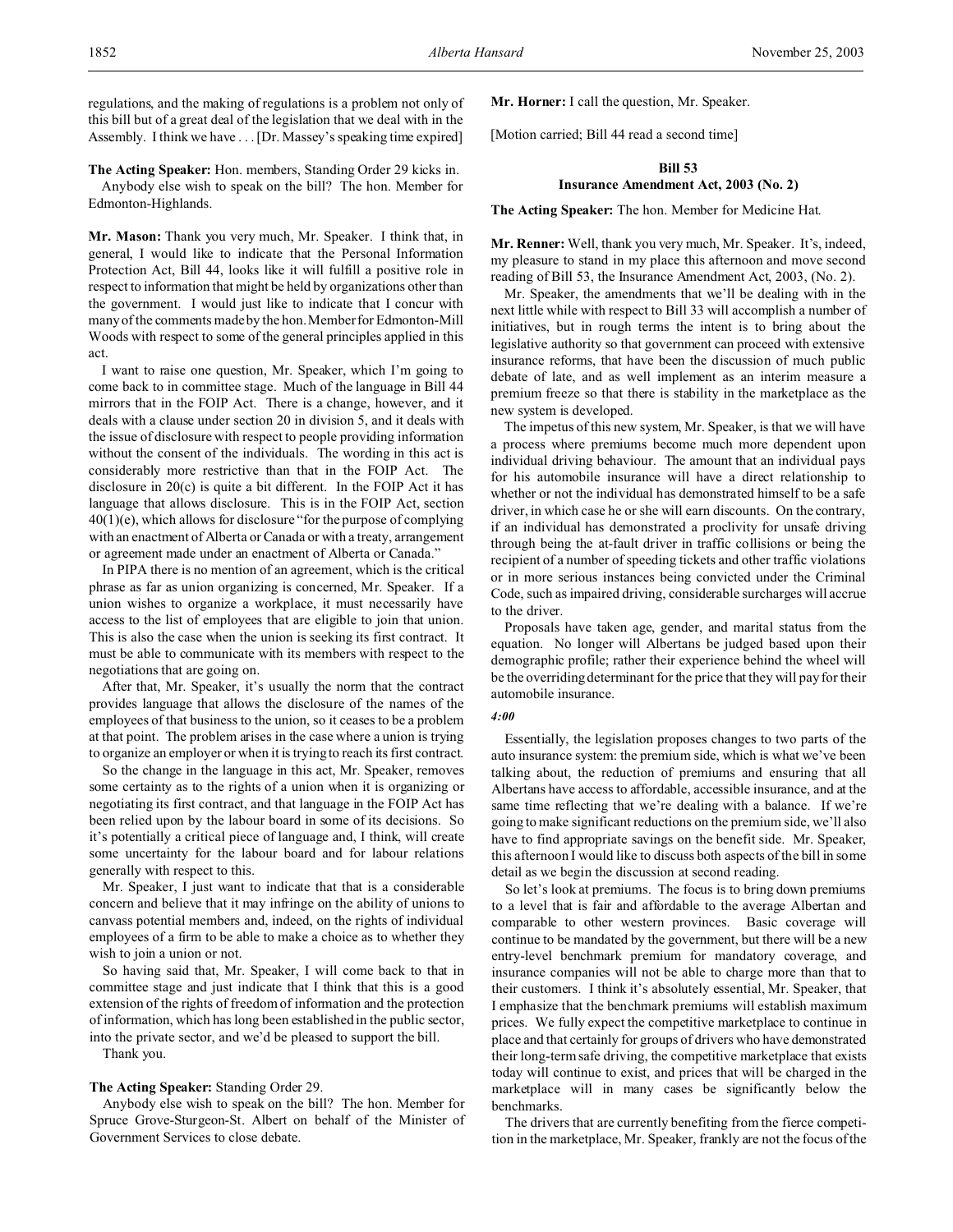regulations, and the making of regulations is a problem not only of this bill but of a great deal of the legislation that we deal with in the Assembly. I think we have . . . [Dr. Massey's speaking time expired]

**The Acting Speaker:** Hon. members, Standing Order 29 kicks in.

Anybody else wish to speak on the bill? The hon. Member for Edmonton-Highlands.

**Mr. Mason:** Thank you very much, Mr. Speaker. I think that, in general, I would like to indicate that the Personal Information Protection Act, Bill 44, looks like it will fulfill a positive role in respect to information that might be held by organizations other than the government. I would just like to indicate that I concur with many of the comments made by the hon. Member for Edmonton-Mill Woods with respect to some of the general principles applied in this act.

I want to raise one question, Mr. Speaker, which I'm going to come back to in committee stage. Much of the language in Bill 44 mirrors that in the FOIP Act. There is a change, however, and it deals with a clause under section 20 in division 5, and it deals with the issue of disclosure with respect to people providing information without the consent of the individuals. The wording in this act is considerably more restrictive than that in the FOIP Act. The disclosure in 20(c) is quite a bit different. In the FOIP Act it has language that allows disclosure. This is in the FOIP Act, section 40(1)(e), which allows for disclosure "for the purpose of complying with an enactment of Alberta or Canada or with a treaty, arrangement or agreement made under an enactment of Alberta or Canada."

In PIPA there is no mention of an agreement, which is the critical phrase as far as union organizing is concerned, Mr. Speaker. If a union wishes to organize a workplace, it must necessarily have access to the list of employees that are eligible to join that union. This is also the case when the union is seeking its first contract. It must be able to communicate with its members with respect to the negotiations that are going on.

After that, Mr. Speaker, it's usually the norm that the contract provides language that allows the disclosure of the names of the employees of that business to the union, so it ceases to be a problem at that point. The problem arises in the case where a union is trying to organize an employer or when it is trying to reach its first contract.

So the change in the language in this act, Mr. Speaker, removes some certainty as to the rights of a union when it is organizing or negotiating its first contract, and that language in the FOIP Act has been relied upon by the labour board in some of its decisions. So it's potentially a critical piece of language and, I think, will create some uncertainty for the labour board and for labour relations generally with respect to this.

Mr. Speaker, I just want to indicate that that is a considerable concern and believe that it may infringe on the ability of unions to canvass potential members and, indeed, on the rights of individual employees of a firm to be able to make a choice as to whether they wish to join a union or not.

So having said that, Mr. Speaker, I will come back to that in committee stage and just indicate that I think that this is a good extension of the rights of freedom of information and the protection of information, which has long been established in the public sector, into the private sector, and we'd be pleased to support the bill.

Thank you.

**The Acting Speaker:** Standing Order 29.

Anybody else wish to speak on the bill? The hon. Member for Spruce Grove-Sturgeon-St. Albert on behalf of the Minister of Government Services to close debate.

**Mr. Horner:** I call the question, Mr. Speaker.

[Motion carried; Bill 44 read a second time]

## Bill 53
## Insurance Amendment Act, 2003 (No. 2)

**The Acting Speaker:** The hon. Member for Medicine Hat.

**Mr. Renner:** Well, thank you very much, Mr. Speaker. It's, indeed, my pleasure to stand in my place this afternoon and move second reading of Bill 53, the Insurance Amendment Act, 2003, (No. 2).

Mr. Speaker, the amendments that we'll be dealing with in the next little while with respect to Bill 33 will accomplish a number of initiatives, but in rough terms the intent is to bring about the legislative authority so that government can proceed with extensive insurance reforms, that have been the discussion of much public debate of late, and as well implement as an interim measure a premium freeze so that there is stability in the marketplace as the new system is developed.

The impetus of this new system, Mr. Speaker, is that we will have a process where premiums become much more dependent upon individual driving behaviour. The amount that an individual pays for his automobile insurance will have a direct relationship to whether or not the individual has demonstrated himself to be a safe driver, in which case he or she will earn discounts. On the contrary, if an individual has demonstrated a proclivity for unsafe driving through being the at-fault driver in traffic collisions or being the recipient of a number of speeding tickets and other traffic violations or in more serious instances being convicted under the Criminal Code, such as impaired driving, considerable surcharges will accrue to the driver.

Proposals have taken age, gender, and marital status from the equation. No longer will Albertans be judged based upon their demographic profile; rather their experience behind the wheel will be the overriding determinant for the price that they will pay for their automobile insurance.

*4:00*

Essentially, the legislation proposes changes to two parts of the auto insurance system: the premium side, which is what we've been talking about, the reduction of premiums and ensuring that all Albertans have access to affordable, accessible insurance, and at the same time reflecting that we're dealing with a balance. If we're going to make significant reductions on the premium side, we'll also have to find appropriate savings on the benefit side. Mr. Speaker, this afternoon I would like to discuss both aspects of the bill in some detail as we begin the discussion at second reading.

So let's look at premiums. The focus is to bring down premiums to a level that is fair and affordable to the average Albertan and comparable to other western provinces. Basic coverage will continue to be mandated by the government, but there will be a new entry-level benchmark premium for mandatory coverage, and insurance companies will not be able to charge more than that to their customers. I think it's absolutely essential, Mr. Speaker, that I emphasize that the benchmark premiums will establish maximum prices. We fully expect the competitive marketplace to continue in place and that certainly for groups of drivers who have demonstrated their long-term safe driving, the competitive marketplace that exists today will continue to exist, and prices that will be charged in the marketplace will in many cases be significantly below the benchmarks.

The drivers that are currently benefiting from the fierce competition in the marketplace, Mr. Speaker, frankly are not the focus of the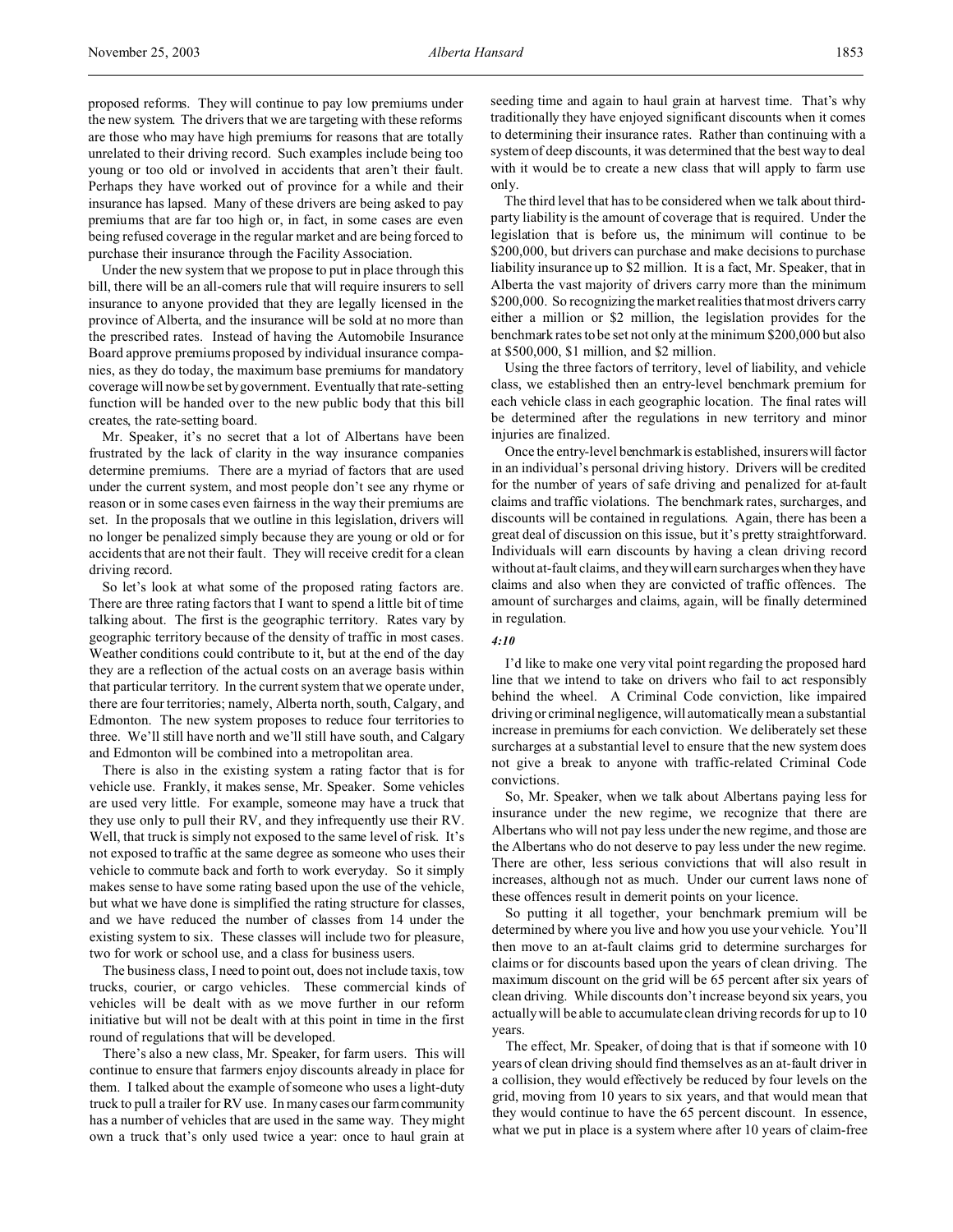proposed reforms. They will continue to pay low premiums under the new system. The drivers that we are targeting with these reforms are those who may have high premiums for reasons that are totally unrelated to their driving record. Such examples include being too young or too old or involved in accidents that aren't their fault. Perhaps they have worked out of province for a while and their insurance has lapsed. Many of these drivers are being asked to pay premiums that are far too high or, in fact, in some cases are even being refused coverage in the regular market and are being forced to purchase their insurance through the Facility Association.

Under the new system that we propose to put in place through this bill, there will be an all-comers rule that will require insurers to sell insurance to anyone provided that they are legally licensed in the province of Alberta, and the insurance will be sold at no more than the prescribed rates. Instead of having the Automobile Insurance Board approve premiums proposed by individual insurance companies, as they do today, the maximum base premiums for mandatory coverage will now be set by government. Eventually that rate-setting function will be handed over to the new public body that this bill creates, the rate-setting board.

Mr. Speaker, it's no secret that a lot of Albertans have been frustrated by the lack of clarity in the way insurance companies determine premiums. There are a myriad of factors that are used under the current system, and most people don't see any rhyme or reason or in some cases even fairness in the way their premiums are set. In the proposals that we outline in this legislation, drivers will no longer be penalized simply because they are young or old or for accidents that are not their fault. They will receive credit for a clean driving record.

So let's look at what some of the proposed rating factors are. There are three rating factors that I want to spend a little bit of time talking about. The first is the geographic territory. Rates vary by geographic territory because of the density of traffic in most cases. Weather conditions could contribute to it, but at the end of the day they are a reflection of the actual costs on an average basis within that particular territory. In the current system that we operate under, there are four territories; namely, Alberta north, south, Calgary, and Edmonton. The new system proposes to reduce four territories to three. We'll still have north and we'll still have south, and Calgary and Edmonton will be combined into a metropolitan area.

There is also in the existing system a rating factor that is for vehicle use. Frankly, it makes sense, Mr. Speaker. Some vehicles are used very little. For example, someone may have a truck that they use only to pull their RV, and they infrequently use their RV. Well, that truck is simply not exposed to the same level of risk. It's not exposed to traffic at the same degree as someone who uses their vehicle to commute back and forth to work everyday. So it simply makes sense to have some rating based upon the use of the vehicle, but what we have done is simplified the rating structure for classes, and we have reduced the number of classes from 14 under the existing system to six. These classes will include two for pleasure, two for work or school use, and a class for business users.

The business class, I need to point out, does not include taxis, tow trucks, courier, or cargo vehicles. These commercial kinds of vehicles will be dealt with as we move further in our reform initiative but will not be dealt with at this point in time in the first round of regulations that will be developed.

There's also a new class, Mr. Speaker, for farm users. This will continue to ensure that farmers enjoy discounts already in place for them. I talked about the example of someone who uses a light-duty truck to pull a trailer for RV use. In many cases our farm community has a number of vehicles that are used in the same way. They might own a truck that's only used twice a year: once to haul grain at seeding time and again to haul grain at harvest time. That's why traditionally they have enjoyed significant discounts when it comes to determining their insurance rates. Rather than continuing with a system of deep discounts, it was determined that the best way to deal with it would be to create a new class that will apply to farm use only.

The third level that has to be considered when we talk about third-party liability is the amount of coverage that is required. Under the legislation that is before us, the minimum will continue to be \$200,000, but drivers can purchase and make decisions to purchase liability insurance up to \$2 million. It is a fact, Mr. Speaker, that in Alberta the vast majority of drivers carry more than the minimum \$200,000. So recognizing the market realities that most drivers carry either a million or \$2 million, the legislation provides for the benchmark rates to be set not only at the minimum \$200,000 but also at \$500,000, \$1 million, and \$2 million.

Using the three factors of territory, level of liability, and vehicle class, we established then an entry-level benchmark premium for each vehicle class in each geographic location. The final rates will be determined after the regulations in new territory and minor injuries are finalized.

Once the entry-level benchmark is established, insurers will factor in an individual's personal driving history. Drivers will be credited for the number of years of safe driving and penalized for at-fault claims and traffic violations. The benchmark rates, surcharges, and discounts will be contained in regulations. Again, there has been a great deal of discussion on this issue, but it's pretty straightforward. Individuals will earn discounts by having a clean driving record without at-fault claims, and they will earn surcharges when they have claims and also when they are convicted of traffic offences. The amount of surcharges and claims, again, will be finally determined in regulation.

*4:10*

I'd like to make one very vital point regarding the proposed hard line that we intend to take on drivers who fail to act responsibly behind the wheel. A Criminal Code conviction, like impaired driving or criminal negligence, will automatically mean a substantial increase in premiums for each conviction. We deliberately set these surcharges at a substantial level to ensure that the new system does not give a break to anyone with traffic-related Criminal Code convictions.

So, Mr. Speaker, when we talk about Albertans paying less for insurance under the new regime, we recognize that there are Albertans who will not pay less under the new regime, and those are the Albertans who do not deserve to pay less under the new regime. There are other, less serious convictions that will also result in increases, although not as much. Under our current laws none of these offences result in demerit points on your licence.

So putting it all together, your benchmark premium will be determined by where you live and how you use your vehicle. You'll then move to an at-fault claims grid to determine surcharges for claims or for discounts based upon the years of clean driving. The maximum discount on the grid will be 65 percent after six years of clean driving. While discounts don't increase beyond six years, you actually will be able to accumulate clean driving records for up to 10 years.

The effect, Mr. Speaker, of doing that is that if someone with 10 years of clean driving should find themselves as an at-fault driver in a collision, they would effectively be reduced by four levels on the grid, moving from 10 years to six years, and that would mean that they would continue to have the 65 percent discount. In essence, what we put in place is a system where after 10 years of claim-free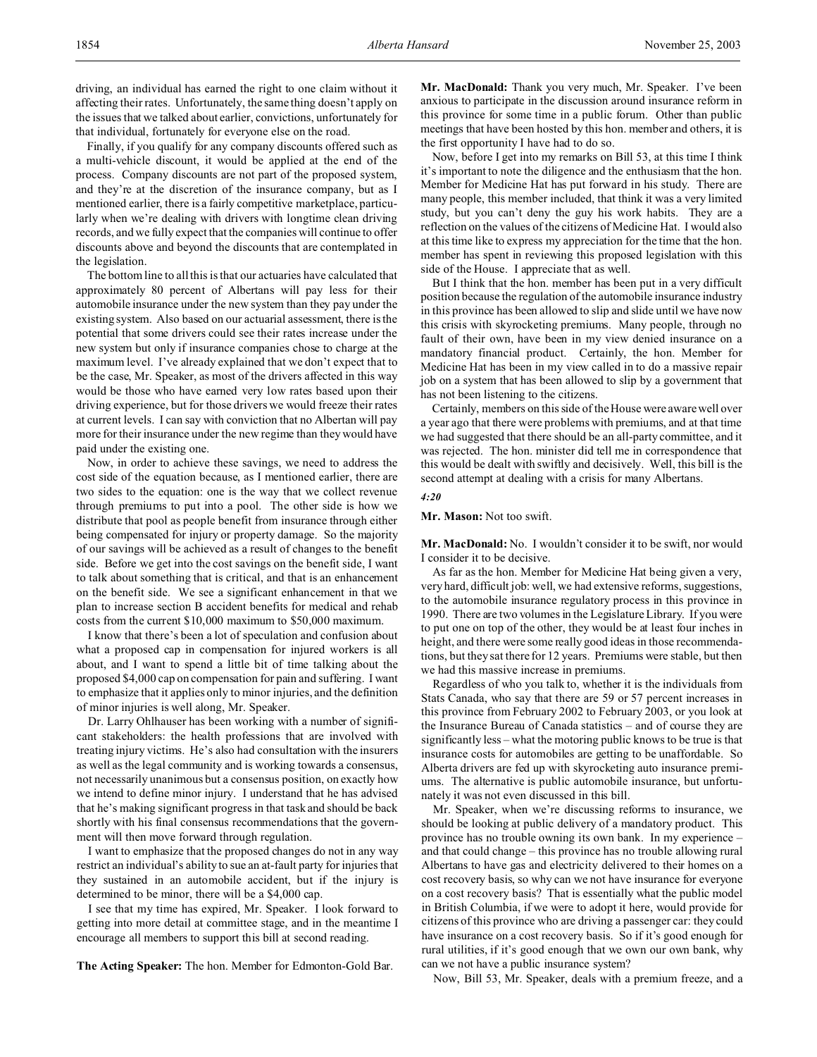driving, an individual has earned the right to one claim without it affecting their rates. Unfortunately, the same thing doesn't apply on the issues that we talked about earlier, convictions, unfortunately for that individual, fortunately for everyone else on the road.

Finally, if you qualify for any company discounts offered such as a multi-vehicle discount, it would be applied at the end of the process. Company discounts are not part of the proposed system, and they're at the discretion of the insurance company, but as I mentioned earlier, there is a fairly competitive marketplace, particularly when we're dealing with drivers with longtime clean driving records, and we fully expect that the companies will continue to offer discounts above and beyond the discounts that are contemplated in the legislation.

The bottom line to all this is that our actuaries have calculated that approximately 80 percent of Albertans will pay less for their automobile insurance under the new system than they pay under the existing system. Also based on our actuarial assessment, there is the potential that some drivers could see their rates increase under the new system but only if insurance companies chose to charge at the maximum level. I've already explained that we don't expect that to be the case, Mr. Speaker, as most of the drivers affected in this way would be those who have earned very low rates based upon their driving experience, but for those drivers we would freeze their rates at current levels. I can say with conviction that no Albertan will pay more for their insurance under the new regime than they would have paid under the existing one.

Now, in order to achieve these savings, we need to address the cost side of the equation because, as I mentioned earlier, there are two sides to the equation: one is the way that we collect revenue through premiums to put into a pool. The other side is how we distribute that pool as people benefit from insurance through either being compensated for injury or property damage. So the majority of our savings will be achieved as a result of changes to the benefit side. Before we get into the cost savings on the benefit side, I want to talk about something that is critical, and that is an enhancement on the benefit side. We see a significant enhancement in that we plan to increase section B accident benefits for medical and rehab costs from the current $10,000 maximum to $50,000 maximum.

I know that there's been a lot of speculation and confusion about what a proposed cap in compensation for injured workers is all about, and I want to spend a little bit of time talking about the proposed $4,000 cap on compensation for pain and suffering. I want to emphasize that it applies only to minor injuries, and the definition of minor injuries is well along, Mr. Speaker.

Dr. Larry Ohlhauser has been working with a number of significant stakeholders: the health professions that are involved with treating injury victims. He's also had consultation with the insurers as well as the legal community and is working towards a consensus, not necessarily unanimous but a consensus position, on exactly how we intend to define minor injury. I understand that he has advised that he's making significant progress in that task and should be back shortly with his final consensus recommendations that the government will then move forward through regulation.

I want to emphasize that the proposed changes do not in any way restrict an individual's ability to sue an at-fault party for injuries that they sustained in an automobile accident, but if the injury is determined to be minor, there will be a $4,000 cap.

I see that my time has expired, Mr. Speaker. I look forward to getting into more detail at committee stage, and in the meantime I encourage all members to support this bill at second reading.

**The Acting Speaker:** The hon. Member for Edmonton-Gold Bar.

**Mr. MacDonald:** Thank you very much, Mr. Speaker. I've been anxious to participate in the discussion around insurance reform in this province for some time in a public forum. Other than public meetings that have been hosted by this hon. member and others, it is the first opportunity I have had to do so.

Now, before I get into my remarks on Bill 53, at this time I think it's important to note the diligence and the enthusiasm that the hon. Member for Medicine Hat has put forward in his study. There are many people, this member included, that think it was a very limited study, but you can't deny the guy his work habits. They are a reflection on the values of the citizens of Medicine Hat. I would also at this time like to express my appreciation for the time that the hon. member has spent in reviewing this proposed legislation with this side of the House. I appreciate that as well.

But I think that the hon. member has been put in a very difficult position because the regulation of the automobile insurance industry in this province has been allowed to slip and slide until we have now this crisis with skyrocketing premiums. Many people, through no fault of their own, have been in my view denied insurance on a mandatory financial product. Certainly, the hon. Member for Medicine Hat has been in my view called in to do a massive repair job on a system that has been allowed to slip by a government that has not been listening to the citizens.

Certainly, members on this side of the House were aware well over a year ago that there were problems with premiums, and at that time we had suggested that there should be an all-party committee, and it was rejected. The hon. minister did tell me in correspondence that this would be dealt with swiftly and decisively. Well, this bill is the second attempt at dealing with a crisis for many Albertans.

*4:20*

**Mr. Mason:** Not too swift.

**Mr. MacDonald:** No. I wouldn't consider it to be swift, nor would I consider it to be decisive.

As far as the hon. Member for Medicine Hat being given a very, very hard, difficult job: well, we had extensive reforms, suggestions, to the automobile insurance regulatory process in this province in 1990. There are two volumes in the Legislature Library. If you were to put one on top of the other, they would be at least four inches in height, and there were some really good ideas in those recommendations, but they sat there for 12 years. Premiums were stable, but then we had this massive increase in premiums.

Regardless of who you talk to, whether it is the individuals from Stats Canada, who say that there are 59 or 57 percent increases in this province from February 2002 to February 2003, or you look at the Insurance Bureau of Canada statistics – and of course they are significantly less – what the motoring public knows to be true is that insurance costs for automobiles are getting to be unaffordable. So Alberta drivers are fed up with skyrocketing auto insurance premiums. The alternative is public automobile insurance, but unfortunately it was not even discussed in this bill.

Mr. Speaker, when we're discussing reforms to insurance, we should be looking at public delivery of a mandatory product. This province has no trouble owning its own bank. In my experience – and that could change – this province has no trouble allowing rural Albertans to have gas and electricity delivered to their homes on a cost recovery basis, so why can we not have insurance for everyone on a cost recovery basis? That is essentially what the public model in British Columbia, if we were to adopt it here, would provide for citizens of this province who are driving a passenger car: they could have insurance on a cost recovery basis. So if it's good enough for rural utilities, if it's good enough that we own our own bank, why can we not have a public insurance system?

Now, Bill 53, Mr. Speaker, deals with a premium freeze, and a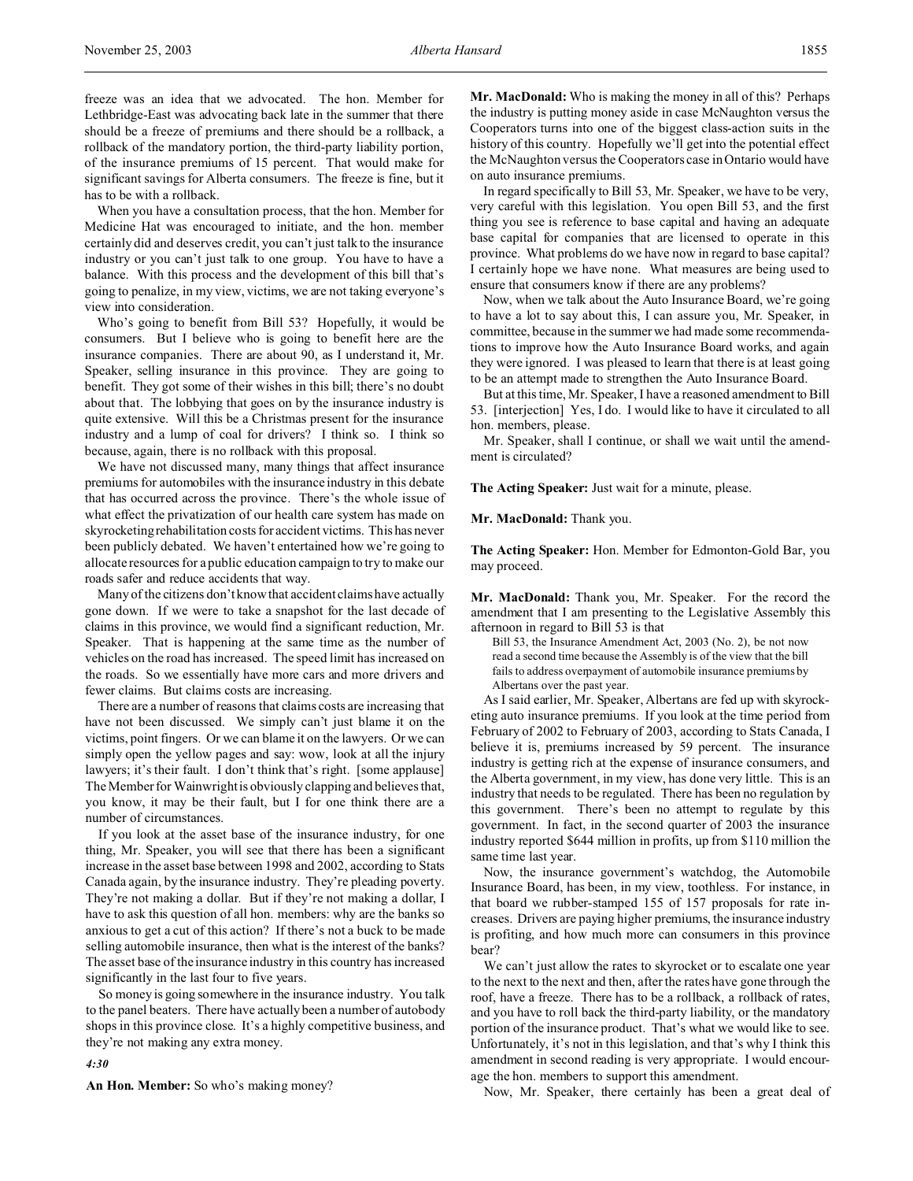freeze was an idea that we advocated. The hon. Member for Lethbridge-East was advocating back late in the summer that there should be a freeze of premiums and there should be a rollback, a rollback of the mandatory portion, the third-party liability portion, of the insurance premiums of 15 percent. That would make for significant savings for Alberta consumers. The freeze is fine, but it has to be with a rollback.

When you have a consultation process, that the hon. Member for Medicine Hat was encouraged to initiate, and the hon. member certainly did and deserves credit, you can't just talk to the insurance industry or you can't just talk to one group. You have to have a balance. With this process and the development of this bill that's going to penalize, in my view, victims, we are not taking everyone's view into consideration.

Who's going to benefit from Bill 53? Hopefully, it would be consumers. But I believe who is going to benefit here are the insurance companies. There are about 90, as I understand it, Mr. Speaker, selling insurance in this province. They are going to benefit. They got some of their wishes in this bill; there's no doubt about that. The lobbying that goes on by the insurance industry is quite extensive. Will this be a Christmas present for the insurance industry and a lump of coal for drivers? I think so. I think so because, again, there is no rollback with this proposal.

We have not discussed many, many things that affect insurance premiums for automobiles with the insurance industry in this debate that has occurred across the province. There's the whole issue of what effect the privatization of our health care system has made on skyrocketing rehabilitation costs for accident victims. This has never been publicly debated. We haven't entertained how we're going to allocate resources for a public education campaign to try to make our roads safer and reduce accidents that way.

Many of the citizens don't know that accident claims have actually gone down. If we were to take a snapshot for the last decade of claims in this province, we would find a significant reduction, Mr. Speaker. That is happening at the same time as the number of vehicles on the road has increased. The speed limit has increased on the roads. So we essentially have more cars and more drivers and fewer claims. But claims costs are increasing.

There are a number of reasons that claims costs are increasing that have not been discussed. We simply can't just blame it on the victims, point fingers. Or we can blame it on the lawyers. Or we can simply open the yellow pages and say: wow, look at all the injury lawyers; it's their fault. I don't think that's right. [some applause] The Member for Wainwright is obviously clapping and believes that, you know, it may be their fault, but I for one think there are a number of circumstances.

If you look at the asset base of the insurance industry, for one thing, Mr. Speaker, you will see that there has been a significant increase in the asset base between 1998 and 2002, according to Stats Canada again, by the insurance industry. They're pleading poverty. They're not making a dollar. But if they're not making a dollar, I have to ask this question of all hon. members: why are the banks so anxious to get a cut of this action? If there's not a buck to be made selling automobile insurance, then what is the interest of the banks? The asset base of the insurance industry in this country has increased significantly in the last four to five years.

So money is going somewhere in the insurance industry. You talk to the panel beaters. There have actually been a number of autobody shops in this province close. It's a highly competitive business, and they're not making any extra money.

*4:30*

**An Hon. Member:** So who's making money?

**Mr. MacDonald:** Who is making the money in all of this? Perhaps the industry is putting money aside in case McNaughton versus the Cooperators turns into one of the biggest class-action suits in the history of this country. Hopefully we'll get into the potential effect the McNaughton versus the Cooperators case in Ontario would have on auto insurance premiums.

In regard specifically to Bill 53, Mr. Speaker, we have to be very, very careful with this legislation. You open Bill 53, and the first thing you see is reference to base capital and having an adequate base capital for companies that are licensed to operate in this province. What problems do we have now in regard to base capital? I certainly hope we have none. What measures are being used to ensure that consumers know if there are any problems?

Now, when we talk about the Auto Insurance Board, we're going to have a lot to say about this, I can assure you, Mr. Speaker, in committee, because in the summer we had made some recommendations to improve how the Auto Insurance Board works, and again they were ignored. I was pleased to learn that there is at least going to be an attempt made to strengthen the Auto Insurance Board.

But at this time, Mr. Speaker, I have a reasoned amendment to Bill 53. [interjection] Yes, I do. I would like to have it circulated to all hon. members, please.

Mr. Speaker, shall I continue, or shall we wait until the amendment is circulated?

**The Acting Speaker:** Just wait for a minute, please.

**Mr. MacDonald:** Thank you.

**The Acting Speaker:** Hon. Member for Edmonton-Gold Bar, you may proceed.

**Mr. MacDonald:** Thank you, Mr. Speaker. For the record the amendment that I am presenting to the Legislative Assembly this afternoon in regard to Bill 53 is that

> Bill 53, the Insurance Amendment Act, 2003 (No. 2), be not now read a second time because the Assembly is of the view that the bill fails to address overpayment of automobile insurance premiums by Albertans over the past year.

As I said earlier, Mr. Speaker, Albertans are fed up with skyrocketing auto insurance premiums. If you look at the time period from February of 2002 to February of 2003, according to Stats Canada, I believe it is, premiums increased by 59 percent. The insurance industry is getting rich at the expense of insurance consumers, and the Alberta government, in my view, has done very little. This is an industry that needs to be regulated. There has been no regulation by this government. There's been no attempt to regulate by this government. In fact, in the second quarter of 2003 the insurance industry reported $644 million in profits, up from $110 million the same time last year.

Now, the insurance government's watchdog, the Automobile Insurance Board, has been, in my view, toothless. For instance, in that board we rubber-stamped 155 of 157 proposals for rate increases. Drivers are paying higher premiums, the insurance industry is profiting, and how much more can consumers in this province bear?

We can't just allow the rates to skyrocket or to escalate one year to the next to the next and then, after the rates have gone through the roof, have a freeze. There has to be a rollback, a rollback of rates, and you have to roll back the third-party liability, or the mandatory portion of the insurance product. That's what we would like to see. Unfortunately, it's not in this legislation, and that's why I think this amendment in second reading is very appropriate. I would encourage the hon. members to support this amendment.

Now, Mr. Speaker, there certainly has been a great deal of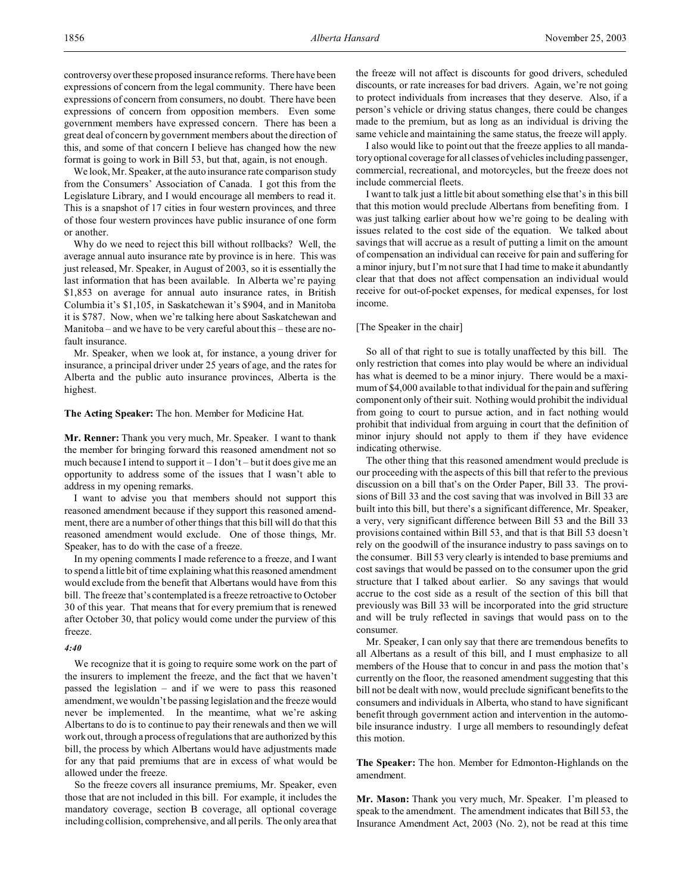controversy over these proposed insurance reforms. There have been expressions of concern from the legal community. There have been expressions of concern from consumers, no doubt. There have been expressions of concern from opposition members. Even some government members have expressed concern. There has been a great deal of concern by government members about the direction of this, and some of that concern I believe has changed how the new format is going to work in Bill 53, but that, again, is not enough.

We look, Mr. Speaker, at the auto insurance rate comparison study from the Consumers' Association of Canada. I got this from the Legislature Library, and I would encourage all members to read it. This is a snapshot of 17 cities in four western provinces, and three of those four western provinces have public insurance of one form or another.

Why do we need to reject this bill without rollbacks? Well, the average annual auto insurance rate by province is in here. This was just released, Mr. Speaker, in August of 2003, so it is essentially the last information that has been available. In Alberta we're paying $1,853 on average for annual auto insurance rates, in British Columbia it's $1,105, in Saskatchewan it's $904, and in Manitoba it is $787. Now, when we're talking here about Saskatchewan and Manitoba – and we have to be very careful about this – these are no-fault insurance.

Mr. Speaker, when we look at, for instance, a young driver for insurance, a principal driver under 25 years of age, and the rates for Alberta and the public auto insurance provinces, Alberta is the highest.

**The Acting Speaker:** The hon. Member for Medicine Hat.

**Mr. Renner:** Thank you very much, Mr. Speaker. I want to thank the member for bringing forward this reasoned amendment not so much because I intend to support it – I don't – but it does give me an opportunity to address some of the issues that I wasn't able to address in my opening remarks.

I want to advise you that members should not support this reasoned amendment because if they support this reasoned amendment, there are a number of other things that this bill will do that this reasoned amendment would exclude. One of those things, Mr. Speaker, has to do with the case of a freeze.

In my opening comments I made reference to a freeze, and I want to spend a little bit of time explaining what this reasoned amendment would exclude from the benefit that Albertans would have from this bill. The freeze that's contemplated is a freeze retroactive to October 30 of this year. That means that for every premium that is renewed after October 30, that policy would come under the purview of this freeze.

*4:40*

We recognize that it is going to require some work on the part of the insurers to implement the freeze, and the fact that we haven't passed the legislation – and if we were to pass this reasoned amendment, we wouldn't be passing legislation and the freeze would never be implemented. In the meantime, what we're asking Albertans to do is to continue to pay their renewals and then we will work out, through a process of regulations that are authorized by this bill, the process by which Albertans would have adjustments made for any that paid premiums that are in excess of what would be allowed under the freeze.

So the freeze covers all insurance premiums, Mr. Speaker, even those that are not included in this bill. For example, it includes the mandatory coverage, section B coverage, all optional coverage including collision, comprehensive, and all perils. The only area that the freeze will not affect is discounts for good drivers, scheduled discounts, or rate increases for bad drivers. Again, we're not going to protect individuals from increases that they deserve. Also, if a person's vehicle or driving status changes, there could be changes made to the premium, but as long as an individual is driving the same vehicle and maintaining the same status, the freeze will apply.

I also would like to point out that the freeze applies to all mandatory optional coverage for all classes of vehicles including passenger, commercial, recreational, and motorcycles, but the freeze does not include commercial fleets.

I want to talk just a little bit about something else that's in this bill that this motion would preclude Albertans from benefiting from. I was just talking earlier about how we're going to be dealing with issues related to the cost side of the equation. We talked about savings that will accrue as a result of putting a limit on the amount of compensation an individual can receive for pain and suffering for a minor injury, but I'm not sure that I had time to make it abundantly clear that that does not affect compensation an individual would receive for out-of-pocket expenses, for medical expenses, for lost income.

[The Speaker in the chair]

So all of that right to sue is totally unaffected by this bill. The only restriction that comes into play would be where an individual has what is deemed to be a minor injury. There would be a maximum of $4,000 available to that individual for the pain and suffering component only of their suit. Nothing would prohibit the individual from going to court to pursue action, and in fact nothing would prohibit that individual from arguing in court that the definition of minor injury should not apply to them if they have evidence indicating otherwise.

The other thing that this reasoned amendment would preclude is our proceeding with the aspects of this bill that refer to the previous discussion on a bill that's on the Order Paper, Bill 33. The provisions of Bill 33 and the cost saving that was involved in Bill 33 are built into this bill, but there's a significant difference, Mr. Speaker, a very, very significant difference between Bill 53 and the Bill 33 provisions contained within Bill 53, and that is that Bill 53 doesn't rely on the goodwill of the insurance industry to pass savings on to the consumer. Bill 53 very clearly is intended to base premiums and cost savings that would be passed on to the consumer upon the grid structure that I talked about earlier. So any savings that would accrue to the cost side as a result of the section of this bill that previously was Bill 33 will be incorporated into the grid structure and will be truly reflected in savings that would pass on to the consumer.

Mr. Speaker, I can only say that there are tremendous benefits to all Albertans as a result of this bill, and I must emphasize to all members of the House that to concur in and pass the motion that's currently on the floor, the reasoned amendment suggesting that this bill not be dealt with now, would preclude significant benefits to the consumers and individuals in Alberta, who stand to have significant benefit through government action and intervention in the automobile insurance industry. I urge all members to resoundingly defeat this motion.

**The Speaker:** The hon. Member for Edmonton-Highlands on the amendment.

**Mr. Mason:** Thank you very much, Mr. Speaker. I'm pleased to speak to the amendment. The amendment indicates that Bill 53, the Insurance Amendment Act, 2003 (No. 2), not be read at this time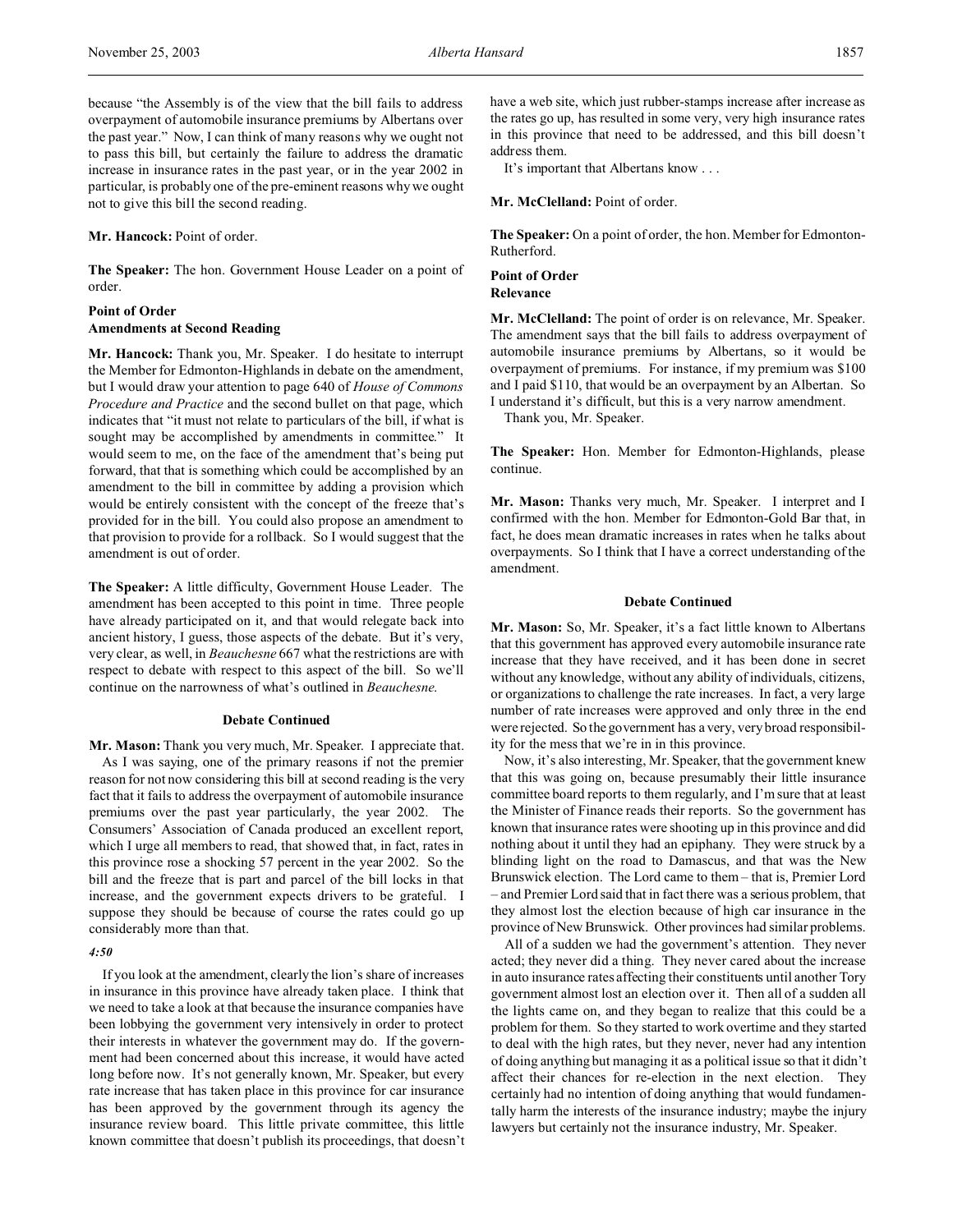because "the Assembly is of the view that the bill fails to address overpayment of automobile insurance premiums by Albertans over the past year." Now, I can think of many reasons why we ought not to pass this bill, but certainly the failure to address the dramatic increase in insurance rates in the past year, or in the year 2002 in particular, is probably one of the pre-eminent reasons why we ought not to give this bill the second reading.

**Mr. Hancock:** Point of order.

**The Speaker:** The hon. Government House Leader on a point of order.

### Point of Order
### Amendments at Second Reading

**Mr. Hancock:** Thank you, Mr. Speaker. I do hesitate to interrupt the Member for Edmonton-Highlands in debate on the amendment, but I would draw your attention to page 640 of *House of Commons Procedure and Practice* and the second bullet on that page, which indicates that "it must not relate to particulars of the bill, if what is sought may be accomplished by amendments in committee." It would seem to me, on the face of the amendment that's being put forward, that that is something which could be accomplished by an amendment to the bill in committee by adding a provision which would be entirely consistent with the concept of the freeze that's provided for in the bill. You could also propose an amendment to that provision to provide for a rollback. So I would suggest that the amendment is out of order.

**The Speaker:** A little difficulty, Government House Leader. The amendment has been accepted to this point in time. Three people have already participated on it, and that would relegate back into ancient history, I guess, those aspects of the debate. But it's very, very clear, as well, in *Beauchesne* 667 what the restrictions are with respect to debate with respect to this aspect of the bill. So we'll continue on the narrowness of what's outlined in *Beauchesne*.

### Debate Continued

**Mr. Mason:** Thank you very much, Mr. Speaker. I appreciate that.

As I was saying, one of the primary reasons if not the premier reason for not now considering this bill at second reading is the very fact that it fails to address the overpayment of automobile insurance premiums over the past year particularly, the year 2002. The Consumers' Association of Canada produced an excellent report, which I urge all members to read, that showed that, in fact, rates in this province rose a shocking 57 percent in the year 2002. So the bill and the freeze that is part and parcel of the bill locks in that increase, and the government expects drivers to be grateful. I suppose they should be because of course the rates could go up considerably more than that.

*4:50*

If you look at the amendment, clearly the lion's share of increases in insurance in this province have already taken place. I think that we need to take a look at that because the insurance companies have been lobbying the government very intensively in order to protect their interests in whatever the government may do. If the government had been concerned about this increase, it would have acted long before now. It's not generally known, Mr. Speaker, but every rate increase that has taken place in this province for car insurance has been approved by the government through its agency the insurance review board. This little private committee, this little known committee that doesn't publish its proceedings, that doesn't have a web site, which just rubber-stamps increase after increase as the rates go up, has resulted in some very, very high insurance rates in this province that need to be addressed, and this bill doesn't address them.

It's important that Albertans know . . .

**Mr. McClelland:** Point of order.

**The Speaker:** On a point of order, the hon. Member for Edmonton-Rutherford.

### Point of Order
### Relevance

**Mr. McClelland:** The point of order is on relevance, Mr. Speaker. The amendment says that the bill fails to address overpayment of automobile insurance premiums by Albertans, so it would be overpayment of premiums. For instance, if my premium was $100 and I paid $110, that would be an overpayment by an Albertan. So I understand it's difficult, but this is a very narrow amendment.

Thank you, Mr. Speaker.

**The Speaker:** Hon. Member for Edmonton-Highlands, please continue.

**Mr. Mason:** Thanks very much, Mr. Speaker. I interpret and I confirmed with the hon. Member for Edmonton-Gold Bar that, in fact, he does mean dramatic increases in rates when he talks about overpayments. So I think that I have a correct understanding of the amendment.

### Debate Continued

**Mr. Mason:** So, Mr. Speaker, it's a fact little known to Albertans that this government has approved every automobile insurance rate increase that they have received, and it has been done in secret without any knowledge, without any ability of individuals, citizens, or organizations to challenge the rate increases. In fact, a very large number of rate increases were approved and only three in the end were rejected. So the government has a very, very broad responsibility for the mess that we're in in this province.

Now, it's also interesting, Mr. Speaker, that the government knew that this was going on, because presumably their little insurance committee board reports to them regularly, and I'm sure that at least the Minister of Finance reads their reports. So the government has known that insurance rates were shooting up in this province and did nothing about it until they had an epiphany. They were struck by a blinding light on the road to Damascus, and that was the New Brunswick election. The Lord came to them – that is, Premier Lord – and Premier Lord said that in fact there was a serious problem, that they almost lost the election because of high car insurance in the province of New Brunswick. Other provinces had similar problems.

All of a sudden we had the government's attention. They never acted; they never did a thing. They never cared about the increase in auto insurance rates affecting their constituents until another Tory government almost lost an election over it. Then all of a sudden all the lights came on, and they began to realize that this could be a problem for them. So they started to work overtime and they started to deal with the high rates, but they never, never had any intention of doing anything but managing it as a political issue so that it didn't affect their chances for re-election in the next election. They certainly had no intention of doing anything that would fundamentally harm the interests of the insurance industry; maybe the injury lawyers but certainly not the insurance industry, Mr. Speaker.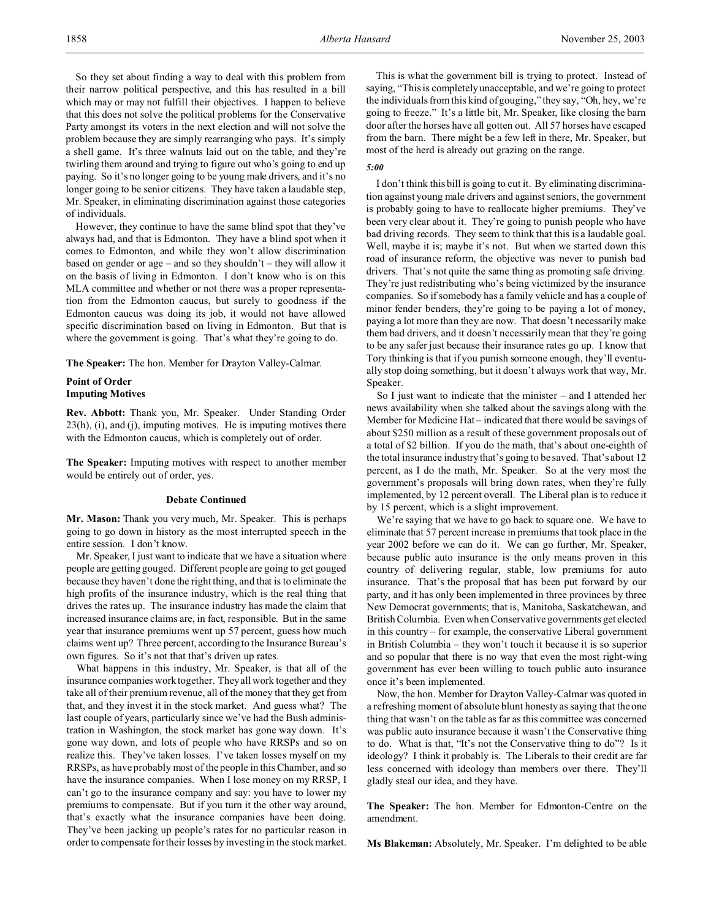So they set about finding a way to deal with this problem from their narrow political perspective, and this has resulted in a bill which may or may not fulfill their objectives. I happen to believe that this does not solve the political problems for the Conservative Party amongst its voters in the next election and will not solve the problem because they are simply rearranging who pays. It's simply a shell game. It's three walnuts laid out on the table, and they're twirling them around and trying to figure out who's going to end up paying. So it's no longer going to be young male drivers, and it's no longer going to be senior citizens. They have taken a laudable step, Mr. Speaker, in eliminating discrimination against those categories of individuals.

However, they continue to have the same blind spot that they've always had, and that is Edmonton. They have a blind spot when it comes to Edmonton, and while they won't allow discrimination based on gender or age – and so they shouldn't – they will allow it on the basis of living in Edmonton. I don't know who is on this MLA committee and whether or not there was a proper representation from the Edmonton caucus, but surely to goodness if the Edmonton caucus was doing its job, it would not have allowed specific discrimination based on living in Edmonton. But that is where the government is going. That's what they're going to do.

**The Speaker:** The hon. Member for Drayton Valley-Calmar.

### Point of Order
### Imputing Motives

**Rev. Abbott:** Thank you, Mr. Speaker. Under Standing Order 23(h), (i), and (j), imputing motives. He is imputing motives there with the Edmonton caucus, which is completely out of order.

**The Speaker:** Imputing motives with respect to another member would be entirely out of order, yes.

### Debate Continued

**Mr. Mason:** Thank you very much, Mr. Speaker. This is perhaps going to go down in history as the most interrupted speech in the entire session. I don't know.

Mr. Speaker, I just want to indicate that we have a situation where people are getting gouged. Different people are going to get gouged because they haven't done the right thing, and that is to eliminate the high profits of the insurance industry, which is the real thing that drives the rates up. The insurance industry has made the claim that increased insurance claims are, in fact, responsible. But in the same year that insurance premiums went up 57 percent, guess how much claims went up? Three percent, according to the Insurance Bureau's own figures. So it's not that that's driven up rates.

What happens in this industry, Mr. Speaker, is that all of the insurance companies work together. They all work together and they take all of their premium revenue, all of the money that they get from that, and they invest it in the stock market. And guess what? The last couple of years, particularly since we've had the Bush administration in Washington, the stock market has gone way down. It's gone way down, and lots of people who have RRSPs and so on realize this. They've taken losses. I've taken losses myself on my RRSPs, as have probably most of the people in this Chamber, and so have the insurance companies. When I lose money on my RRSP, I can't go to the insurance company and say: you have to lower my premiums to compensate. But if you turn it the other way around, that's exactly what the insurance companies have been doing. They've been jacking up people's rates for no particular reason in order to compensate for their losses by investing in the stock market.

This is what the government bill is trying to protect. Instead of saying, "This is completely unacceptable, and we're going to protect the individuals from this kind of gouging," they say, "Oh, hey, we're going to freeze." It's a little bit, Mr. Speaker, like closing the barn door after the horses have all gotten out. All 57 horses have escaped from the barn. There might be a few left in there, Mr. Speaker, but most of the herd is already out grazing on the range.

*5:00*

I don't think this bill is going to cut it. By eliminating discrimination against young male drivers and against seniors, the government is probably going to have to reallocate higher premiums. They've been very clear about it. They're going to punish people who have bad driving records. They seem to think that this is a laudable goal. Well, maybe it is; maybe it's not. But when we started down this road of insurance reform, the objective was never to punish bad drivers. That's not quite the same thing as promoting safe driving. They're just redistributing who's being victimized by the insurance companies. So if somebody has a family vehicle and has a couple of minor fender benders, they're going to be paying a lot of money, paying a lot more than they are now. That doesn't necessarily make them bad drivers, and it doesn't necessarily mean that they're going to be any safer just because their insurance rates go up. I know that Tory thinking is that if you punish someone enough, they'll eventually stop doing something, but it doesn't always work that way, Mr. Speaker.

So I just want to indicate that the minister – and I attended her news availability when she talked about the savings along with the Member for Medicine Hat – indicated that there would be savings of about $250 million as a result of these government proposals out of a total of $2 billion. If you do the math, that's about one-eighth of the total insurance industry that's going to be saved. That's about 12 percent, as I do the math, Mr. Speaker. So at the very most the government's proposals will bring down rates, when they're fully implemented, by 12 percent overall. The Liberal plan is to reduce it by 15 percent, which is a slight improvement.

We're saying that we have to go back to square one. We have to eliminate that 57 percent increase in premiums that took place in the year 2002 before we can do it. We can go further, Mr. Speaker, because public auto insurance is the only means proven in this country of delivering regular, stable, low premiums for auto insurance. That's the proposal that has been put forward by our party, and it has only been implemented in three provinces by three New Democrat governments; that is, Manitoba, Saskatchewan, and British Columbia. Even when Conservative governments get elected in this country – for example, the conservative Liberal government in British Columbia – they won't touch it because it is so superior and so popular that there is no way that even the most right-wing government has ever been willing to touch public auto insurance once it's been implemented.

Now, the hon. Member for Drayton Valley-Calmar was quoted in a refreshing moment of absolute blunt honesty as saying that the one thing that wasn't on the table as far as this committee was concerned was public auto insurance because it wasn't the Conservative thing to do. What is that, "It's not the Conservative thing to do"? Is it ideology? I think it probably is. The Liberals to their credit are far less concerned with ideology than members over there. They'll gladly steal our idea, and they have.

**The Speaker:** The hon. Member for Edmonton-Centre on the amendment.

**Ms Blakeman:** Absolutely, Mr. Speaker. I'm delighted to be able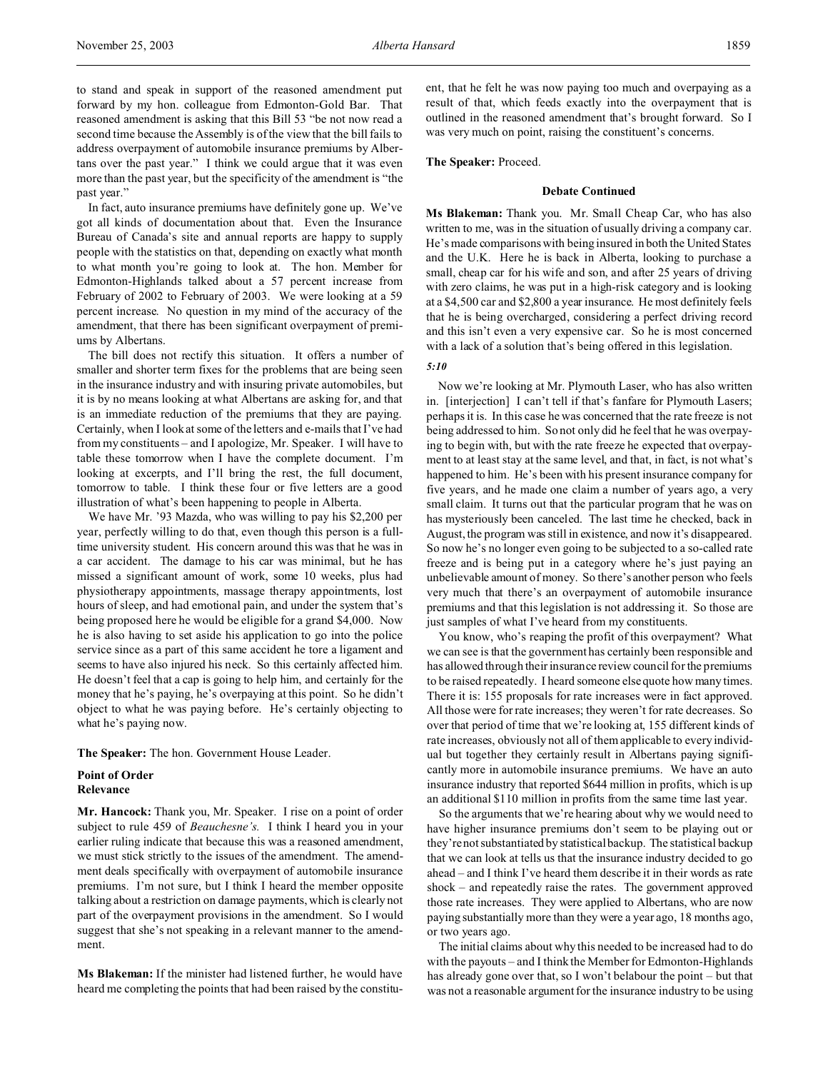to stand and speak in support of the reasoned amendment put forward by my hon. colleague from Edmonton-Gold Bar. That reasoned amendment is asking that this Bill 53 "be not now read a second time because the Assembly is of the view that the bill fails to address overpayment of automobile insurance premiums by Albertans over the past year." I think we could argue that it was even more than the past year, but the specificity of the amendment is "the past year."

In fact, auto insurance premiums have definitely gone up. We've got all kinds of documentation about that. Even the Insurance Bureau of Canada's site and annual reports are happy to supply people with the statistics on that, depending on exactly what month to what month you're going to look at. The hon. Member for Edmonton-Highlands talked about a 57 percent increase from February of 2002 to February of 2003. We were looking at a 59 percent increase. No question in my mind of the accuracy of the amendment, that there has been significant overpayment of premiums by Albertans.

The bill does not rectify this situation. It offers a number of smaller and shorter term fixes for the problems that are being seen in the insurance industry and with insuring private automobiles, but it is by no means looking at what Albertans are asking for, and that is an immediate reduction of the premiums that they are paying. Certainly, when I look at some of the letters and e-mails that I've had from my constituents – and I apologize, Mr. Speaker. I will have to table these tomorrow when I have the complete document. I'm looking at excerpts, and I'll bring the rest, the full document, tomorrow to table. I think these four or five letters are a good illustration of what's been happening to people in Alberta.

We have Mr. '93 Mazda, who was willing to pay his $2,200 per year, perfectly willing to do that, even though this person is a full-time university student. His concern around this was that he was in a car accident. The damage to his car was minimal, but he has missed a significant amount of work, some 10 weeks, plus had physiotherapy appointments, massage therapy appointments, lost hours of sleep, and had emotional pain, and under the system that's being proposed here he would be eligible for a grand $4,000. Now he is also having to set aside his application to go into the police service since as a part of this same accident he tore a ligament and seems to have also injured his neck. So this certainly affected him. He doesn't feel that a cap is going to help him, and certainly for the money that he's paying, he's overpaying at this point. So he didn't object to what he was paying before. He's certainly objecting to what he's paying now.

**The Speaker:** The hon. Government House Leader.

**Point of Order**
**Relevance**

**Mr. Hancock:** Thank you, Mr. Speaker. I rise on a point of order subject to rule 459 of *Beauchesne's*. I think I heard you in your earlier ruling indicate that because this was a reasoned amendment, we must stick strictly to the issues of the amendment. The amendment deals specifically with overpayment of automobile insurance premiums. I'm not sure, but I think I heard the member opposite talking about a restriction on damage payments, which is clearly not part of the overpayment provisions in the amendment. So I would suggest that she's not speaking in a relevant manner to the amendment.

**Ms Blakeman:** If the minister had listened further, he would have heard me completing the points that had been raised by the constituent, that he felt he was now paying too much and overpaying as a result of that, which feeds exactly into the overpayment that is outlined in the reasoned amendment that's brought forward. So I was very much on point, raising the constituent's concerns.

**The Speaker:** Proceed.

**Debate Continued**

**Ms Blakeman:** Thank you. Mr. Small Cheap Car, who has also written to me, was in the situation of usually driving a company car. He's made comparisons with being insured in both the United States and the U.K. Here he is back in Alberta, looking to purchase a small, cheap car for his wife and son, and after 25 years of driving with zero claims, he was put in a high-risk category and is looking at a $4,500 car and $2,800 a year insurance. He most definitely feels that he is being overcharged, considering a perfect driving record and this isn't even a very expensive car. So he is most concerned with a lack of a solution that's being offered in this legislation.

*5:10*

Now we're looking at Mr. Plymouth Laser, who has also written in. [interjection] I can't tell if that's fanfare for Plymouth Lasers; perhaps it is. In this case he was concerned that the rate freeze is not being addressed to him. So not only did he feel that he was overpaying to begin with, but with the rate freeze he expected that overpayment to at least stay at the same level, and that, in fact, is not what's happened to him. He's been with his present insurance company for five years, and he made one claim a number of years ago, a very small claim. It turns out that the particular program that he was on has mysteriously been canceled. The last time he checked, back in August, the program was still in existence, and now it's disappeared. So now he's no longer even going to be subjected to a so-called rate freeze and is being put in a category where he's just paying an unbelievable amount of money. So there's another person who feels very much that there's an overpayment of automobile insurance premiums and that this legislation is not addressing it. So those are just samples of what I've heard from my constituents.

You know, who's reaping the profit of this overpayment? What we can see is that the government has certainly been responsible and has allowed through their insurance review council for the premiums to be raised repeatedly. I heard someone else quote how many times. There it is: 155 proposals for rate increases were in fact approved. All those were for rate increases; they weren't for rate decreases. So over that period of time that we're looking at, 155 different kinds of rate increases, obviously not all of them applicable to every individual but together they certainly result in Albertans paying significantly more in automobile insurance premiums. We have an auto insurance industry that reported $644 million in profits, which is up an additional $110 million in profits from the same time last year.

So the arguments that we're hearing about why we would need to have higher insurance premiums don't seem to be playing out or they're not substantiated by statistical backup. The statistical backup that we can look at tells us that the insurance industry decided to go ahead – and I think I've heard them describe it in their words as rate shock – and repeatedly raise the rates. The government approved those rate increases. They were applied to Albertans, who are now paying substantially more than they were a year ago, 18 months ago, or two years ago.

The initial claims about why this needed to be increased had to do with the payouts – and I think the Member for Edmonton-Highlands has already gone over that, so I won't belabour the point – but that was not a reasonable argument for the insurance industry to be using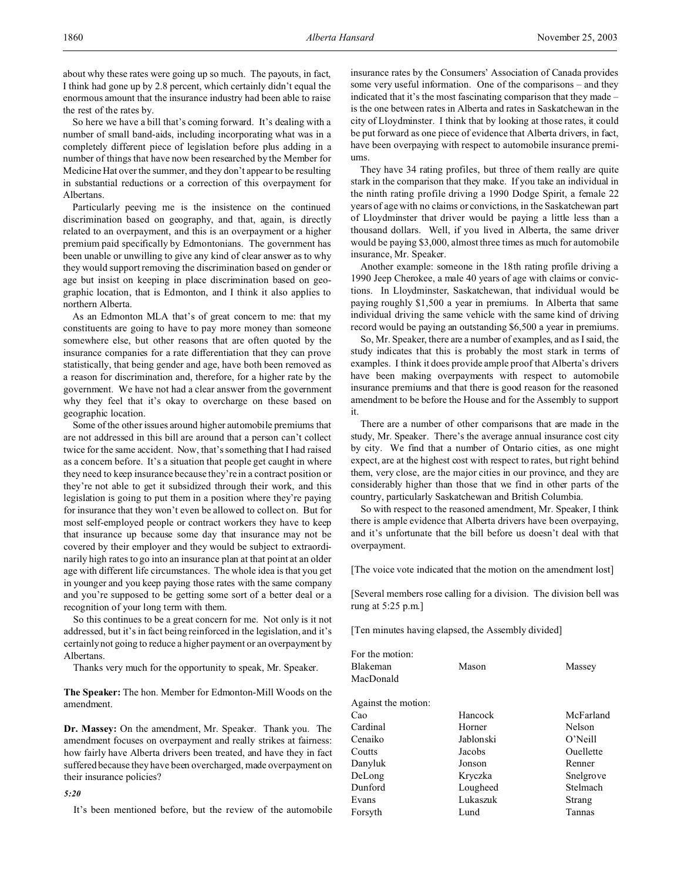about why these rates were going up so much. The payouts, in fact, I think had gone up by 2.8 percent, which certainly didn't equal the enormous amount that the insurance industry had been able to raise the rest of the rates by.

So here we have a bill that's coming forward. It's dealing with a number of small band-aids, including incorporating what was in a completely different piece of legislation before plus adding in a number of things that have now been researched by the Member for Medicine Hat over the summer, and they don't appear to be resulting in substantial reductions or a correction of this overpayment for Albertans.

Particularly peeving me is the insistence on the continued discrimination based on geography, and that, again, is directly related to an overpayment, and this is an overpayment or a higher premium paid specifically by Edmontonians. The government has been unable or unwilling to give any kind of clear answer as to why they would support removing the discrimination based on gender or age but insist on keeping in place discrimination based on geographic location, that is Edmonton, and I think it also applies to northern Alberta.

As an Edmonton MLA that's of great concern to me: that my constituents are going to have to pay more money than someone somewhere else, but other reasons that are often quoted by the insurance companies for a rate differentiation that they can prove statistically, that being gender and age, have both been removed as a reason for discrimination and, therefore, for a higher rate by the government. We have not had a clear answer from the government why they feel that it's okay to overcharge on these based on geographic location.

Some of the other issues around higher automobile premiums that are not addressed in this bill are around that a person can't collect twice for the same accident. Now, that's something that I had raised as a concern before. It's a situation that people get caught in where they need to keep insurance because they're in a contract position or they're not able to get it subsidized through their work, and this legislation is going to put them in a position where they're paying for insurance that they won't even be allowed to collect on. But for most self-employed people or contract workers they have to keep that insurance up because some day that insurance may not be covered by their employer and they would be subject to extraordinarily high rates to go into an insurance plan at that point at an older age with different life circumstances. The whole idea is that you get in younger and you keep paying those rates with the same company and you're supposed to be getting some sort of a better deal or a recognition of your long term with them.

So this continues to be a great concern for me. Not only is it not addressed, but it's in fact being reinforced in the legislation, and it's certainly not going to reduce a higher payment or an overpayment by Albertans.

Thanks very much for the opportunity to speak, Mr. Speaker.

**The Speaker:** The hon. Member for Edmonton-Mill Woods on the amendment.

**Dr. Massey:** On the amendment, Mr. Speaker. Thank you. The amendment focuses on overpayment and really strikes at fairness: how fairly have Alberta drivers been treated, and have they in fact suffered because they have been overcharged, made overpayment on their insurance policies?

*5:20*

It's been mentioned before, but the review of the automobile insurance rates by the Consumers' Association of Canada provides some very useful information. One of the comparisons – and they indicated that it's the most fascinating comparison that they made – is the one between rates in Alberta and rates in Saskatchewan in the city of Lloydminster. I think that by looking at those rates, it could be put forward as one piece of evidence that Alberta drivers, in fact, have been overpaying with respect to automobile insurance premiums.

They have 34 rating profiles, but three of them really are quite stark in the comparison that they make. If you take an individual in the ninth rating profile driving a 1990 Dodge Spirit, a female 22 years of age with no claims or convictions, in the Saskatchewan part of Lloydminster that driver would be paying a little less than a thousand dollars. Well, if you lived in Alberta, the same driver would be paying $3,000, almost three times as much for automobile insurance, Mr. Speaker.

Another example: someone in the 18th rating profile driving a 1990 Jeep Cherokee, a male 40 years of age with claims or convictions. In Lloydminster, Saskatchewan, that individual would be paying roughly $1,500 a year in premiums. In Alberta that same individual driving the same vehicle with the same kind of driving record would be paying an outstanding $6,500 a year in premiums.

So, Mr. Speaker, there are a number of examples, and as I said, the study indicates that this is probably the most stark in terms of examples. I think it does provide ample proof that Alberta's drivers have been making overpayments with respect to automobile insurance premiums and that there is good reason for the reasoned amendment to be before the House and for the Assembly to support it.

There are a number of other comparisons that are made in the study, Mr. Speaker. There's the average annual insurance cost city by city. We find that a number of Ontario cities, as one might expect, are at the highest cost with respect to rates, but right behind them, very close, are the major cities in our province, and they are considerably higher than those that we find in other parts of the country, particularly Saskatchewan and British Columbia.

So with respect to the reasoned amendment, Mr. Speaker, I think there is ample evidence that Alberta drivers have been overpaying, and it's unfortunate that the bill before us doesn't deal with that overpayment.

[The voice vote indicated that the motion on the amendment lost]

[Several members rose calling for a division. The division bell was rung at 5:25 p.m.]

[Ten minutes having elapsed, the Assembly divided]

For the motion:

| | | |
|---|---|---|
| Blakeman | Mason | Massey |
| MacDonald | | |

Against the motion:

| | | |
|---|---|---|
| Cao | Hancock | McFarland |
| Cardinal | Horner | Nelson |
| Cenaiko | Jablonski | O'Neill |
| Coutts | Jacobs | Ouellette |
| Danyluk | Jonson | Renner |
| DeLong | Kryczka | Snelgrove |
| Dunford | Lougheed | Stelmach |
| Evans | Lukaszuk | Strang |
| Forsyth | Lund | Tannas |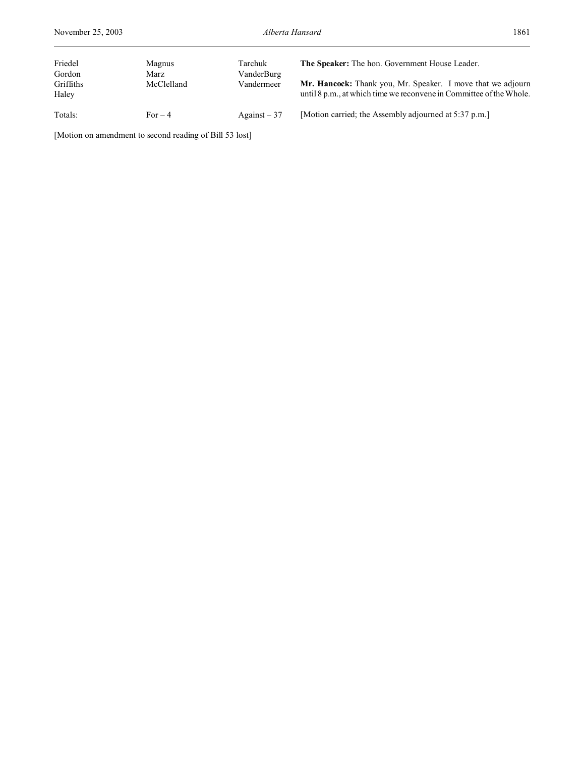| | | |
|---|---|---|
| Friedel | Magnus | Tarchuk |
| Gordon | Marz | VanderBurg |
| Griffiths | McClelland | Vandermeer |
| Haley | | |

| | | |
|---|---|---|
| Totals: | For – 4 | Against – 37 |

[Motion on amendment to second reading of Bill 53 lost]

**The Speaker:** The hon. Government House Leader.

**Mr. Hancock:** Thank you, Mr. Speaker. I move that we adjourn until 8 p.m., at which time we reconvene in Committee of the Whole.

[Motion carried; the Assembly adjourned at 5:37 p.m.]